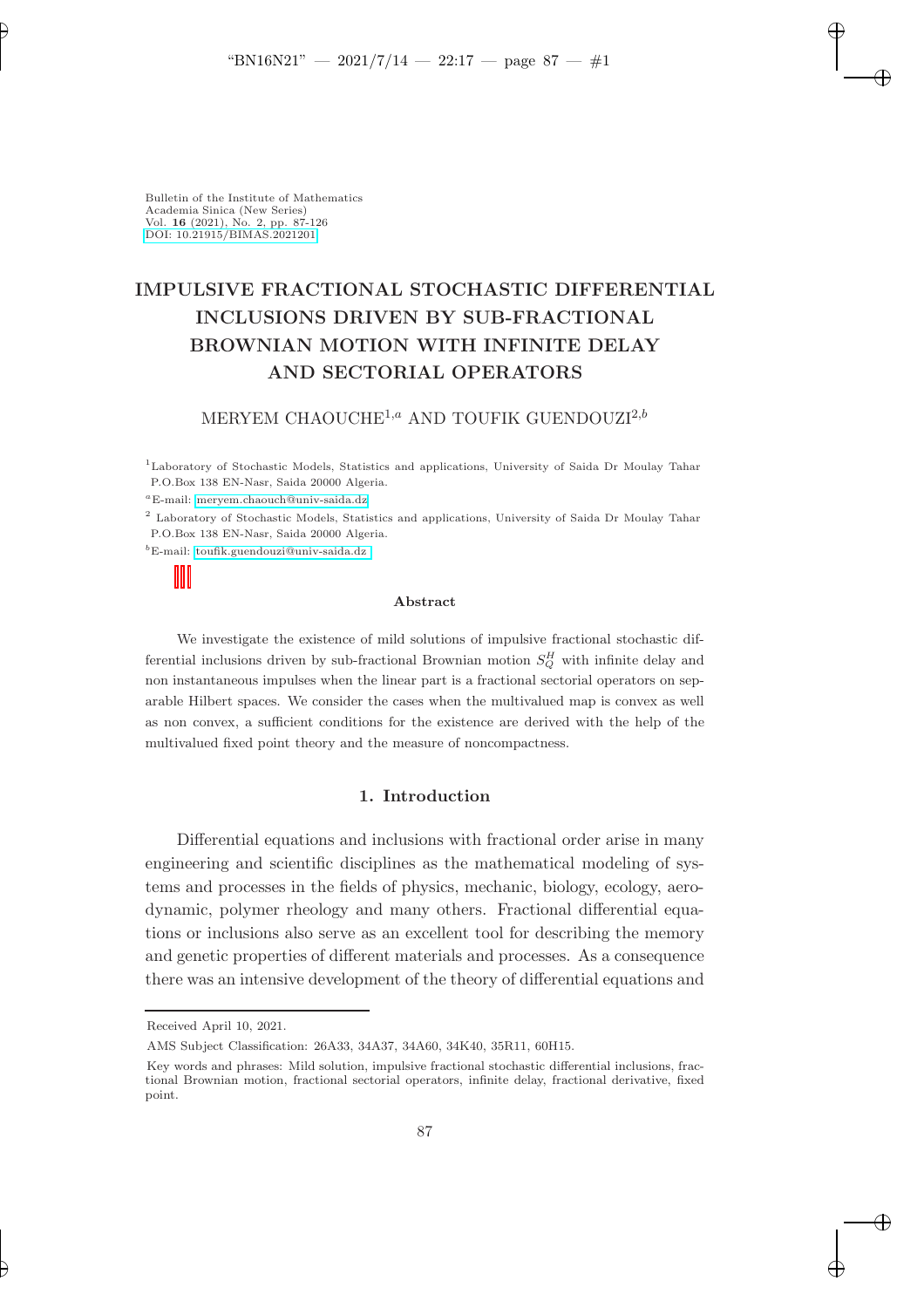Bulletin of the Institute of Mathematics
Academia Sinica (New Series)
Vol. **16** (2021), No. 2, pp. 87-126
DOI: 10.21915/BIMAS.2021201

# IMPULSIVE FRACTIONAL STOCHASTIC DIFFERENTIAL INCLUSIONS DRIVEN BY SUB-FRACTIONAL BROWNIAN MOTION WITH INFINITE DELAY AND SECTORIAL OPERATORS

MERYEM CHAOUCHE[1,a] AND TOUFIK GUENDOUZI[2,b]

[1]Laboratory of Stochastic Models, Statistics and applications, University of Saida Dr Moulay Tahar P.O.Box 138 EN-Nasr, Saida 20000 Algeria.

[a]E-mail: meryem.chaouch@univ-saida.dz

[2] Laboratory of Stochastic Models, Statistics and applications, University of Saida Dr Moulay Tahar P.O.Box 138 EN-Nasr, Saida 20000 Algeria.

[b]E-mail: toufik.guendouzi@univ-saida.dz

### Abstract

We investigate the existence of mild solutions of impulsive fractional stochastic differential inclusions driven by sub-fractional Brownian motion $S_Q^H$ with infinite delay and non instantaneous impulses when the linear part is a fractional sectorial operators on separable Hilbert spaces. We consider the cases when the multivalued map is convex as well as non convex, a sufficient conditions for the existence are derived with the help of the multivalued fixed point theory and the measure of noncompactness.

## 1. Introduction

Differential equations and inclusions with fractional order arise in many engineering and scientific disciplines as the mathematical modeling of systems and processes in the fields of physics, mechanic, biology, ecology, aerodynamic, polymer rheology and many others. Fractional differential equations or inclusions also serve as an excellent tool for describing the memory and genetic properties of different materials and processes. As a consequence there was an intensive development of the theory of differential equations and

---

Received April 10, 2021.

AMS Subject Classification: 26A33, 34A37, 34A60, 34K40, 35R11, 60H15.

Key words and phrases: Mild solution, impulsive fractional stochastic differential inclusions, fractional Brownian motion, fractional sectorial operators, infinite delay, fractional derivative, fixed point.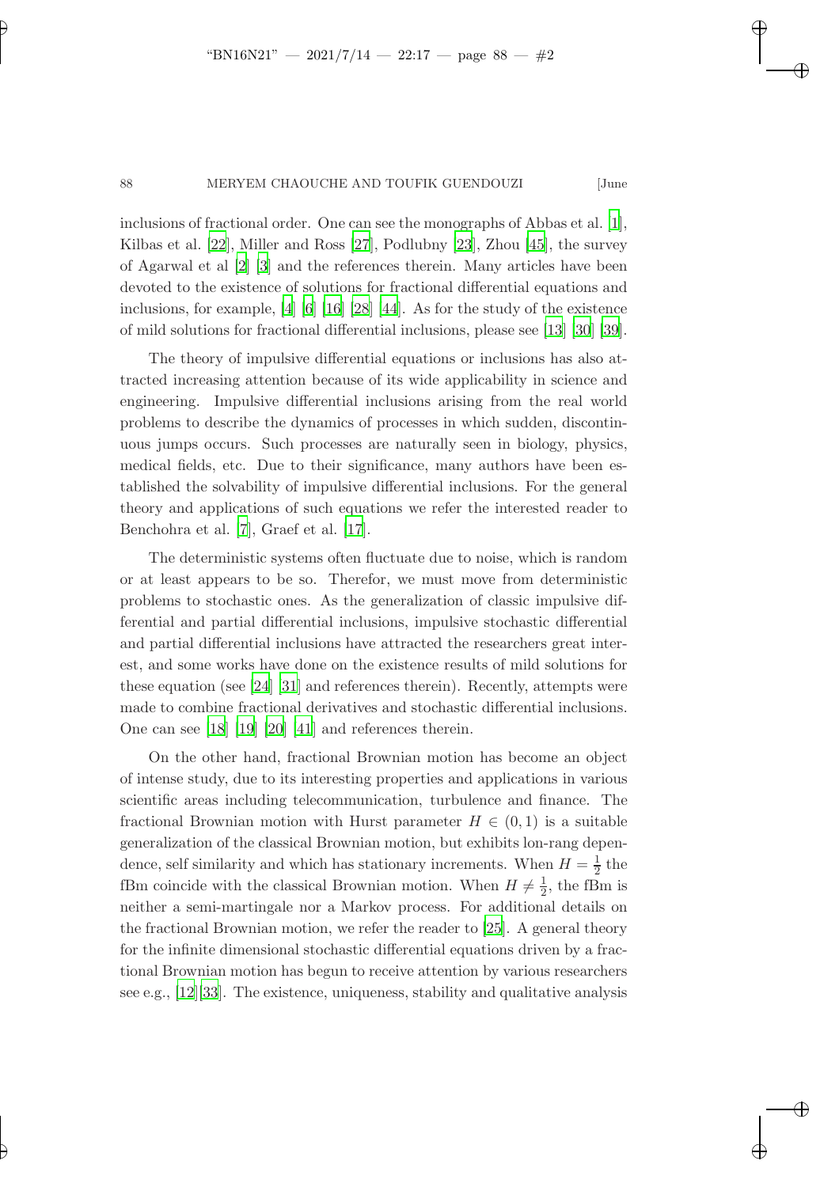inclusions of fractional order. One can see the monographs of Abbas et al. [1], Kilbas et al. [22], Miller and Ross [27], Podlubny [23], Zhou [45], the survey of Agarwal et al [2] [3] and the references therein. Many articles have been devoted to the existence of solutions for fractional differential equations and inclusions, for example, [4] [6] [16] [28] [44]. As for the study of the existence of mild solutions for fractional differential inclusions, please see [13] [30] [39].

The theory of impulsive differential equations or inclusions has also attracted increasing attention because of its wide applicability in science and engineering. Impulsive differential inclusions arising from the real world problems to describe the dynamics of processes in which sudden, discontinuous jumps occurs. Such processes are naturally seen in biology, physics, medical fields, etc. Due to their significance, many authors have been established the solvability of impulsive differential inclusions. For the general theory and applications of such equations we refer the interested reader to Benchohra et al. [7], Graef et al. [17].

The deterministic systems often fluctuate due to noise, which is random or at least appears to be so. Therefor, we must move from deterministic problems to stochastic ones. As the generalization of classic impulsive differential and partial differential inclusions, impulsive stochastic differential and partial differential inclusions have attracted the researchers great interest, and some works have done on the existence results of mild solutions for these equation (see [24] [31] and references therein). Recently, attempts were made to combine fractional derivatives and stochastic differential inclusions. One can see [18] [19] [20] [41] and references therein.

On the other hand, fractional Brownian motion has become an object of intense study, due to its interesting properties and applications in various scientific areas including telecommunication, turbulence and finance. The fractional Brownian motion with Hurst parameter $H \in (0, 1)$ is a suitable generalization of the classical Brownian motion, but exhibits lon-rang dependence, self similarity and which has stationary increments. When $H = \frac{1}{2}$ the fBm coincide with the classical Brownian motion. When $H \neq \frac{1}{2}$, the fBm is neither a semi-martingale nor a Markov process. For additional details on the fractional Brownian motion, we refer the reader to [25]. A general theory for the infinite dimensional stochastic differential equations driven by a fractional Brownian motion has begun to receive attention by various researchers see e.g., [12][33]. The existence, uniqueness, stability and qualitative analysis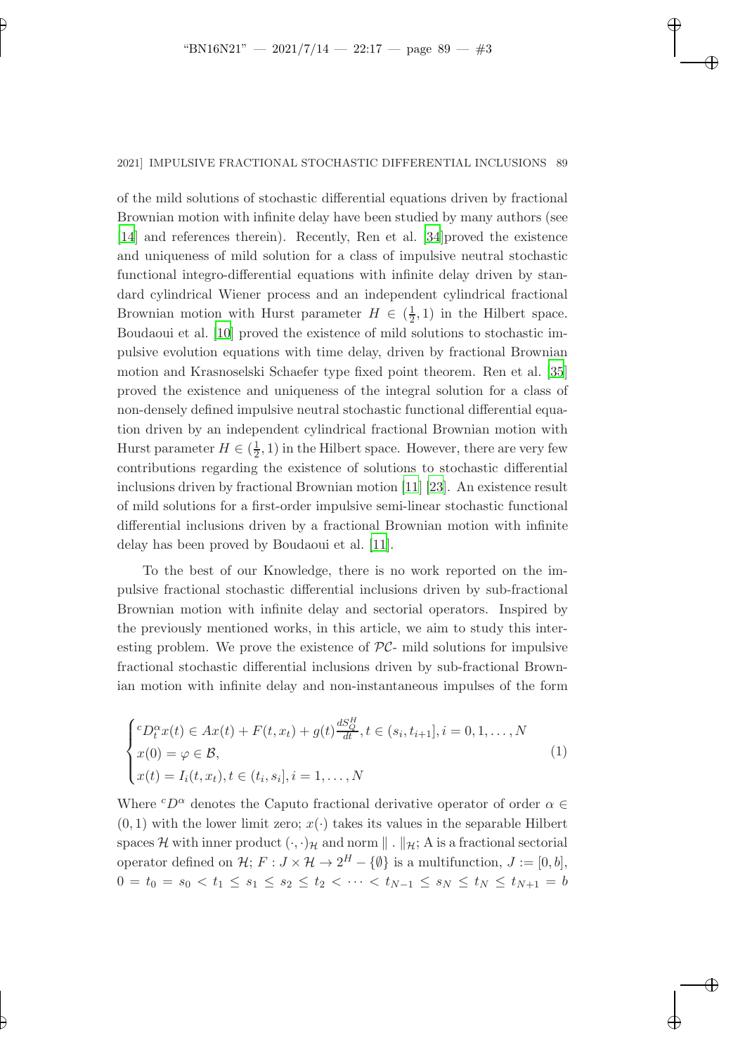of the mild solutions of stochastic differential equations driven by fractional Brownian motion with infinite delay have been studied by many authors (see [14] and references therein). Recently, Ren et al. [34]proved the existence and uniqueness of mild solution for a class of impulsive neutral stochastic functional integro-differential equations with infinite delay driven by standard cylindrical Wiener process and an independent cylindrical fractional Brownian motion with Hurst parameter $H \in (\frac{1}{2}, 1)$ in the Hilbert space. Boudaoui et al. [10] proved the existence of mild solutions to stochastic impulsive evolution equations with time delay, driven by fractional Brownian motion and Krasnoselski Schaefer type fixed point theorem. Ren et al. [35] proved the existence and uniqueness of the integral solution for a class of non-densely defined impulsive neutral stochastic functional differential equation driven by an independent cylindrical fractional Brownian motion with Hurst parameter $H \in (\frac{1}{2}, 1)$ in the Hilbert space. However, there are very few contributions regarding the existence of solutions to stochastic differential inclusions driven by fractional Brownian motion [11] [23]. An existence result of mild solutions for a first-order impulsive semi-linear stochastic functional differential inclusions driven by a fractional Brownian motion with infinite delay has been proved by Boudaoui et al. [11].

To the best of our Knowledge, there is no work reported on the impulsive fractional stochastic differential inclusions driven by sub-fractional Brownian motion with infinite delay and sectorial operators. Inspired by the previously mentioned works, in this article, we aim to study this interesting problem. We prove the existence of $\mathcal{PC}$- mild solutions for impulsive fractional stochastic differential inclusions driven by sub-fractional Brownian motion with infinite delay and non-instantaneous impulses of the form

$$
\begin{cases}
{}^cD_t^\alpha x(t) \in Ax(t) + F(t, x_t) + g(t)\frac{dS_Q^H}{dt}, t \in (s_i, t_{i+1}], i = 0, 1, \ldots, N \\
x(0) = \varphi \in \mathcal{B}, \\
x(t) = I_i(t, x_t), t \in (t_i, s_i], i = 1, \ldots, N
\end{cases}
\tag{1}
$$

Where ${}^cD^\alpha$ denotes the Caputo fractional derivative operator of order $\alpha \in (0, 1)$ with the lower limit zero; $x(\cdot)$ takes its values in the separable Hilbert spaces $\mathcal{H}$ with inner product $(\cdot, \cdot)_\mathcal{H}$ and norm $\| \, . \, \|_\mathcal{H}$; A is a fractional sectorial operator defined on $\mathcal{H}$; $F : J \times \mathcal{H} \to 2^H - \{\emptyset\}$ is a multifunction, $J := [0, b]$, $0 = t_0 = s_0 < t_1 \leq s_1 \leq s_2 \leq t_2 < \cdots < t_{N-1} \leq s_N \leq t_N \leq t_{N+1} = b$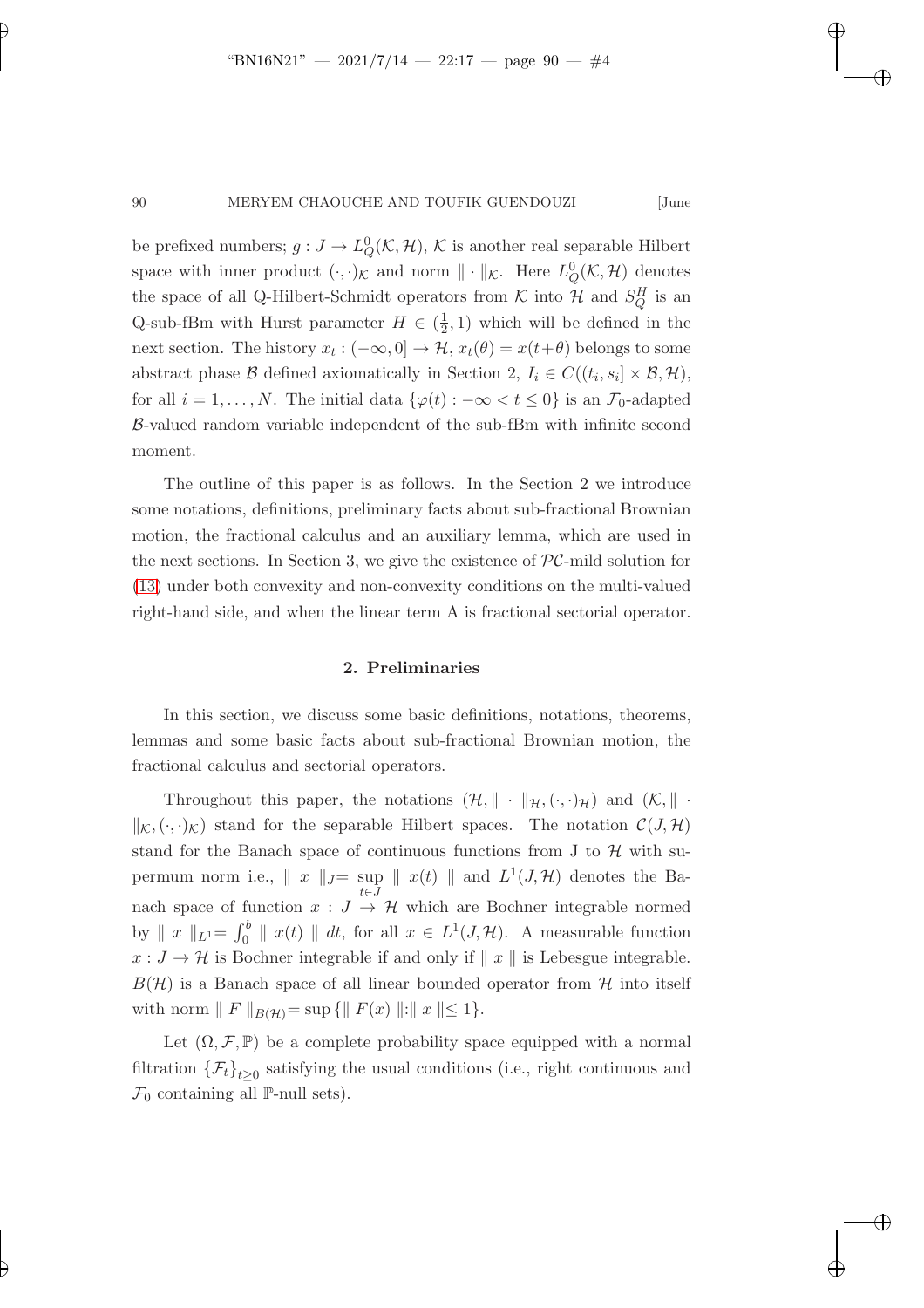be prefixed numbers; $g : J \to L_Q^0(\mathcal{K}, \mathcal{H})$, $\mathcal{K}$ is another real separable Hilbert space with inner product $(\cdot,\cdot)_{\mathcal{K}}$ and norm $\|\cdot\|_{\mathcal{K}}$. Here $L_Q^0(\mathcal{K}, \mathcal{H})$ denotes the space of all Q-Hilbert-Schmidt operators from $\mathcal{K}$ into $\mathcal{H}$ and $S_Q^H$ is an Q-sub-fBm with Hurst parameter $H \in (\frac{1}{2}, 1)$ which will be defined in the next section. The history $x_t : (-\infty, 0] \to \mathcal{H}$, $x_t(\theta) = x(t+\theta)$ belongs to some abstract phase $\mathcal{B}$ defined axiomatically in Section 2, $I_i \in C((t_i, s_i] \times \mathcal{B}, \mathcal{H})$, for all $i = 1, \ldots, N$. The initial data $\{\varphi(t) : -\infty < t \leq 0\}$ is an $\mathcal{F}_0$-adapted $\mathcal{B}$-valued random variable independent of the sub-fBm with infinite second moment.

The outline of this paper is as follows. In the Section 2 we introduce some notations, definitions, preliminary facts about sub-fractional Brownian motion, the fractional calculus and an auxiliary lemma, which are used in the next sections. In Section 3, we give the existence of $\mathcal{PC}$-mild solution for (13) under both convexity and non-convexity conditions on the multi-valued right-hand side, and when the linear term A is fractional sectorial operator.

## 2. Preliminaries

In this section, we discuss some basic definitions, notations, theorems, lemmas and some basic facts about sub-fractional Brownian motion, the fractional calculus and sectorial operators.

Throughout this paper, the notations $(\mathcal{H}, \|\cdot\|_{\mathcal{H}}, (\cdot,\cdot)_{\mathcal{H}})$ and $(\mathcal{K}, \|\cdot\|_{\mathcal{K}}, (\cdot,\cdot)_{\mathcal{K}})$ stand for the separable Hilbert spaces. The notation $\mathcal{C}(J, \mathcal{H})$ stand for the Banach space of continuous functions from J to $\mathcal{H}$ with supermum norm i.e., $\| x \|_J = \sup_{t \in J} \| x(t) \|$ and $L^1(J, \mathcal{H})$ denotes the Banach space of function $x : J \to \mathcal{H}$ which are Bochner integrable normed by $\| x \|_{L^1} = \int_0^b \| x(t) \| \, dt$, for all $x \in L^1(J, \mathcal{H})$. A measurable function $x : J \to \mathcal{H}$ is Bochner integrable if and only if $\| x \|$ is Lebesgue integrable. $B(\mathcal{H})$ is a Banach space of all linear bounded operator from $\mathcal{H}$ into itself with norm $\| F \|_{B(\mathcal{H})} = \sup\{\| F(x) \| : \| x \| \leq 1\}$.

Let $(\Omega, \mathcal{F}, \mathbb{P})$ be a complete probability space equipped with a normal filtration $\{\mathcal{F}_t\}_{t \geq 0}$ satisfying the usual conditions (i.e., right continuous and $\mathcal{F}_0$ containing all $\mathbb{P}$-null sets).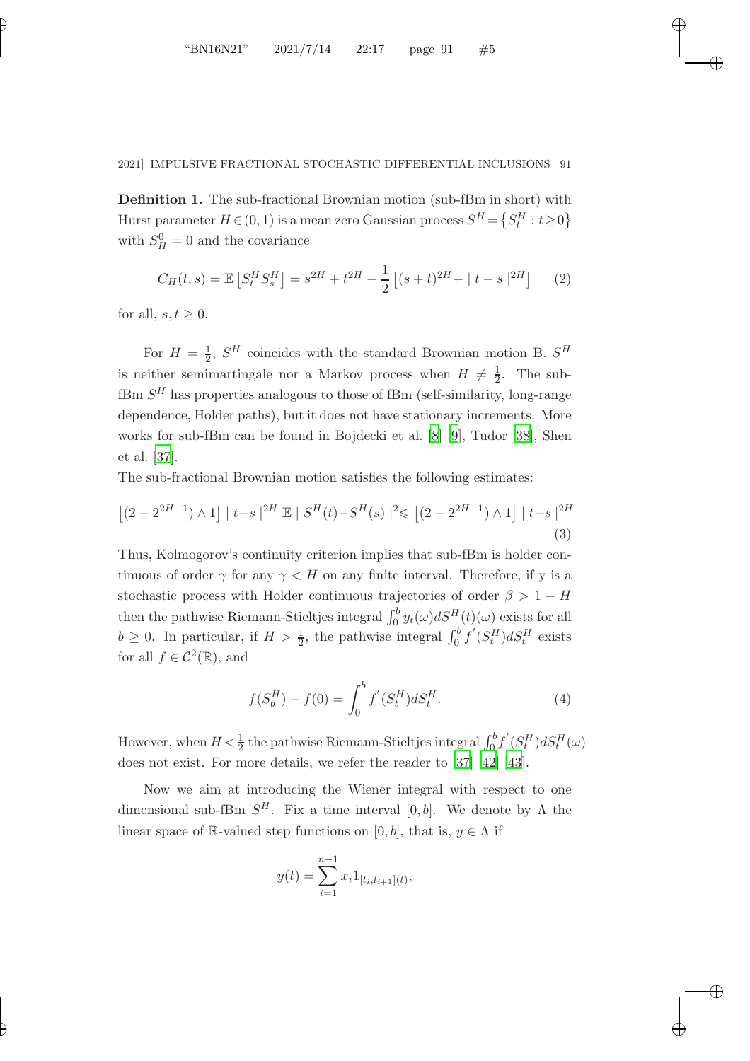**Definition 1.** The sub-fractional Brownian motion (sub-fBm in short) with Hurst parameter $H \in (0,1)$ is a mean zero Gaussian process $S^H = \{S_t^H : t \geq 0\}$ with $S_H^0 = 0$ and the covariance

$$C_H(t,s) = \mathbb{E}\left[S_t^H S_s^H\right] = s^{2H} + t^{2H} - \frac{1}{2}\left[(s+t)^{2H} + \mid t-s \mid^{2H}\right] \tag{2}$$

for all, $s, t \geq 0$.

For $H = \frac{1}{2}$, $S^H$ coincides with the standard Brownian motion B. $S^H$ is neither semimartingale nor a Markov process when $H \neq \frac{1}{2}$. The sub-fBm $S^H$ has properties analogous to those of fBm (self-similarity, long-range dependence, Holder paths), but it does not have stationary increments. More works for sub-fBm can be found in Bojdecki et al. [8] [9], Tudor [38], Shen et al. [37].

The sub-fractional Brownian motion satisfies the following estimates:

$$\left[(2-2^{2H-1}) \wedge 1\right] \mid t-s \mid^{2H} \mathbb{E} \mid S^H(t) - S^H(s) \mid^2 \leqslant \left[(2-2^{2H-1}) \wedge 1\right] \mid t-s \mid^{2H} \tag{3}$$

Thus, Kolmogorov's continuity criterion implies that sub-fBm is holder continuous of order $\gamma$ for any $\gamma < H$ on any finite interval. Therefore, if y is a stochastic process with Holder continuous trajectories of order $\beta > 1-H$ then the pathwise Riemann-Stieltjes integral $\int_0^b y_t(\omega) dS^H(t)(\omega)$ exists for all $b \geq 0$. In particular, if $H > \frac{1}{2}$, the pathwise integral $\int_0^b f'(S_t^H) dS_t^H$ exists for all $f \in \mathcal{C}^2(\mathbb{R})$, and

$$f(S_b^H) - f(0) = \int_0^b f'(S_t^H) dS_t^H. \tag{4}$$

However, when $H < \frac{1}{2}$ the pathwise Riemann-Stieltjes integral $\int_0^b f'(S_t^H) dS_t^H(\omega)$ does not exist. For more details, we refer the reader to [37] [42] [43].

Now we aim at introducing the Wiener integral with respect to one dimensional sub-fBm $S^H$. Fix a time interval $[0,b]$. We denote by $\Lambda$ the linear space of $\mathbb{R}$-valued step functions on $[0,b]$, that is, $y \in \Lambda$ if

$$y(t) = \sum_{i=1}^{n-1} x_i 1_{[t_i, t_{i+1}](t)},$$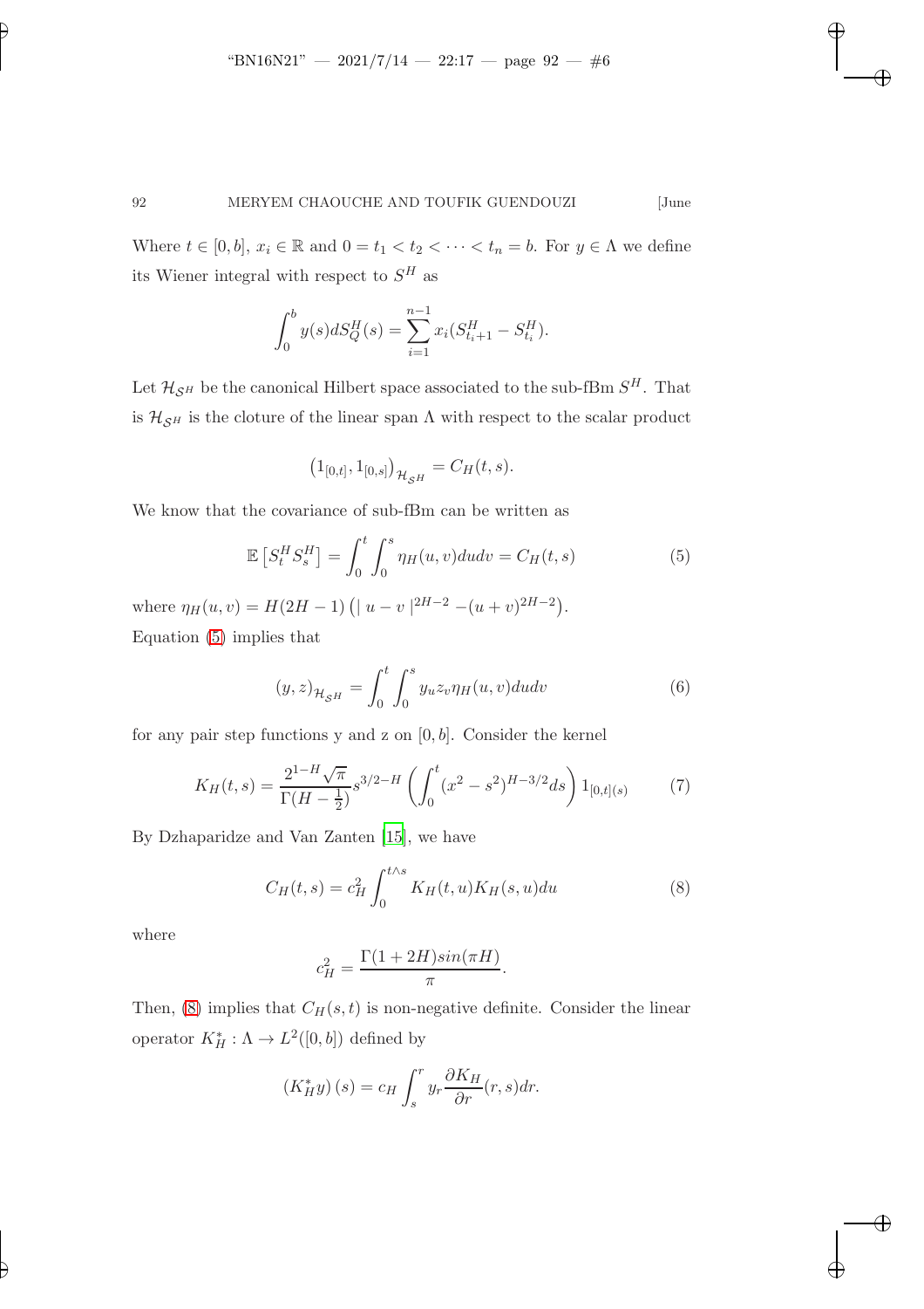Where $t \in [0, b]$, $x_i \in \mathbb{R}$ and $0 = t_1 < t_2 < \cdots < t_n = b$. For $y \in \Lambda$ we define its Wiener integral with respect to $S^H$ as

$$\int_0^b y(s) dS_Q^H(s) = \sum_{i=1}^{n-1} x_i (S_{t_{i+1}}^H - S_{t_i}^H).$$

Let $\mathcal{H}_{\mathcal{S}^H}$ be the canonical Hilbert space associated to the sub-fBm $S^H$. That is $\mathcal{H}_{\mathcal{S}^H}$ is the cloture of the linear span $\Lambda$ with respect to the scalar product

$$\left(1_{[0,t]}, 1_{[0,s]}\right)_{\mathcal{H}_{\mathcal{S}^H}} = C_H(t, s).$$

We know that the covariance of sub-fBm can be written as

$$\mathbb{E}\left[S_t^H S_s^H\right] = \int_0^t \int_0^s \eta_H(u, v) du dv = C_H(t, s) \tag{5}$$

where $\eta_H(u, v) = H(2H-1)\left(| u - v |^{2H-2} - (u+v)^{2H-2}\right)$.
Equation (5) implies that

$$(y, z)_{\mathcal{H}_{\mathcal{S}^H}} = \int_0^t \int_0^s y_u z_v \eta_H(u, v) du dv \tag{6}$$

for any pair step functions y and z on $[0, b]$. Consider the kernel

$$K_H(t, s) = \frac{2^{1-H}\sqrt{\pi}}{\Gamma(H - \frac{1}{2})} s^{3/2-H} \left( \int_0^t (x^2 - s^2)^{H-3/2} ds \right) 1_{[0,t](s)} \tag{7}$$

By Dzhaparidze and Van Zanten [15], we have

$$C_H(t, s) = c_H^2 \int_0^{t \wedge s} K_H(t, u) K_H(s, u) du \tag{8}$$

where

$$c_H^2 = \frac{\Gamma(1+2H) sin(\pi H)}{\pi}.$$

Then, (8) implies that $C_H(s, t)$ is non-negative definite. Consider the linear operator $K_H^* : \Lambda \to L^2([0, b])$ defined by

$$\left(K_H^* y\right)(s) = c_H \int_s^r y_r \frac{\partial K_H}{\partial r}(r, s) dr.$$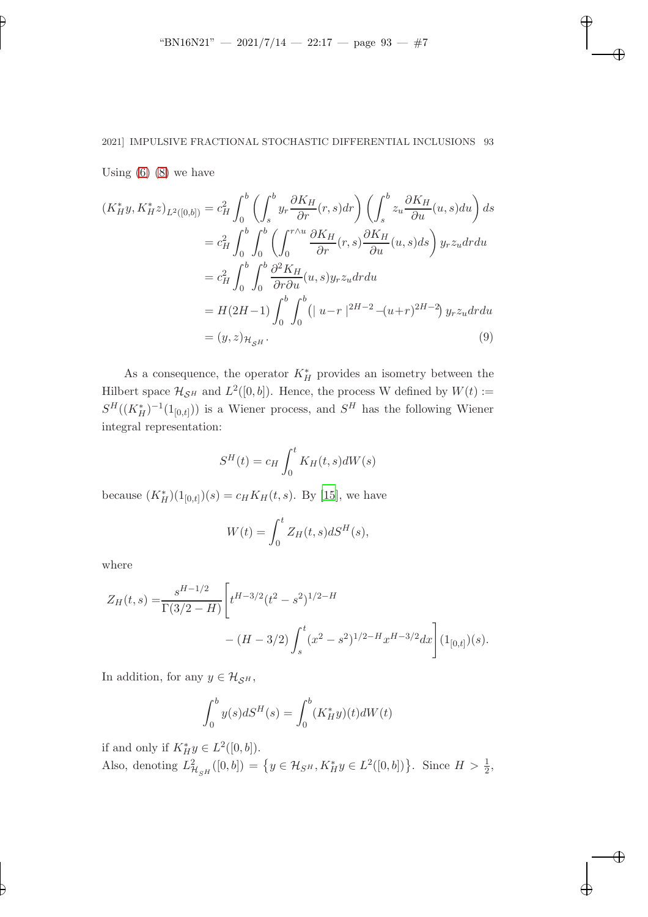Using (6) (8) we have

$$
\begin{aligned}
(K_H^* y, K_H^* z)_{L^2([0,b])} &= c_H^2 \int_0^b \left( \int_s^b y_r \frac{\partial K_H}{\partial r}(r,s) dr \right) \left( \int_s^b z_u \frac{\partial K_H}{\partial u}(u,s) du \right) ds \\
&= c_H^2 \int_0^b \int_0^b \left( \int_0^{r \wedge u} \frac{\partial K_H}{\partial r}(r,s) \frac{\partial K_H}{\partial u}(u,s) ds \right) y_r z_u dr du \\
&= c_H^2 \int_0^b \int_0^b \frac{\partial^2 K_H}{\partial r \partial u}(u,s) y_r z_u dr du \\
&= H(2H-1) \int_0^b \int_0^b \left( | u - r |^{2H-2} - (u+r)^{2H-2} \right) y_r z_u dr du \\
&= (y, z)_{\mathcal{H}_{\mathcal{S}^H}}. \qquad (9)
\end{aligned}
$$

As a consequence, the operator $K_H^*$ provides an isometry between the Hilbert space $\mathcal{H}_{\mathcal{S}^H}$ and $L^2([0,b])$. Hence, the process W defined by $W(t) := S^H((K_H^*)^{-1}(1_{[0,t]}))$ is a Wiener process, and $S^H$ has the following Wiener integral representation:

$$
S^H(t) = c_H \int_0^t K_H(t,s) dW(s)
$$

because $(K_H^*)(1_{[0,t]})(s) = c_H K_H(t,s)$. By [15], we have

$$
W(t) = \int_0^t Z_H(t,s) dS^H(s),
$$

where

$$
\begin{aligned}
Z_H(t,s) = &\frac{s^{H-1/2}}{\Gamma(3/2-H)} \Bigg[ t^{H-3/2} (t^2 - s^2)^{1/2-H} \\
&- (H - 3/2) \int_s^t (x^2 - s^2)^{1/2-H} x^{H-3/2} dx \Bigg] (1_{[0,t]})(s).
\end{aligned}
$$

In addition, for any $y \in \mathcal{H}_{\mathcal{S}^H}$,

$$
\int_0^b y(s) dS^H(s) = \int_0^b (K_H^* y)(t) dW(t)
$$

if and only if $K_H^* y \in L^2([0,b])$.

Also, denoting $L^2_{\mathcal{H}_{\mathcal{S}^H}}([0,b]) = \left\{ y \in \mathcal{H}_{S^H}, K_H^* y \in L^2([0,b]) \right\}$. Since $H > \frac{1}{2}$,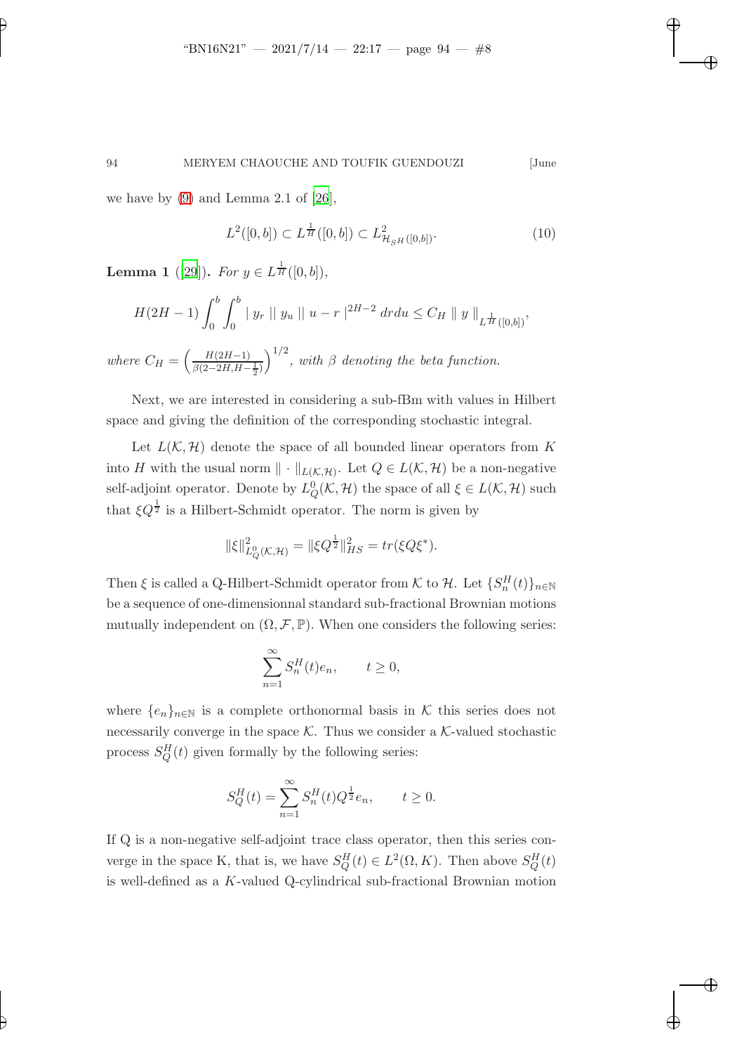we have by (9) and Lemma 2.1 of [26],

$$L^2([0,b]) \subset L^{\frac{1}{H}}([0,b]) \subset L^2_{\mathcal{H}_{S^H}([0,b])}. \tag{10}$$

**Lemma 1** ([29]). *For $y \in L^{\frac{1}{H}}([0,b])$,*

$$H(2H-1)\int_0^b \int_0^b |\, y_r \,||\, y_u \,||\, u-r \,|^{2H-2}\, drdu \leq C_H \parallel y \parallel_{L^{\frac{1}{H}}([0,b])},$$

*where $C_H = \left(\frac{H(2H-1)}{\beta(2-2H, H-\frac{1}{2})}\right)^{1/2}$, with $\beta$ denoting the beta function.*

Next, we are interested in considering a sub-fBm with values in Hilbert space and giving the definition of the corresponding stochastic integral.

Let $L(\mathcal{K},\mathcal{H})$ denote the space of all bounded linear operators from $K$ into $H$ with the usual norm $\|\cdot\|_{L(\mathcal{K},\mathcal{H})}$. Let $Q \in L(\mathcal{K},\mathcal{H})$ be a non-negative self-adjoint operator. Denote by $L^0_Q(\mathcal{K},\mathcal{H})$ the space of all $\xi \in L(\mathcal{K},\mathcal{H})$ such that $\xi Q^{\frac{1}{2}}$ is a Hilbert-Schmidt operator. The norm is given by

$$\|\xi\|^2_{L^0_Q(\mathcal{K},\mathcal{H})} = \|\xi Q^{\frac{1}{2}}\|^2_{HS} = tr(\xi Q \xi^*).$$

Then $\xi$ is called a Q-Hilbert-Schmidt operator from $\mathcal{K}$ to $\mathcal{H}$. Let $\{S^H_n(t)\}_{n\in\mathbb{N}}$ be a sequence of one-dimensionnal standard sub-fractional Brownian motions mutually independent on $(\Omega,\mathcal{F},\mathbb{P})$. When one considers the following series:

$$\sum_{n=1}^{\infty} S^H_n(t)e_n, \qquad t \geq 0,$$

where $\{e_n\}_{n\in\mathbb{N}}$ is a complete orthonormal basis in $\mathcal{K}$ this series does not necessarily converge in the space $\mathcal{K}$. Thus we consider a $\mathcal{K}$-valued stochastic process $S^H_Q(t)$ given formally by the following series:

$$S^H_Q(t) = \sum_{n=1}^{\infty} S^H_n(t)Q^{\frac{1}{2}}e_n, \qquad t \geq 0.$$

If Q is a non-negative self-adjoint trace class operator, then this series converge in the space K, that is, we have $S^H_Q(t) \in L^2(\Omega, K)$. Then above $S^H_Q(t)$ is well-defined as a $K$-valued Q-cylindrical sub-fractional Brownian motion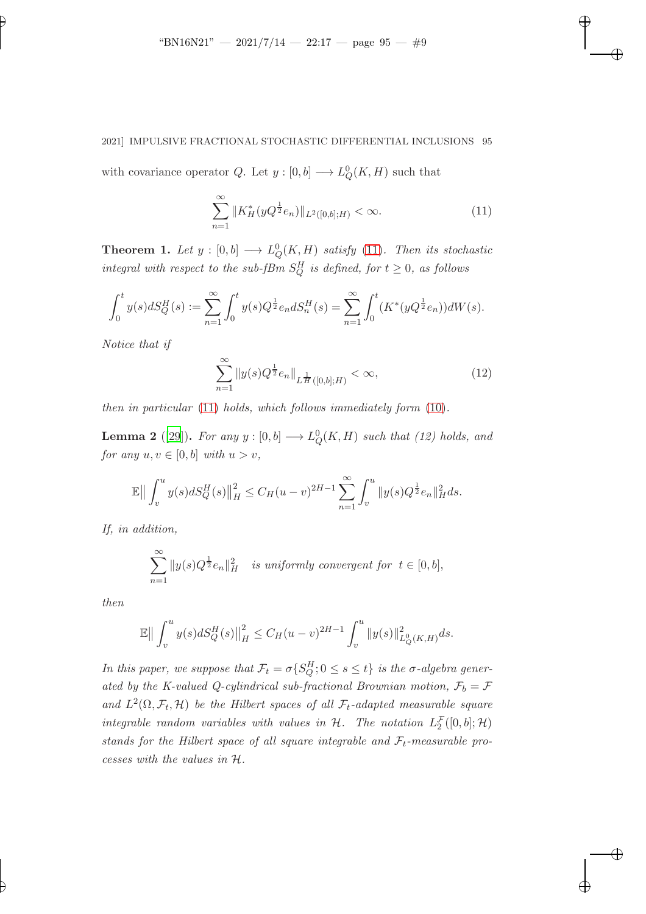with covariance operator $Q$. Let $y : [0,b] \longrightarrow L_Q^0(K,H)$ such that

$$\sum_{n=1}^{\infty} \|K_H^*(yQ^{\frac{1}{2}}e_n)\|_{L^2([0,b];H)} < \infty. \tag{11}$$

**Theorem 1.** *Let $y : [0,b] \longrightarrow L_Q^0(K,H)$ satisfy (11). Then its stochastic integral with respect to the sub-fBm $S_Q^H$ is defined, for $t \geq 0$, as follows*

$$\int_0^t y(s)dS_Q^H(s) := \sum_{n=1}^{\infty} \int_0^t y(s)Q^{\frac{1}{2}}e_n dS_n^H(s) = \sum_{n=1}^{\infty} \int_0^t (K^*(yQ^{\frac{1}{2}}e_n))dW(s).$$

*Notice that if*

$$\sum_{n=1}^{\infty} \|y(s)Q^{\frac{1}{2}}e_n\|_{L^{\frac{1}{H}}([0,b];H)} < \infty, \tag{12}$$

*then in particular (11) holds, which follows immediately form (10).*

**Lemma 2** ([29]). *For any $y : [0,b] \longrightarrow L_Q^0(K,H)$ such that (12) holds, and for any $u, v \in [0,b]$ with $u > v$,*

$$\mathbb{E}\big\| \int_v^u y(s)dS_Q^H(s)\big\|_H^2 \leq C_H(u-v)^{2H-1} \sum_{n=1}^{\infty} \int_v^u \|y(s)Q^{\frac{1}{2}}e_n\|_H^2 ds.$$

*If, in addition,*

$$\sum_{n=1}^{\infty} \|y(s)Q^{\frac{1}{2}}e_n\|_H^2 \quad \text{is uniformly convergent for } \ t \in [0,b],$$

*then*

$$\mathbb{E}\big\| \int_v^u y(s)dS_Q^H(s)\big\|_H^2 \leq C_H(u-v)^{2H-1} \int_v^u \|y(s)\|_{L_Q^0(K,H)}^2 ds.$$

*In this paper, we suppose that $\mathcal{F}_t = \sigma\{S_Q^H; 0 \leq s \leq t\}$ is the $\sigma$-algebra generated by the K-valued Q-cylindrical sub-fractional Brownian motion, $\mathcal{F}_b = \mathcal{F}$ and $L^2(\Omega, \mathcal{F}_t, \mathcal{H})$ be the Hilbert spaces of all $\mathcal{F}_t$-adapted measurable square integrable random variables with values in $\mathcal{H}$. The notation $L_2^{\mathcal{F}}([0,b];\mathcal{H})$ stands for the Hilbert space of all square integrable and $\mathcal{F}_t$-measurable processes with the values in $\mathcal{H}$.*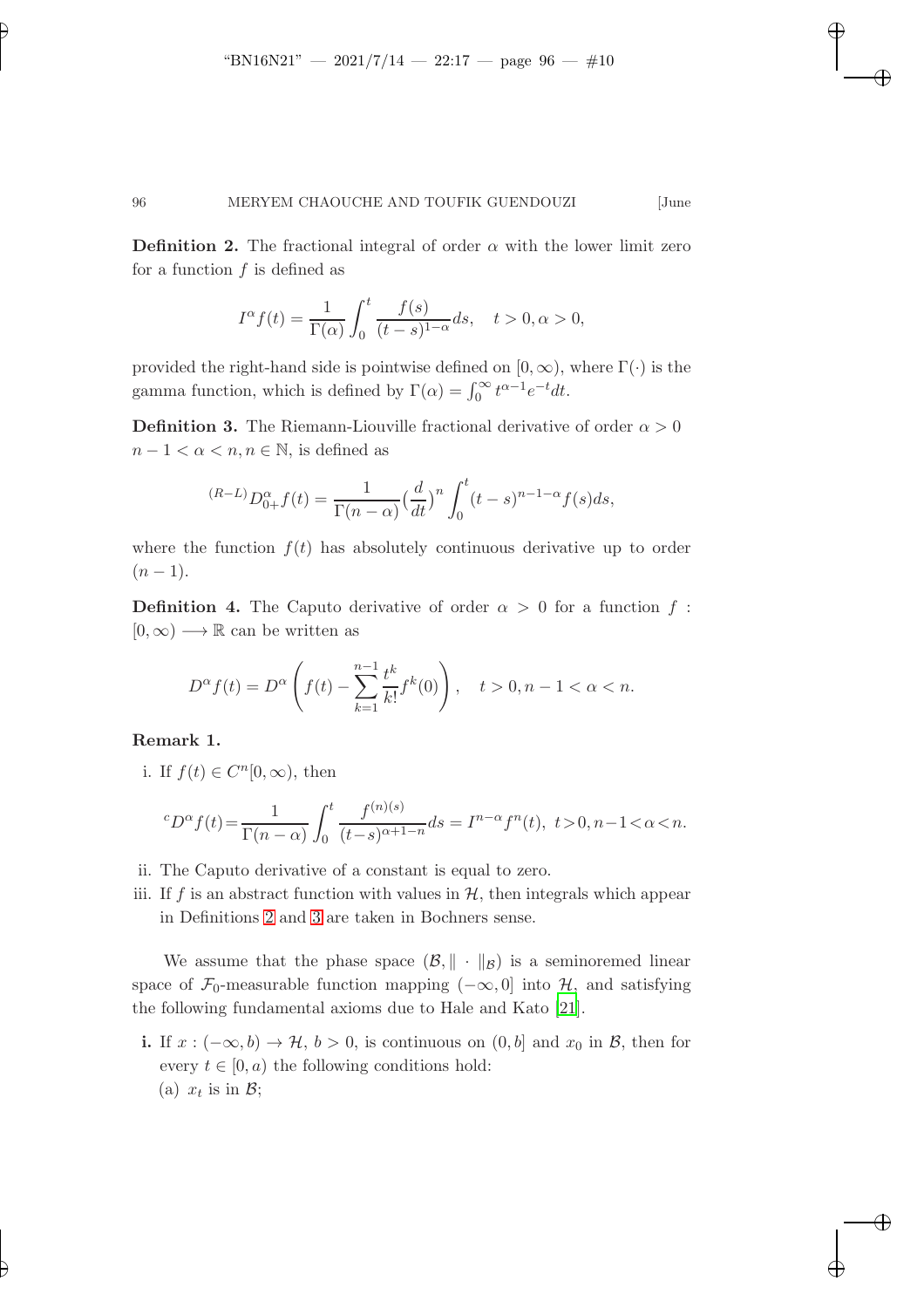**Definition 2.** The fractional integral of order $\alpha$ with the lower limit zero for a function $f$ is defined as

$$I^{\alpha}f(t) = \frac{1}{\Gamma(\alpha)}\int_0^t \frac{f(s)}{(t-s)^{1-\alpha}}ds, \quad t>0, \alpha>0,$$

provided the right-hand side is pointwise defined on $[0,\infty)$, where $\Gamma(\cdot)$ is the gamma function, which is defined by $\Gamma(\alpha) = \int_0^{\infty} t^{\alpha-1}e^{-t}dt$.

**Definition 3.** The Riemann-Liouville fractional derivative of order $\alpha > 0$ $n-1<\alpha<n, n \in \mathbb{N}$, is defined as

$${}^{(R-L)}D_{0+}^{\alpha}f(t) = \frac{1}{\Gamma(n-\alpha)}\Big(\frac{d}{dt}\Big)^n \int_0^t (t-s)^{n-1-\alpha}f(s)ds,$$

where the function $f(t)$ has absolutely continuous derivative up to order $(n-1)$.

**Definition 4.** The Caputo derivative of order $\alpha > 0$ for a function $f : [0,\infty) \longrightarrow \mathbb{R}$ can be written as

$$D^{\alpha}f(t) = D^{\alpha}\left(f(t) - \sum_{k=1}^{n-1}\frac{t^k}{k!}f^k(0)\right), \quad t>0, n-1<\alpha<n.$$

**Remark 1.**

i. If $f(t) \in C^n[0,\infty)$, then

$${}^{c}D^{\alpha}f(t) = \frac{1}{\Gamma(n-\alpha)}\int_0^t \frac{f^{(n)(s)}}{(t-s)^{\alpha+1-n}}ds = I^{n-\alpha}f^n(t),\ t>0, n-1<\alpha<n.$$

ii. The Caputo derivative of a constant is equal to zero.

iii. If $f$ is an abstract function with values in $\mathcal{H}$, then integrals which appear in Definitions 2 and 3 are taken in Bochners sense.

We assume that the phase space $(\mathcal{B}, \|\cdot\|_{\mathcal{B}})$ is a seminoremed linear space of $\mathcal{F}_0$-measurable function mapping $(-\infty, 0]$ into $\mathcal{H}$, and satisfying the following fundamental axioms due to Hale and Kato [21].

**i.** If $x : (-\infty, b) \to \mathcal{H}$, $b > 0$, is continuous on $(0, b]$ and $x_0$ in $\mathcal{B}$, then for every $t \in [0, a)$ the following conditions hold:

(a) $x_t$ is in $\mathcal{B}$;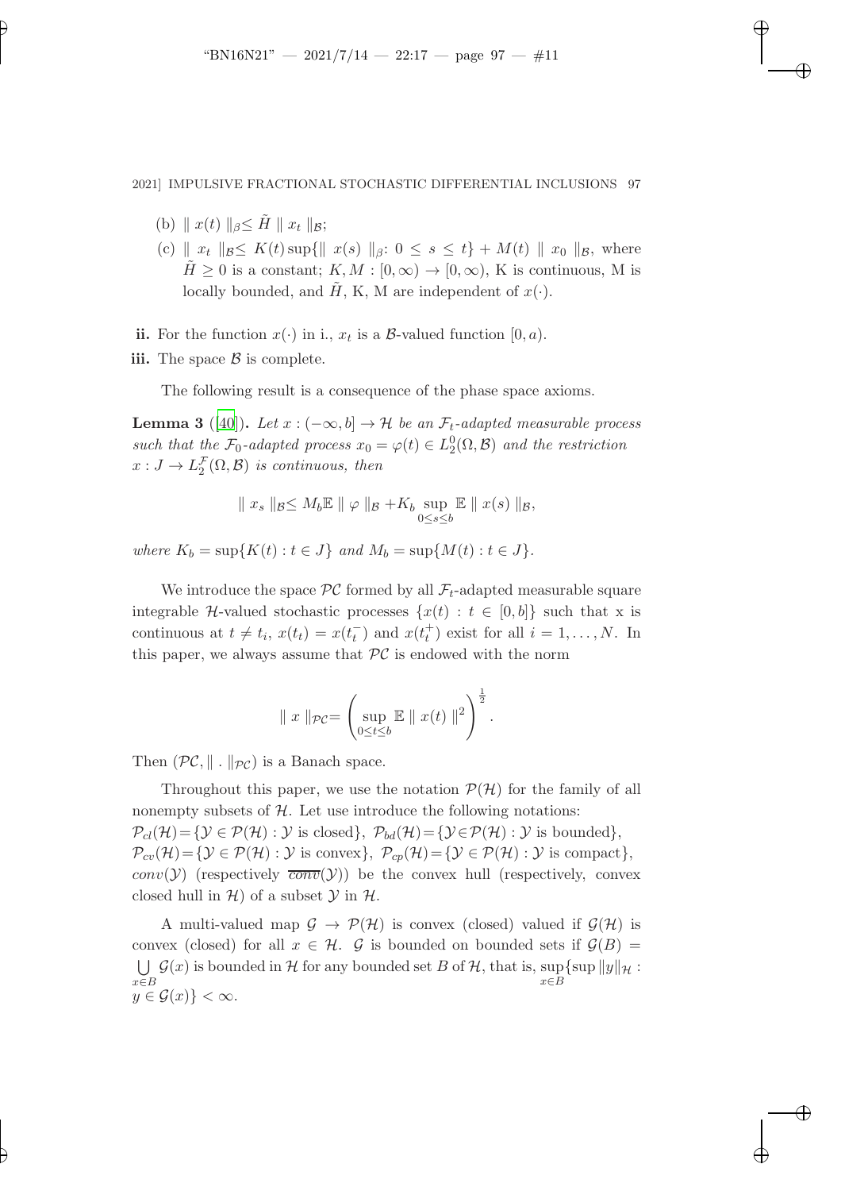(b) $\| x(t) \|_\beta \leq \tilde{H} \| x_t \|_\mathcal{B}$;

(c) $\| x_t \|_\mathcal{B} \leq K(t) \sup\{\| x(s) \|_\beta \colon 0 \leq s \leq t\} + M(t) \| x_0 \|_\mathcal{B}$, where $\tilde{H} \geq 0$ is a constant; $K, M : [0, \infty) \to [0, \infty)$, K is continuous, M is locally bounded, and $\tilde{H}$, K, M are independent of $x(\cdot)$.

**ii.** For the function $x(\cdot)$ in i., $x_t$ is a $\mathcal{B}$-valued function $[0, a)$.

**iii.** The space $\mathcal{B}$ is complete.

The following result is a consequence of the phase space axioms.

**Lemma 3** ([40]). *Let $x : (-\infty, b] \to \mathcal{H}$ be an $\mathcal{F}_t$-adapted measurable process such that the $\mathcal{F}_0$-adapted process $x_0 = \varphi(t) \in L_2^0(\Omega, \mathcal{B})$ and the restriction $x : J \to L_2^{\mathcal{F}}(\Omega, \mathcal{B})$ is continuous, then*

$$\| x_s \|_\mathcal{B} \leq M_b \mathbb{E} \| \varphi \|_\mathcal{B} + K_b \sup_{0 \leq s \leq b} \mathbb{E} \| x(s) \|_\mathcal{B},$$

*where $K_b = \sup\{K(t) : t \in J\}$ and $M_b = \sup\{M(t) : t \in J\}$.*

We introduce the space $\mathcal{PC}$ formed by all $\mathcal{F}_t$-adapted measurable square integrable $\mathcal{H}$-valued stochastic processes $\{x(t) : t \in [0, b]\}$ such that x is continuous at $t \neq t_i$, $x(t_t) = x(t_t^-)$ and $x(t_t^+)$ exist for all $i = 1, \ldots, N$. In this paper, we always assume that $\mathcal{PC}$ is endowed with the norm

$$\| x \|_{\mathcal{PC}} = \left( \sup_{0 \leq t \leq b} \mathbb{E} \| x(t) \|^2 \right)^{\frac{1}{2}}.$$

Then $(\mathcal{PC}, \| . \|_{\mathcal{PC}})$ is a Banach space.

Throughout this paper, we use the notation $\mathcal{P}(\mathcal{H})$ for the family of all nonempty subsets of $\mathcal{H}$. Let use introduce the following notations: $\mathcal{P}_{cl}(\mathcal{H}) = \{\mathcal{Y} \in \mathcal{P}(\mathcal{H}) : \mathcal{Y} \text{ is closed}\}$, $\mathcal{P}_{bd}(\mathcal{H}) = \{\mathcal{Y} \in \mathcal{P}(\mathcal{H}) : \mathcal{Y} \text{ is bounded}\}$, $\mathcal{P}_{cv}(\mathcal{H}) = \{\mathcal{Y} \in \mathcal{P}(\mathcal{H}) : \mathcal{Y} \text{ is convex}\}$, $\mathcal{P}_{cp}(\mathcal{H}) = \{\mathcal{Y} \in \mathcal{P}(\mathcal{H}) : \mathcal{Y} \text{ is compact}\}$, $conv(\mathcal{Y})$ (respectively $\overline{conv}(\mathcal{Y})$) be the convex hull (respectively, convex closed hull in $\mathcal{H}$) of a subset $\mathcal{Y}$ in $\mathcal{H}$.

A multi-valued map $\mathcal{G} \to \mathcal{P}(\mathcal{H})$ is convex (closed) valued if $\mathcal{G}(\mathcal{H})$ is convex (closed) for all $x \in \mathcal{H}$. $\mathcal{G}$ is bounded on bounded sets if $\mathcal{G}(B) = \bigcup_{x \in B} \mathcal{G}(x)$ is bounded in $\mathcal{H}$ for any bounded set $B$ of $\mathcal{H}$, that is, $\sup_{x \in B}\{\sup \|y\|_\mathcal{H} : y \in \mathcal{G}(x)\} < \infty$.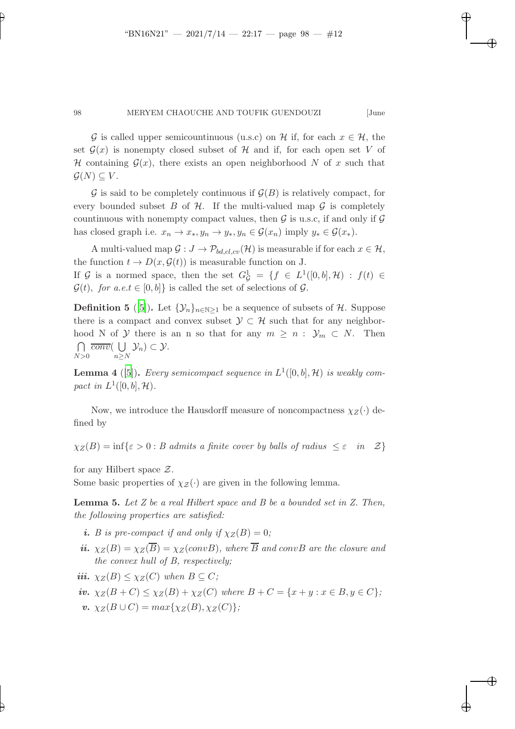$\mathcal{G}$ is called upper semicountinuous (u.s.c) on $\mathcal{H}$ if, for each $x \in \mathcal{H}$, the set $\mathcal{G}(x)$ is nonempty closed subset of $\mathcal{H}$ and if, for each open set $V$ of $\mathcal{H}$ containing $\mathcal{G}(x)$, there exists an open neighborhood $N$ of $x$ such that $\mathcal{G}(N) \subseteq V$.

$\mathcal{G}$ is said to be completely continuous if $\mathcal{G}(B)$ is relatively compact, for every bounded subset $B$ of $\mathcal{H}$. If the multi-valued map $\mathcal{G}$ is completely countinuous with nonempty compact values, then $\mathcal{G}$ is u.s.c, if and only if $\mathcal{G}$ has closed graph i.e. $x_n \to x_*, y_n \to y_*, y_n \in \mathcal{G}(x_n)$ imply $y_* \in \mathcal{G}(x_*)$.

A multi-valued map $\mathcal{G} : J \to \mathcal{P}_{bd,cl,cv}(\mathcal{H})$ is measurable if for each $x \in \mathcal{H}$, the function $t \to D(x, \mathcal{G}(t))$ is measurable function on J.
If $\mathcal{G}$ is a normed space, then the set $G^1_{\mathcal{G}} = \{f \in L^1([0,b], \mathcal{H}) : f(t) \in \mathcal{G}(t), \ for\ a.e. t \in [0,b]\}$ is called the set of selections of $\mathcal{G}$.

**Definition 5** ([5]). Let $\{\mathcal{Y}_n\}_{n \in \mathbb{N} \geq 1}$ be a sequence of subsets of $\mathcal{H}$. Suppose there is a compact and convex subset $\mathcal{Y} \subset \mathcal{H}$ such that for any neighborhood N of $\mathcal{Y}$ there is an n so that for any $m \geq n : \ \mathcal{Y}_m \subset N$. Then $\bigcap\limits_{N>0} \overline{conv}(\bigcup\limits_{n \geq N} \mathcal{Y}_n) \subset \mathcal{Y}$.

**Lemma 4** ([5]). *Every semicompact sequence in $L^1([0,b], \mathcal{H})$ is weakly compact in $L^1([0,b], \mathcal{H})$.*

Now, we introduce the Hausdorff measure of noncompactness $\chi_Z(\cdot)$ defined by

$$\chi_Z(B) = \inf\{\varepsilon > 0 : B \ admits\ a\ finite\ cover\ by\ balls\ of\ radius\ \leq \varepsilon \quad in \quad \mathcal{Z}\}$$

for any Hilbert space $\mathcal{Z}$.
Some basic properties of $\chi_{\mathcal{Z}}(\cdot)$ are given in the following lemma.

**Lemma 5.** *Let $Z$ be a real Hilbert space and $B$ be a bounded set in $Z$. Then, the following properties are satisfied:*

- ***i.*** *$B$ is pre-compact if and only if $\chi_Z(B) = 0$;*
- ***ii.*** *$\chi_Z(B) = \chi_Z(\overline{B}) = \chi_Z(convB)$, where $\overline{B}$ and $convB$ are the closure and the convex hull of $B$, respectively;*
- ***iii.*** *$\chi_Z(B) \leq \chi_Z(C)$ when $B \subseteq C$;*
- ***iv.*** *$\chi_Z(B + C) \leq \chi_Z(B) + \chi_Z(C)$ where $B + C = \{x + y : x \in B, y \in C\}$;*
- ***v.*** *$\chi_Z(B \cup C) = max\{\chi_Z(B), \chi_Z(C)\}$;*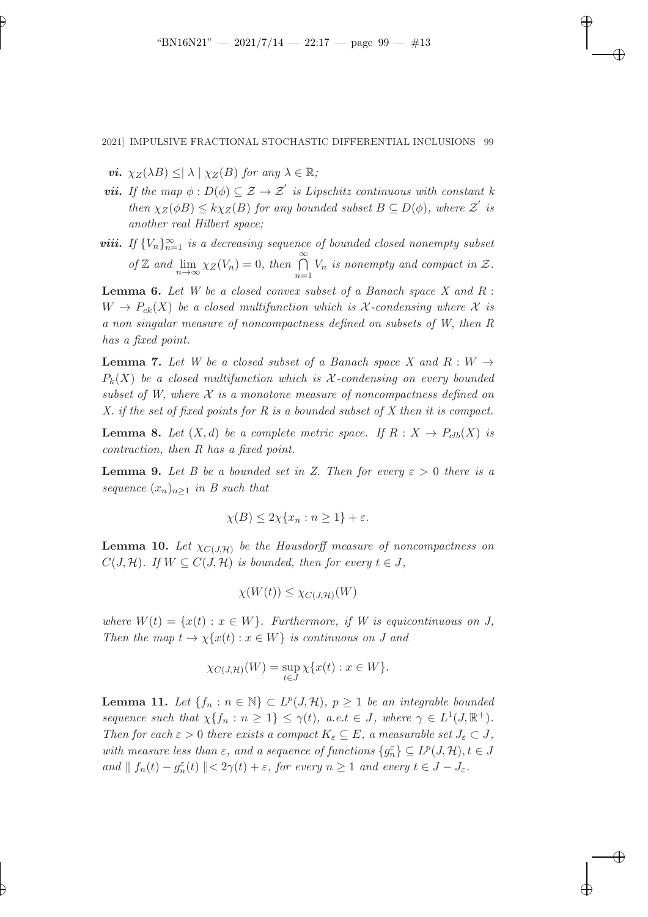- ***vi.*** $\chi_Z(\lambda B) \leq |\lambda| \chi_Z(B)$ *for any* $\lambda \in \mathbb{R}$*;*
- ***vii.*** *If the map* $\phi : D(\phi) \subseteq \mathcal{Z} \to \mathcal{Z}'$ *is Lipschitz continuous with constant* $k$ *then* $\chi_Z(\phi B) \leq k\chi_Z(B)$ *for any bounded subset* $B \subseteq D(\phi)$*, where* $\mathcal{Z}'$ *is another real Hilbert space;*
- ***viii.*** *If* $\{V_n\}_{n=1}^{\infty}$ *is a decreasing sequence of bounded closed nonempty subset of* $\mathbb{Z}$ *and* $\lim_{n\to\infty} \chi_Z(V_n) = 0$*, then* $\bigcap_{n=1}^{\infty} V_n$ *is nonempty and compact in* $\mathcal{Z}$*.*

**Lemma 6.** *Let* $W$ *be a closed convex subset of a Banach space* $X$ *and* $R : W \to P_{ck}(X)$ *be a closed multifunction which is* $\mathcal{X}$*-condensing where* $\mathcal{X}$ *is a non singular measure of noncompactness defined on subsets of* $W$*, then* $R$ *has a fixed point.*

**Lemma 7.** *Let* $W$ *be a closed subset of a Banach space* $X$ *and* $R : W \to P_k(X)$ *be a closed multifunction which is* $\mathcal{X}$*-condensing on every bounded subset of* $W$*, where* $\mathcal{X}$ *is a monotone measure of noncompactness defined on* $X$*. if the set of fixed points for* $R$ *is a bounded subset of* $X$ *then it is compact.*

**Lemma 8.** *Let* $(X, d)$ *be a complete metric space. If* $R : X \to P_{clb}(X)$ *is contraction, then* $R$ *has a fixed point.*

**Lemma 9.** *Let* $B$ *be a bounded set in* $Z$*. Then for every* $\varepsilon > 0$ *there is a sequence* $(x_n)_{n\geq 1}$ *in* $B$ *such that*

$$\chi(B) \leq 2\chi\{x_n : n \geq 1\} + \varepsilon.$$

**Lemma 10.** *Let* $\chi_{C(J,\mathcal{H})}$ *be the Hausdorff measure of noncompactness on* $C(J, \mathcal{H})$*. If* $W \subseteq C(J, \mathcal{H})$ *is bounded, then for every* $t \in J$*,*

$$\chi(W(t)) \leq \chi_{C(J,\mathcal{H})}(W)$$

*where* $W(t) = \{x(t) : x \in W\}$*. Furthermore, if* $W$ *is equicontinuous on* $J$*, Then the map* $t \to \chi\{x(t) : x \in W\}$ *is continuous on* $J$ *and*

$$\chi_{C(J,\mathcal{H})}(W) = \sup_{t\in J} \chi\{x(t) : x \in W\}.$$

**Lemma 11.** *Let* $\{f_n : n \in \mathbb{N}\} \subset L^p(J, \mathcal{H})$*,* $p \geq 1$ *be an integrable bounded sequence such that* $\chi\{f_n : n \geq 1\} \leq \gamma(t)$*, a.e.t* $\in J$*, where* $\gamma \in L^1(J, \mathbb{R}^+)$*. Then for each* $\varepsilon > 0$ *there exists a compact* $K_\varepsilon \subseteq E$*, a measurable set* $J_\varepsilon \subset J$*, with measure less than* $\varepsilon$*, and a sequence of functions* $\{g_n^\varepsilon\} \subseteq L^p(J, \mathcal{H}), t \in J$ *and* $\| f_n(t) - g_n^\varepsilon(t) \| < 2\gamma(t) + \varepsilon$*, for every* $n \geq 1$ *and every* $t \in J - J_\varepsilon$*.*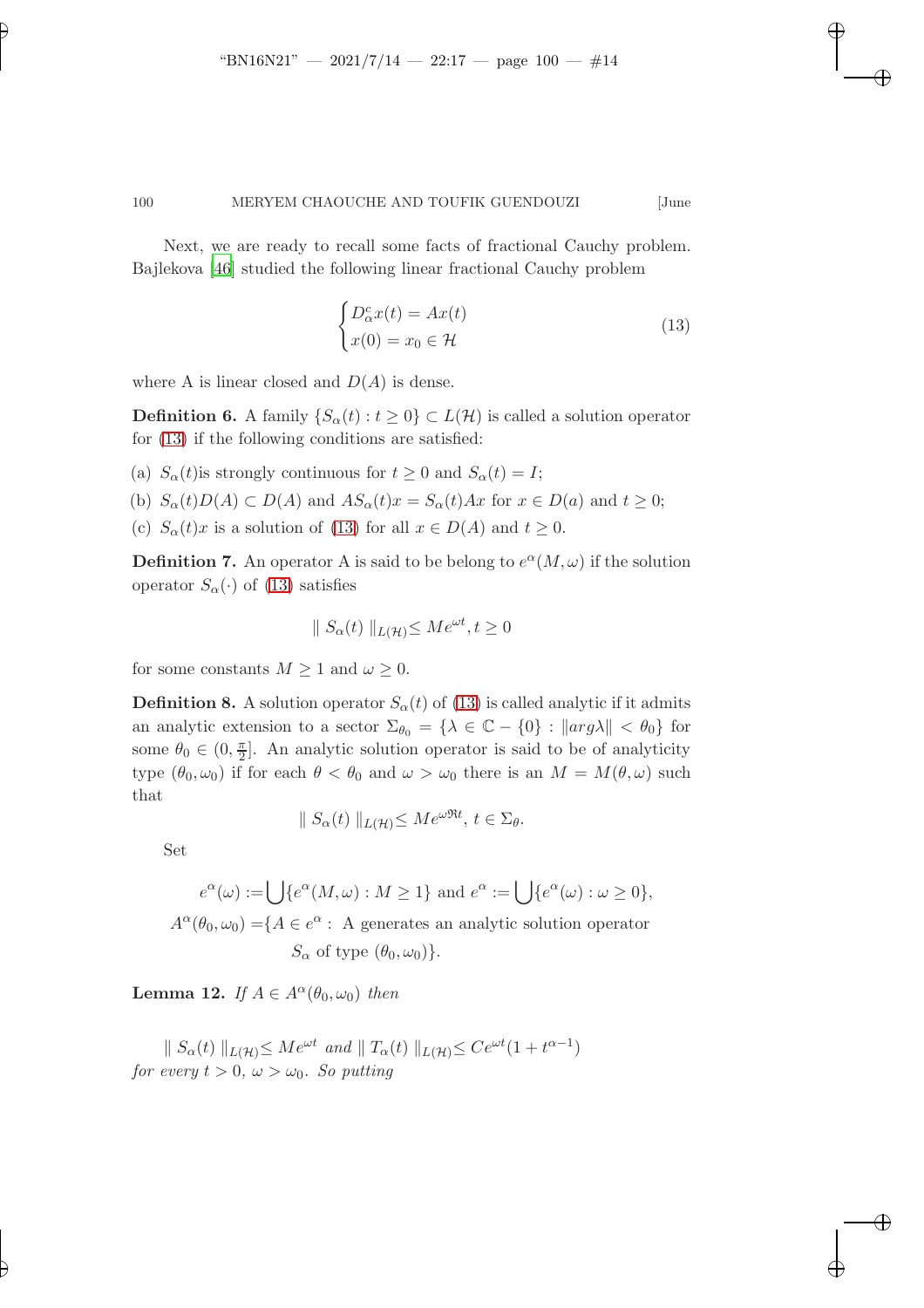Next, we are ready to recall some facts of fractional Cauchy problem. Bajlekova [46] studied the following linear fractional Cauchy problem

$$\begin{cases} D_\alpha^c x(t) = Ax(t) \\ x(0) = x_0 \in \mathcal{H} \end{cases} \tag{13}$$

where A is linear closed and $D(A)$ is dense.

**Definition 6.** A family $\{S_\alpha(t) : t \geq 0\} \subset L(\mathcal{H})$ is called a solution operator for (13) if the following conditions are satisfied:

(a) $S_\alpha(t)$is strongly continuous for $t \geq 0$ and $S_\alpha(t) = I$;

(b) $S_\alpha(t)D(A) \subset D(A)$ and $AS_\alpha(t)x = S_\alpha(t)Ax$ for $x \in D(a)$ and $t \geq 0$;

(c) $S_\alpha(t)x$ is a solution of (13) for all $x \in D(A)$ and $t \geq 0$.

**Definition 7.** An operator A is said to be belong to $e^\alpha(M, \omega)$ if the solution operator $S_\alpha(\cdot)$ of (13) satisfies

$$\| S_\alpha(t) \|_{L(\mathcal{H})} \leq Me^{\omega t}, t \geq 0$$

for some constants $M \geq 1$ and $\omega \geq 0$.

**Definition 8.** A solution operator $S_\alpha(t)$ of (13) is called analytic if it admits an analytic extension to a sector $\Sigma_{\theta_0} = \{\lambda \in \mathbb{C} - \{0\} : \|arg\lambda\| < \theta_0\}$ for some $\theta_0 \in (0, \frac{\pi}{2}]$. An analytic solution operator is said to be of analyticity type $(\theta_0, \omega_0)$ if for each $\theta < \theta_0$ and $\omega > \omega_0$ there is an $M = M(\theta, \omega)$ such that

$$\| S_\alpha(t) \|_{L(\mathcal{H})} \leq Me^{\omega \Re t}, \; t \in \Sigma_\theta.$$

Set

$$e^\alpha(\omega) := \bigcup\{e^\alpha(M, \omega) : M \geq 1\} \text{ and } e^\alpha := \bigcup\{e^\alpha(\omega) : \omega \geq 0\},$$
$$A^\alpha(\theta_0, \omega_0) = \{A \in e^\alpha : \text{ A generates an analytic solution operator } S_\alpha \text{ of type } (\theta_0, \omega_0)\}.$$

**Lemma 12.** *If $A \in A^\alpha(\theta_0, \omega_0)$ then*

$$\| S_\alpha(t) \|_{L(\mathcal{H})} \leq Me^{\omega t} \textit{ and } \| T_\alpha(t) \|_{L(\mathcal{H})} \leq Ce^{\omega t}(1 + t^{\alpha-1})$$

*for every $t > 0$, $\omega > \omega_0$. So putting*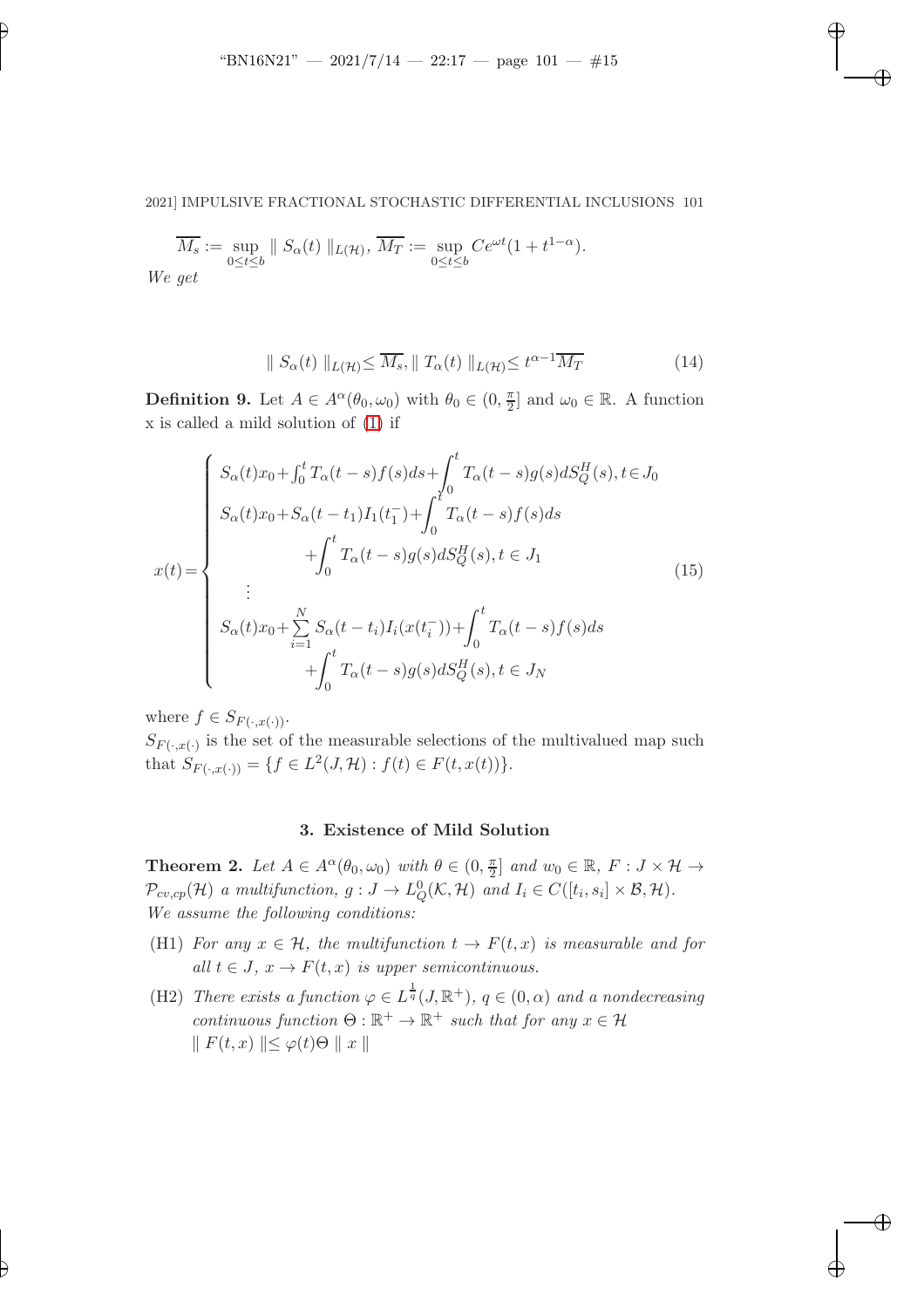$$\overline{M_s} := \sup_{0\leq t\leq b} \| S_\alpha(t) \|_{L(\mathcal{H})}, \ \overline{M_T} := \sup_{0\leq t\leq b} Ce^{\omega t}(1+t^{1-\alpha}).$$

*We get*

$$\| S_\alpha(t) \|_{L(\mathcal{H})} \leq \overline{M_s}, \| T_\alpha(t) \|_{L(\mathcal{H})} \leq t^{\alpha-1}\overline{M_T} \tag{14}$$

**Definition 9.** Let $A \in A^\alpha(\theta_0, \omega_0)$ with $\theta_0 \in (0, \frac{\pi}{2}]$ and $\omega_0 \in \mathbb{R}$. A function x is called a mild solution of (1) if

$$x(t) = \begin{cases} S_\alpha(t)x_0 + \int_0^t T_\alpha(t-s)f(s)ds + \int_0^t T_\alpha(t-s)g(s)dS_Q^H(s), t \in J_0 \\ S_\alpha(t)x_0 + S_\alpha(t-t_1)I_1(t_1^-) + \int_0^t T_\alpha(t-s)f(s)ds \\ \qquad + \int_0^t T_\alpha(t-s)g(s)dS_Q^H(s), t \in J_1 \\ \quad \vdots \\ S_\alpha(t)x_0 + \sum_{i=1}^N S_\alpha(t-t_i)I_i(x(t_i^-)) + \int_0^t T_\alpha(t-s)f(s)ds \\ \qquad + \int_0^t T_\alpha(t-s)g(s)dS_Q^H(s), t \in J_N \end{cases} \tag{15}$$

where $f \in S_{F(\cdot,x(\cdot))}$.

$S_{F(\cdot,x(\cdot)}$ is the set of the measurable selections of the multivalued map such that $S_{F(\cdot,x(\cdot))} = \{f \in L^2(J, \mathcal{H}) : f(t) \in F(t, x(t))\}$.

## 3. Existence of Mild Solution

**Theorem 2.** *Let $A \in A^\alpha(\theta_0, \omega_0)$ with $\theta \in (0, \frac{\pi}{2}]$ and $w_0 \in \mathbb{R}$, $F : J \times \mathcal{H} \to \mathcal{P}_{cv,cp}(\mathcal{H})$ a multifunction, $g : J \to L_Q^0(\mathcal{K}, \mathcal{H})$ and $I_i \in C([t_i, s_i] \times \mathcal{B}, \mathcal{H})$. We assume the following conditions:*

- (H1) *For any $x \in \mathcal{H}$, the multifunction $t \to F(t, x)$ is measurable and for all $t \in J$, $x \to F(t, x)$ is upper semicontinuous.*
- (H2) *There exists a function $\varphi \in L^{\frac{1}{q}}(J, \mathbb{R}^+)$, $q \in (0, \alpha)$ and a nondecreasing continuous function $\Theta : \mathbb{R}^+ \to \mathbb{R}^+$ such that for any $x \in \mathcal{H}$ $\| F(t, x) \| \leq \varphi(t)\Theta \| x \|$*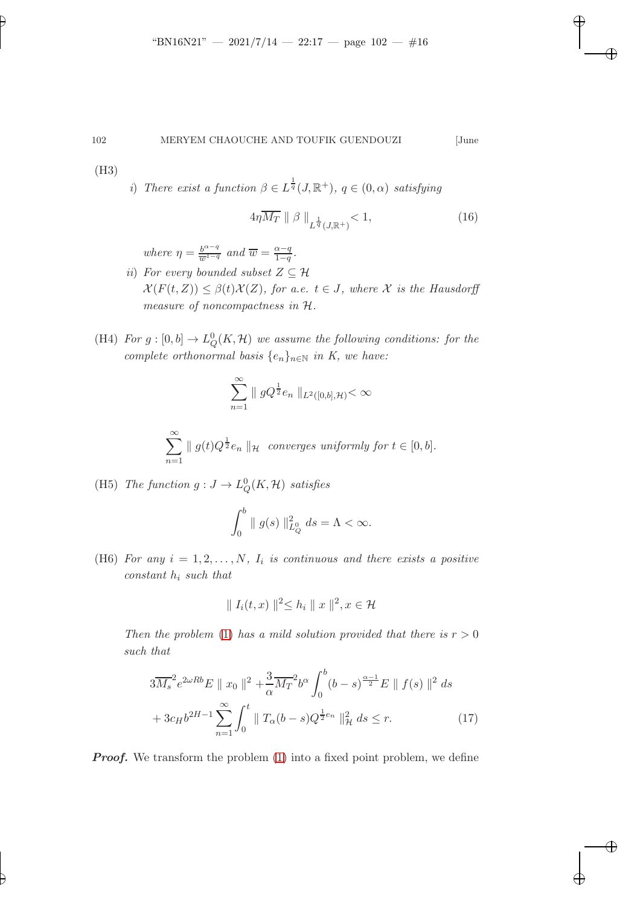(H3)

*i) There exist a function $\beta \in L^{\frac{1}{q}}(J, \mathbb{R}^+)$, $q \in (0, \alpha)$ satisfying*

$$4\eta \overline{M_T} \parallel \beta \parallel_{L^{\frac{1}{q}}(J,\mathbb{R}^+)} < 1, \tag{16}$$

*where $\eta = \frac{b^{\alpha-q}}{\overline{w}^{1-q}}$ and $\overline{w} = \frac{\alpha-q}{1-q}$.*

*ii) For every bounded subset $Z \subseteq \mathcal{H}$*
*$\mathcal{X}(F(t, Z)) \leq \beta(t)\mathcal{X}(Z)$, for a.e. $t \in J$, where $\mathcal{X}$ is the Hausdorff measure of noncompactness in $\mathcal{H}$.*

(H4) *For $g : [0, b] \to L_Q^0(K, \mathcal{H})$ we assume the following conditions: for the complete orthonormal basis $\{e_n\}_{n\in\mathbb{N}}$ in $K$, we have:*

$$\sum_{n=1}^{\infty} \parallel gQ^{\frac{1}{2}} e_n \parallel_{L^2([0,b],\mathcal{H})} < \infty$$

$$\sum_{n=1}^{\infty} \parallel g(t)Q^{\frac{1}{2}} e_n \parallel_{\mathcal{H}} \text{ converges uniformly for } t \in [0, b].$$

(H5) *The function $g : J \to L_Q^0(K, \mathcal{H})$ satisfies*

$$\int_0^b \parallel g(s) \parallel_{L_Q^0}^2 ds = \Lambda < \infty.$$

(H6) *For any $i = 1, 2, \ldots, N$, $I_i$ is continuous and there exists a positive constant $h_i$ such that*

$$\parallel I_i(t, x) \parallel^2 \leq h_i \parallel x \parallel^2, x \in \mathcal{H}$$

*Then the problem (1) has a mild solution provided that there is $r > 0$ such that*

$$3\overline{M_s}^2 e^{2\omega Rb} E \parallel x_0 \parallel^2 + \frac{3}{\alpha}\overline{M_T}^2 b^{\alpha} \int_0^b (b-s)^{\frac{\alpha-1}{2}} E \parallel f(s) \parallel^2 ds$$
$$+ 3c_H b^{2H-1} \sum_{n=1}^{\infty} \int_0^t \parallel T_\alpha(b-s)Q^{\frac{1}{2}e_n} \parallel_{\mathcal{H}}^2 ds \leq r. \tag{17}$$

***Proof.*** We transform the problem (1) into a fixed point problem, we define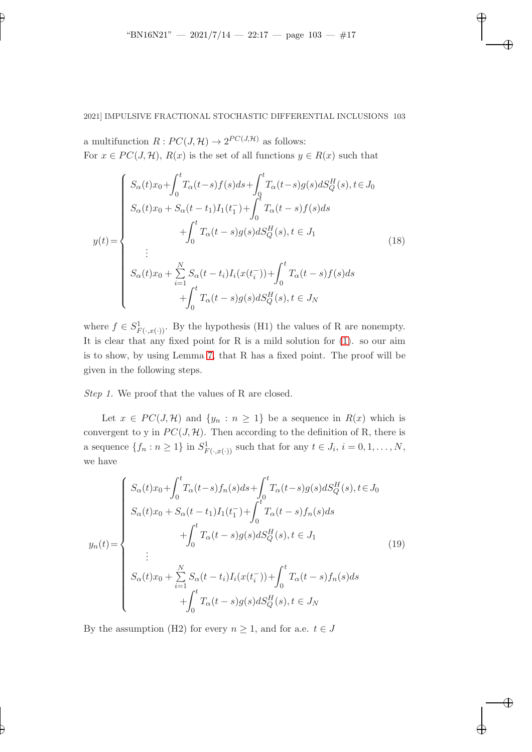a multifunction $R : PC(J, \mathcal{H}) \to 2^{PC(J,\mathcal{H})}$ as follows:
For $x \in PC(J, \mathcal{H})$, $R(x)$ is the set of all functions $y \in R(x)$ such that

$$y(t) = \begin{cases} S_\alpha(t)x_0 + \int_0^t T_\alpha(t-s)f(s)ds + \int_0^t T_\alpha(t-s)g(s)dS_Q^H(s), t \in J_0 \\ S_\alpha(t)x_0 + S_\alpha(t-t_1)I_1(t_1^-) + \int_0^t T_\alpha(t-s)f(s)ds \\ \qquad + \int_0^t T_\alpha(t-s)g(s)dS_Q^H(s), t \in J_1 \\ \vdots \\ S_\alpha(t)x_0 + \sum_{i=1}^N S_\alpha(t-t_i)I_i(x(t_i^-)) + \int_0^t T_\alpha(t-s)f(s)ds \\ \qquad + \int_0^t T_\alpha(t-s)g(s)dS_Q^H(s), t \in J_N \end{cases} \tag{18}$$

where $f \in S^1_{F(\cdot,x(\cdot))}$. By the hypothesis (H1) the values of R are nonempty. It is clear that any fixed point for R is a mild solution for (1). so our aim is to show, by using Lemma 7, that R has a fixed point. The proof will be given in the following steps.

*Step 1.* We proof that the values of R are closed.

Let $x \in PC(J, \mathcal{H})$ and $\{y_n : n \geq 1\}$ be a sequence in $R(x)$ which is convergent to y in $PC(J, \mathcal{H})$. Then according to the definition of R, there is a sequence $\{f_n : n \geq 1\}$ in $S^1_{F(\cdot,x(\cdot))}$ such that for any $t \in J_i$, $i = 0, 1, \ldots, N$, we have

$$y_n(t) = \begin{cases} S_\alpha(t)x_0 + \int_0^t T_\alpha(t-s)f_n(s)ds + \int_0^t T_\alpha(t-s)g(s)dS_Q^H(s), t \in J_0 \\ S_\alpha(t)x_0 + S_\alpha(t-t_1)I_1(t_1^-) + \int_0^t T_\alpha(t-s)f_n(s)ds \\ \qquad + \int_0^t T_\alpha(t-s)g(s)dS_Q^H(s), t \in J_1 \\ \vdots \\ S_\alpha(t)x_0 + \sum_{i=1}^N S_\alpha(t-t_i)I_i(x(t_i^-)) + \int_0^t T_\alpha(t-s)f_n(s)ds \\ \qquad + \int_0^t T_\alpha(t-s)g(s)dS_Q^H(s), t \in J_N \end{cases} \tag{19}$$

By the assumption (H2) for every $n \geq 1$, and for a.e. $t \in J$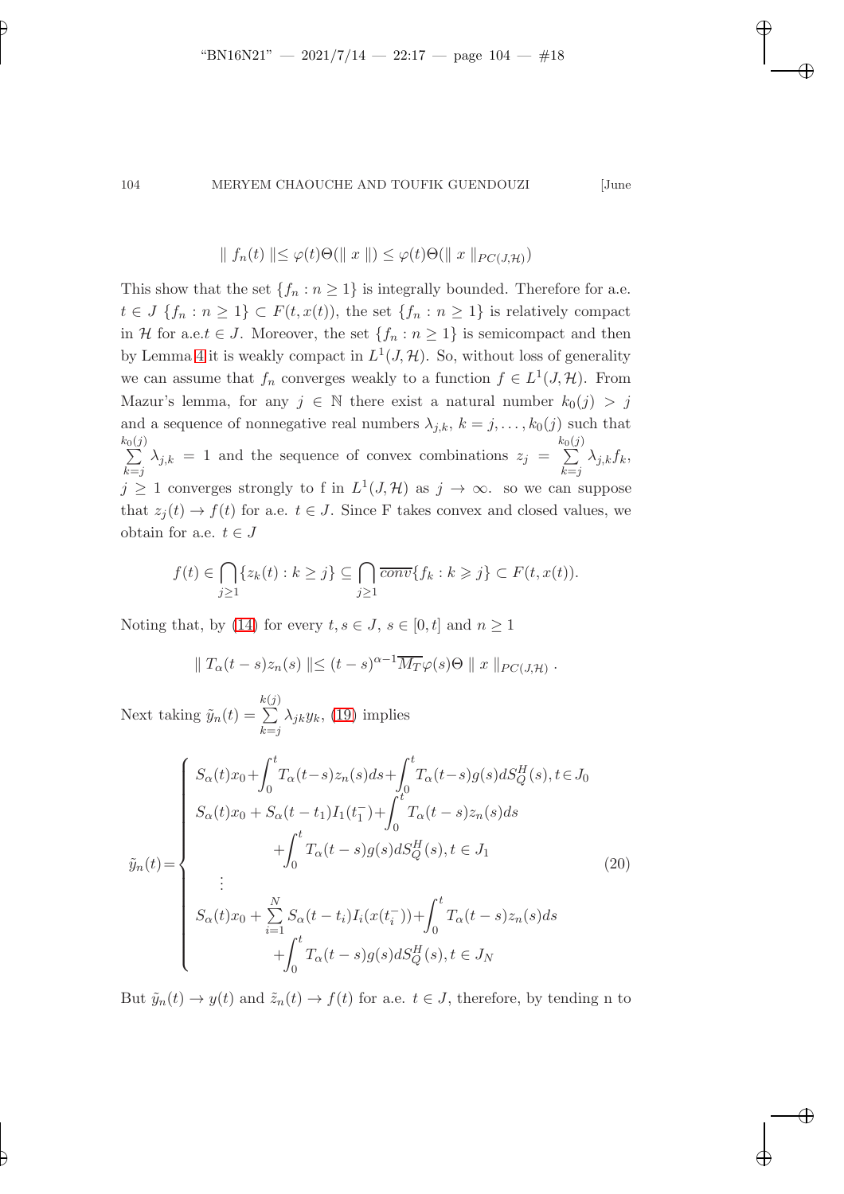$$\| f_n(t) \| \leq \varphi(t)\Theta(\| x \|) \leq \varphi(t)\Theta(\| x \|_{PC(J,\mathcal{H})})$$

This show that the set $\{f_n : n \geq 1\}$ is integrally bounded. Therefore for a.e. $t \in J$ $\{f_n : n \geq 1\} \subset F(t, x(t))$, the set $\{f_n : n \geq 1\}$ is relatively compact in $\mathcal{H}$ for a.e.$t \in J$. Moreover, the set $\{f_n : n \geq 1\}$ is semicompact and then by Lemma 4 it is weakly compact in $L^1(J, \mathcal{H})$. So, without loss of generality we can assume that $f_n$ converges weakly to a function $f \in L^1(J, \mathcal{H})$. From Mazur's lemma, for any $j \in \mathbb{N}$ there exist a natural number $k_0(j) > j$ and a sequence of nonnegative real numbers $\lambda_{j,k}$, $k = j, \ldots, k_0(j)$ such that $\sum\limits_{k=j}^{k_0(j)} \lambda_{j,k} = 1$ and the sequence of convex combinations $z_j = \sum\limits_{k=j}^{k_0(j)} \lambda_{j,k} f_k$, $j \geq 1$ converges strongly to f in $L^1(J, \mathcal{H})$ as $j \to \infty$. so we can suppose that $z_j(t) \to f(t)$ for a.e. $t \in J$. Since F takes convex and closed values, we obtain for a.e. $t \in J$

$$f(t) \in \bigcap_{j \geq 1} \{z_k(t) : k \geq j\} \subseteq \bigcap_{j \geq 1} \overline{conv}\{f_k : k \geqslant j\} \subset F(t, x(t)).$$

Noting that, by (14) for every $t, s \in J$, $s \in [0, t]$ and $n \geq 1$

$$\| T_\alpha(t-s) z_n(s) \| \leq (t-s)^{\alpha-1} \overline{M_T} \varphi(s) \Theta \| x \|_{PC(J,\mathcal{H})} .$$

Next taking $\tilde{y}_n(t) = \sum\limits_{k=j}^{k(j)} \lambda_{jk} y_k$, (19) implies

$$\tilde{y}_n(t) = \begin{cases} S_\alpha(t)x_0 + \displaystyle\int_0^t T_\alpha(t-s) z_n(s) ds + \int_0^t T_\alpha(t-s) g(s) dS_Q^H(s), t \in J_0 \\ S_\alpha(t)x_0 + S_\alpha(t-t_1) I_1(t_1^-) + \displaystyle\int_0^t T_\alpha(t-s) z_n(s) ds \\ \qquad + \displaystyle\int_0^t T_\alpha(t-s) g(s) dS_Q^H(s), t \in J_1 \\ \quad \vdots \\ S_\alpha(t)x_0 + \displaystyle\sum_{i=1}^{N} S_\alpha(t-t_i) I_i(x(t_i^-)) + \int_0^t T_\alpha(t-s) z_n(s) ds \\ \qquad + \displaystyle\int_0^t T_\alpha(t-s) g(s) dS_Q^H(s), t \in J_N \end{cases} \tag{20}$$

But $\tilde{y}_n(t) \to y(t)$ and $\tilde{z}_n(t) \to f(t)$ for a.e. $t \in J$, therefore, by tending n to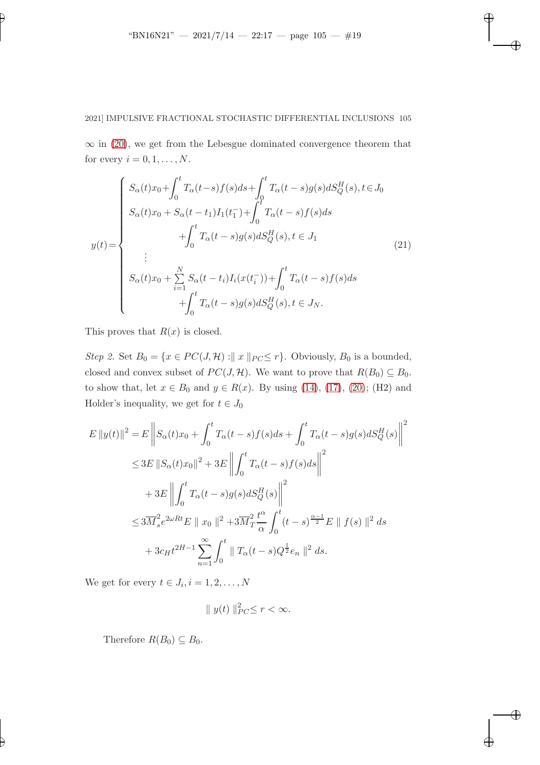$\infty$ in (20), we get from the Lebesgue dominated convergence theorem that for every $i = 0, 1, \ldots, N$.

$$
y(t) = \begin{cases} S_\alpha(t)x_0 + \displaystyle\int_0^t T_\alpha(t-s)f(s)ds + \int_0^t T_\alpha(t-s)g(s)dS_Q^H(s), t \in J_0 \\ S_\alpha(t)x_0 + S_\alpha(t-t_1)I_1(t_1^-) + \displaystyle\int_0^t T_\alpha(t-s)f(s)ds \\ \qquad + \displaystyle\int_0^t T_\alpha(t-s)g(s)dS_Q^H(s), t \in J_1 \\ \quad \vdots \\ S_\alpha(t)x_0 + \displaystyle\sum_{i=1}^N S_\alpha(t-t_i)I_i(x(t_i^-)) + \int_0^t T_\alpha(t-s)f(s)ds \\ \qquad + \displaystyle\int_0^t T_\alpha(t-s)g(s)dS_Q^H(s), t \in J_N. \end{cases} \tag{21}
$$

This proves that $R(x)$ is closed.

*Step 2.* Set $B_0 = \{x \in PC(J, \mathcal{H}) : \| x \|_{PC} \leq r\}$. Obviously, $B_0$ is a bounded, closed and convex subset of $PC(J, \mathcal{H})$. We want to prove that $R(B_0) \subseteq B_0$. to show that, let $x \in B_0$ and $y \in R(x)$. By using (14), (17), (20); (H2) and Holder's inequality, we get for $t \in J_0$

$$
\begin{aligned}
E\|y(t)\|^2 &= E\left\|S_\alpha(t)x_0 + \int_0^t T_\alpha(t-s)f(s)ds + \int_0^t T_\alpha(t-s)g(s)dS_Q^H(s)\right\|^2 \\
&\leq 3E\|S_\alpha(t)x_0\|^2 + 3E\left\|\int_0^t T_\alpha(t-s)f(s)ds\right\|^2 \\
&\quad + 3E\left\|\int_0^t T_\alpha(t-s)g(s)dS_Q^H(s)\right\|^2 \\
&\leq 3\overline{M}_s^2 e^{2\omega Rt} E \| x_0 \|^2 + 3\overline{M}_T^2 \frac{t^\alpha}{\alpha} \int_0^t (t-s)^{\frac{\alpha-1}{2}} E \| f(s) \|^2 \, ds \\
&\quad + 3c_H t^{2H-1} \sum_{n=1}^\infty \int_0^t \| T_\alpha(t-s)Q^{\frac{1}{2}} e_n \|^2 \, ds.
\end{aligned}
$$

We get for every $t \in J_i, i = 1, 2, \ldots, N$

$$
\| y(t) \|_{PC}^2 \leq r < \infty.
$$

Therefore $R(B_0) \subseteq B_0$.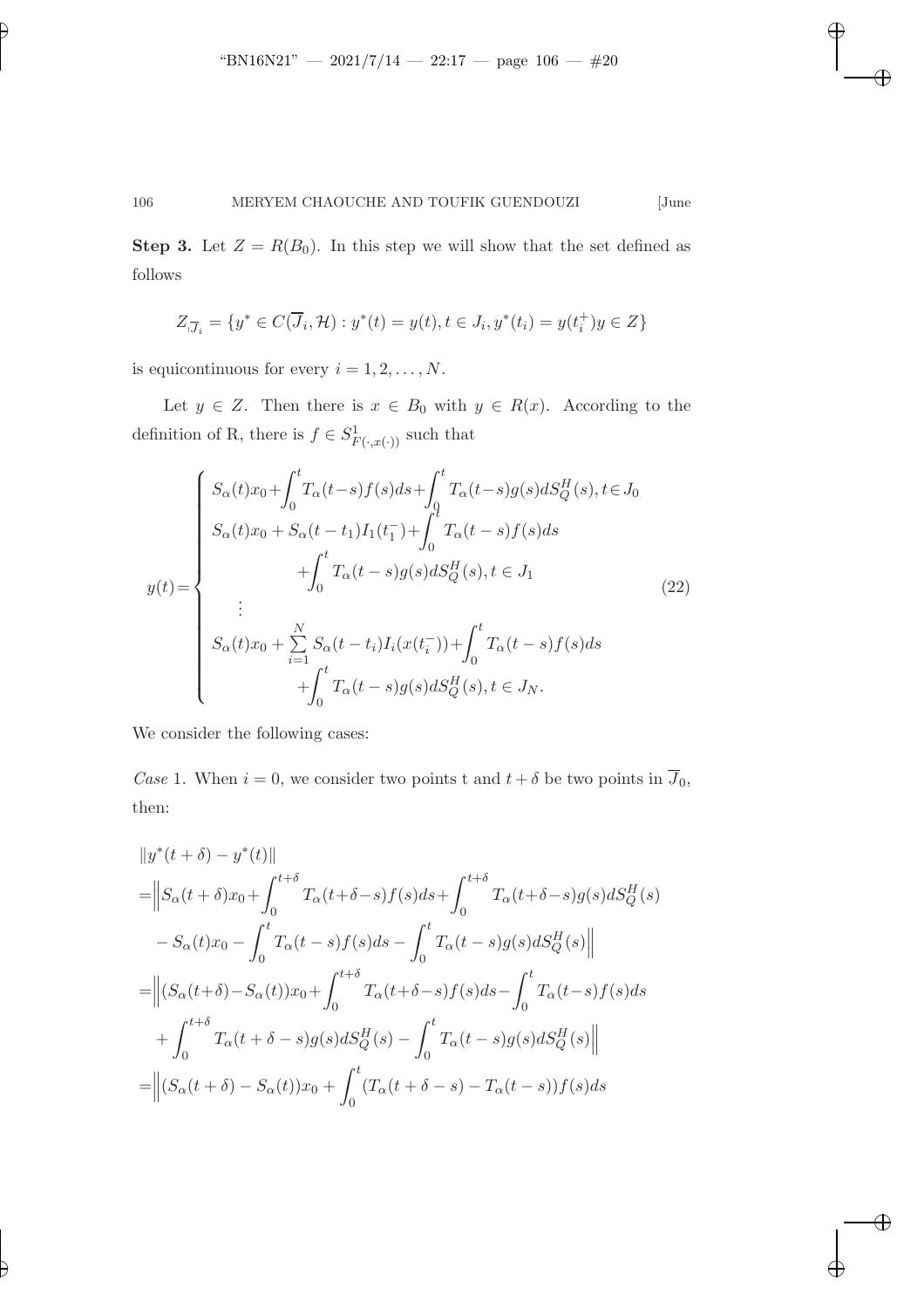**Step 3.** Let $Z = R(B_0)$. In this step we will show that the set defined as follows

$$Z_{|\overline{J}_i} = \{y^* \in C(\overline{J}_i, \mathcal{H}) : y^*(t) = y(t), t \in J_i, y^*(t_i) = y(t_i^+) y \in Z\}$$

is equicontinuous for every $i = 1, 2, \ldots, N$.

Let $y \in Z$. Then there is $x \in B_0$ with $y \in R(x)$. According to the definition of R, there is $f \in S^1_{F(\cdot, x(\cdot))}$ such that

$$y(t) = \begin{cases} S_\alpha(t)x_0 + \displaystyle\int_0^t T_\alpha(t-s)f(s)ds + \int_0^t T_\alpha(t-s)g(s)dS_Q^H(s), t \in J_0 \\ S_\alpha(t)x_0 + S_\alpha(t-t_1)I_1(t_1^-) + \displaystyle\int_0^t T_\alpha(t-s)f(s)ds \\ \qquad\qquad + \displaystyle\int_0^t T_\alpha(t-s)g(s)dS_Q^H(s), t \in J_1 \\ \quad \vdots \\ S_\alpha(t)x_0 + \displaystyle\sum_{i=1}^N S_\alpha(t-t_i)I_i(x(t_i^-)) + \int_0^t T_\alpha(t-s)f(s)ds \\ \qquad\qquad + \displaystyle\int_0^t T_\alpha(t-s)g(s)dS_Q^H(s), t \in J_N. \end{cases} \tag{22}$$

We consider the following cases:

*Case* 1. When $i = 0$, we consider two points t and $t + \delta$ be two points in $\overline{J}_0$, then:

$$\begin{aligned}
&\|y^*(t+\delta) - y^*(t)\| \\
&= \Big\| S_\alpha(t+\delta)x_0 + \int_0^{t+\delta} T_\alpha(t+\delta-s)f(s)ds + \int_0^{t+\delta} T_\alpha(t+\delta-s)g(s)dS_Q^H(s) \\
&\quad - S_\alpha(t)x_0 - \int_0^t T_\alpha(t-s)f(s)ds - \int_0^t T_\alpha(t-s)g(s)dS_Q^H(s) \Big\| \\
&= \Big\| (S_\alpha(t+\delta) - S_\alpha(t))x_0 + \int_0^{t+\delta} T_\alpha(t+\delta-s)f(s)ds - \int_0^t T_\alpha(t-s)f(s)ds \\
&\quad + \int_0^{t+\delta} T_\alpha(t+\delta-s)g(s)dS_Q^H(s) - \int_0^t T_\alpha(t-s)g(s)dS_Q^H(s) \Big\| \\
&= \Big\| (S_\alpha(t+\delta) - S_\alpha(t))x_0 + \int_0^t (T_\alpha(t+\delta-s) - T_\alpha(t-s))f(s)ds
\end{aligned}$$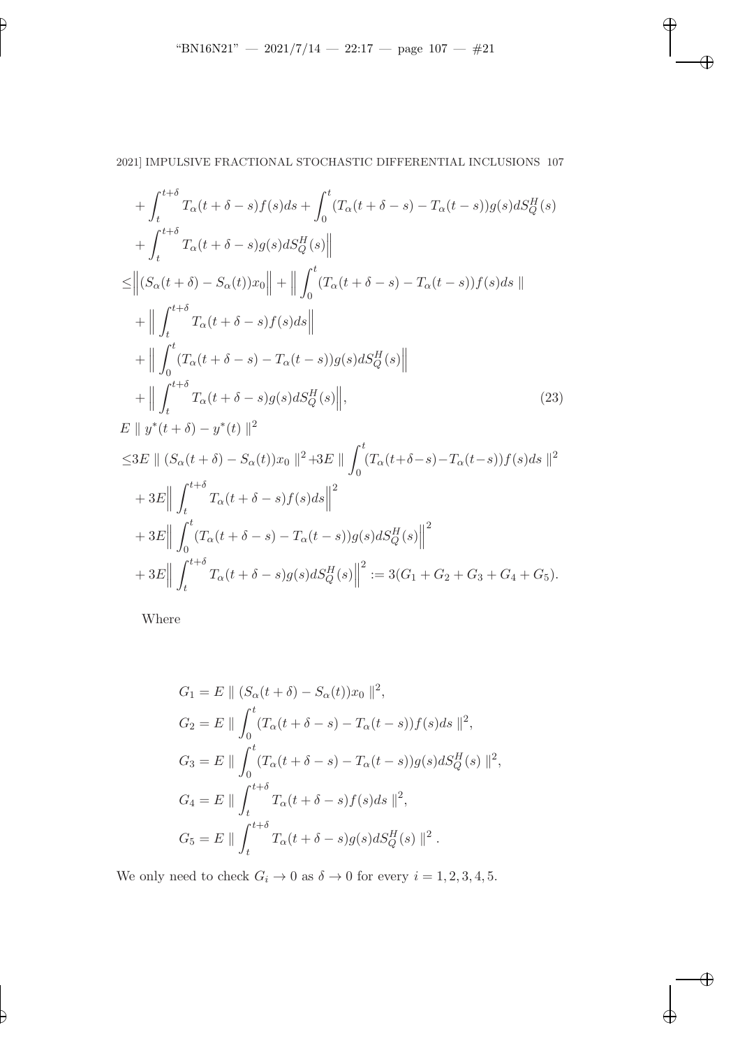$$
\begin{aligned}
&+\int_t^{t+\delta} T_\alpha(t+\delta-s)f(s)ds+\int_0^t (T_\alpha(t+\delta-s)-T_\alpha(t-s))g(s)dS_Q^H(s)\\
&+\int_t^{t+\delta} T_\alpha(t+\delta-s)g(s)dS_Q^H(s)\Big\|\\
\leq&\Big\|(S_\alpha(t+\delta)-S_\alpha(t))x_0\Big\|+\Big\|\int_0^t (T_\alpha(t+\delta-s)-T_\alpha(t-s))f(s)ds\ \|\\
&+\Big\|\int_t^{t+\delta} T_\alpha(t+\delta-s)f(s)ds\Big\|\\
&+\Big\|\int_0^t (T_\alpha(t+\delta-s)-T_\alpha(t-s))g(s)dS_Q^H(s)\Big\|\\
&+\Big\|\int_t^{t+\delta} T_\alpha(t+\delta-s)g(s)dS_Q^H(s)\Big\|, \qquad (23)\\
&E\parallel y^*(t+\delta)-y^*(t)\parallel^2\\
\leq&3E\parallel (S_\alpha(t+\delta)-S_\alpha(t))x_0\parallel^2+3E\parallel\int_0^t (T_\alpha(t+\delta-s)-T_\alpha(t-s))f(s)ds\parallel^2\\
&+3E\Big\|\int_t^{t+\delta} T_\alpha(t+\delta-s)f(s)ds\Big\|^2\\
&+3E\Big\|\int_0^t (T_\alpha(t+\delta-s)-T_\alpha(t-s))g(s)dS_Q^H(s)\Big\|^2\\
&+3E\Big\|\int_t^{t+\delta} T_\alpha(t+\delta-s)g(s)dS_Q^H(s)\Big\|^2:=3(G_1+G_2+G_3+G_4+G_5).
\end{aligned}
$$

Where

$$
\begin{aligned}
G_1&=E\parallel (S_\alpha(t+\delta)-S_\alpha(t))x_0\parallel^2,\\
G_2&=E\parallel\int_0^t (T_\alpha(t+\delta-s)-T_\alpha(t-s))f(s)ds\parallel^2,\\
G_3&=E\parallel\int_0^t (T_\alpha(t+\delta-s)-T_\alpha(t-s))g(s)dS_Q^H(s)\parallel^2,\\
G_4&=E\parallel\int_t^{t+\delta} T_\alpha(t+\delta-s)f(s)ds\parallel^2,\\
G_5&=E\parallel\int_t^{t+\delta} T_\alpha(t+\delta-s)g(s)dS_Q^H(s)\parallel^2.
\end{aligned}
$$

We only need to check $G_i\to 0$ as $\delta\to 0$ for every $i=1,2,3,4,5$.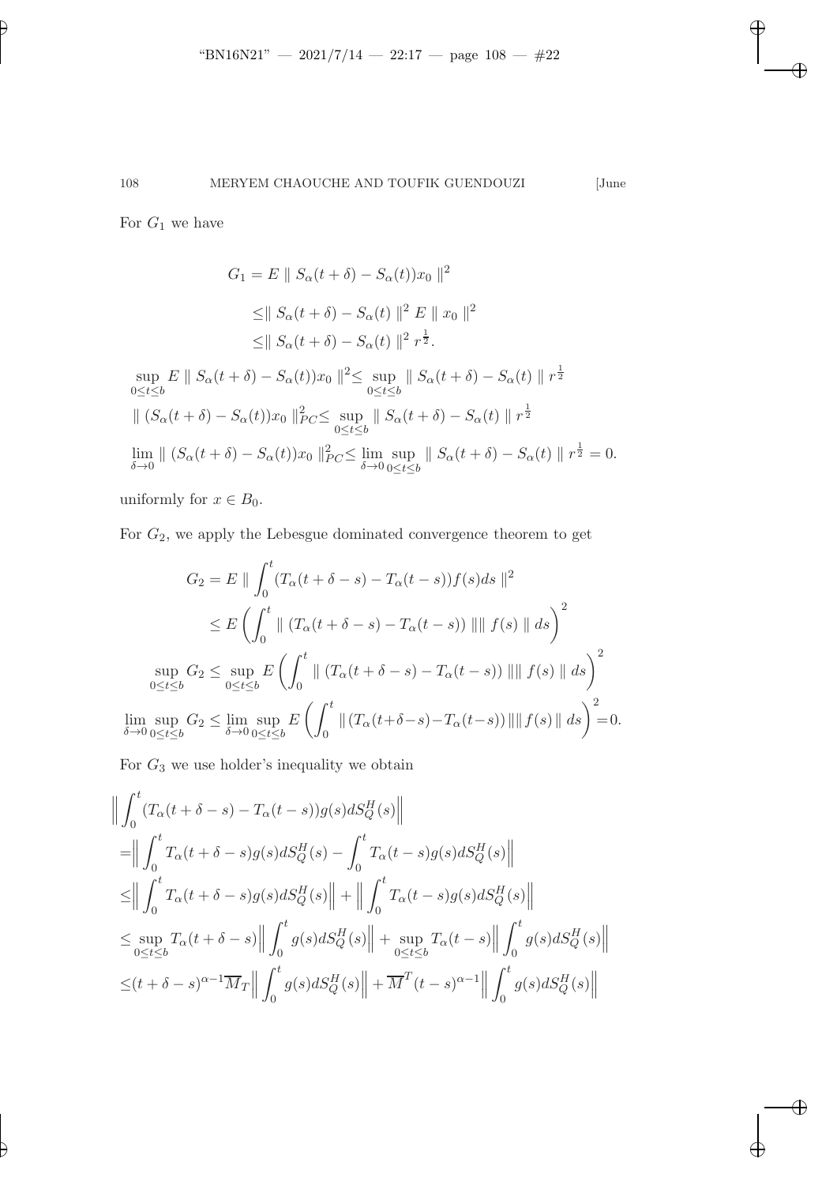For $G_1$ we have

$$
\begin{aligned}
G_1 &= E \parallel S_\alpha(t+\delta) - S_\alpha(t))x_0 \parallel^2 \\
&\leq \parallel S_\alpha(t+\delta) - S_\alpha(t) \parallel^2 E \parallel x_0 \parallel^2 \\
&\leq \parallel S_\alpha(t+\delta) - S_\alpha(t) \parallel^2 r^{\frac{1}{2}}.
\end{aligned}
$$

$$
\sup_{0\leq t\leq b} E \parallel S_\alpha(t+\delta) - S_\alpha(t))x_0 \parallel^2 \leq \sup_{0\leq t\leq b} \parallel S_\alpha(t+\delta) - S_\alpha(t) \parallel r^{\frac{1}{2}}
$$

$$
\parallel (S_\alpha(t+\delta) - S_\alpha(t))x_0 \parallel_{PC}^2 \leq \sup_{0\leq t\leq b} \parallel S_\alpha(t+\delta) - S_\alpha(t) \parallel r^{\frac{1}{2}}
$$

$$
\lim_{\delta\to 0} \parallel (S_\alpha(t+\delta) - S_\alpha(t))x_0 \parallel_{PC}^2 \leq \lim_{\delta\to 0}\sup_{0\leq t\leq b} \parallel S_\alpha(t+\delta) - S_\alpha(t) \parallel r^{\frac{1}{2}} = 0.
$$

uniformly for $x \in B_0$.

For $G_2$, we apply the Lebesgue dominated convergence theorem to get

$$
\begin{aligned}
G_2 &= E \parallel \int_0^t (T_\alpha(t+\delta-s) - T_\alpha(t-s))f(s)ds \parallel^2 \\
&\leq E\left(\int_0^t \parallel (T_\alpha(t+\delta-s) - T_\alpha(t-s)) \parallel\parallel f(s) \parallel ds\right)^2
\end{aligned}
$$

$$
\sup_{0\leq t\leq b} G_2 \leq \sup_{0\leq t\leq b} E\left(\int_0^t \parallel (T_\alpha(t+\delta-s) - T_\alpha(t-s)) \parallel\parallel f(s) \parallel ds\right)^2
$$

$$
\lim_{\delta\to 0}\sup_{0\leq t\leq b} G_2 \leq \lim_{\delta\to 0}\sup_{0\leq t\leq b} E\left(\int_0^t \parallel (T_\alpha(t+\delta-s) - T_\alpha(t-s)) \parallel\parallel f(s) \parallel ds\right)^2 = 0.
$$

For $G_3$ we use holder's inequality we obtain

$$
\begin{aligned}
&\Big\| \int_0^t (T_\alpha(t+\delta-s) - T_\alpha(t-s))g(s)dS_Q^H(s) \Big\| \\
=&\Big\| \int_0^t T_\alpha(t+\delta-s)g(s)dS_Q^H(s) - \int_0^t T_\alpha(t-s)g(s)dS_Q^H(s) \Big\| \\
\leq&\Big\| \int_0^t T_\alpha(t+\delta-s)g(s)dS_Q^H(s) \Big\| + \Big\| \int_0^t T_\alpha(t-s)g(s)dS_Q^H(s) \Big\| \\
\leq& \sup_{0\leq t\leq b} T_\alpha(t+\delta-s)\Big\| \int_0^t g(s)dS_Q^H(s) \Big\| + \sup_{0\leq t\leq b} T_\alpha(t-s)\Big\| \int_0^t g(s)dS_Q^H(s) \Big\| \\
\leq&(t+\delta-s)^{\alpha-1}\overline{M}_T\Big\| \int_0^t g(s)dS_Q^H(s) \Big\| + \overline{M}^T(t-s)^{\alpha-1}\Big\| \int_0^t g(s)dS_Q^H(s) \Big\|
\end{aligned}
$$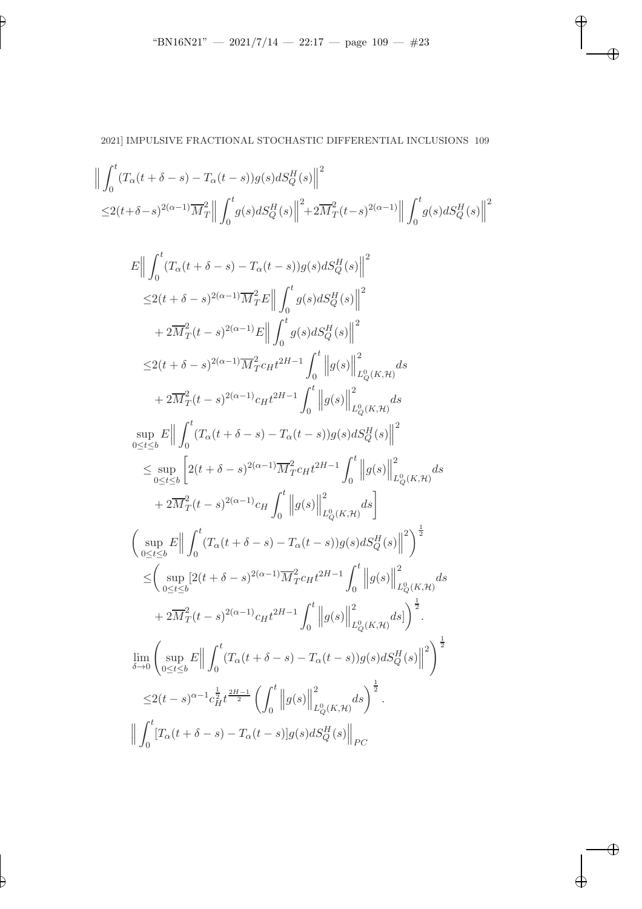$$
\begin{aligned}
&\Big\| \int_0^t (T_\alpha(t+\delta-s) - T_\alpha(t-s)) g(s) dS_Q^H(s) \Big\|^2 \\
&\leq 2(t+\delta-s)^{2(\alpha-1)} \overline{M}_T^2 \Big\| \int_0^t g(s) dS_Q^H(s) \Big\|^2 + 2\overline{M}_T^2 (t-s)^{2(\alpha-1)} \Big\| \int_0^t g(s) dS_Q^H(s) \Big\|^2
\end{aligned}
$$

$$
\begin{aligned}
&E\Big\| \int_0^t (T_\alpha(t+\delta-s) - T_\alpha(t-s)) g(s) dS_Q^H(s) \Big\|^2 \\
&\quad \leq 2(t+\delta-s)^{2(\alpha-1)} \overline{M}_T^2 E\Big\| \int_0^t g(s) dS_Q^H(s) \Big\|^2 \\
&\qquad + 2\overline{M}_T^2 (t-s)^{2(\alpha-1)} E\Big\| \int_0^t g(s) dS_Q^H(s) \Big\|^2 \\
&\quad \leq 2(t+\delta-s)^{2(\alpha-1)} \overline{M}_T^2 c_H t^{2H-1} \int_0^t \Big\| g(s) \Big\|^2_{L_Q^0(K,\mathcal{H})} ds \\
&\qquad + 2\overline{M}_T^2 (t-s)^{2(\alpha-1)} c_H t^{2H-1} \int_0^t \Big\| g(s) \Big\|^2_{L_Q^0(K,\mathcal{H})} ds \\
&\sup_{0\leq t\leq b} E\Big\| \int_0^t (T_\alpha(t+\delta-s) - T_\alpha(t-s)) g(s) dS_Q^H(s) \Big\|^2 \\
&\quad \leq \sup_{0\leq t\leq b} \Bigg[ 2(t+\delta-s)^{2(\alpha-1)} \overline{M}_T^2 c_H t^{2H-1} \int_0^t \Big\| g(s) \Big\|^2_{L_Q^0(K,\mathcal{H})} ds \\
&\qquad + 2\overline{M}_T^2 (t-s)^{2(\alpha-1)} c_H \int_0^t \Big\| g(s) \Big\|^2_{L_Q^0(K,\mathcal{H})} ds \Bigg] \\
&\Bigg( \sup_{0\leq t\leq b} E\Big\| \int_0^t (T_\alpha(t+\delta-s) - T_\alpha(t-s)) g(s) dS_Q^H(s) \Big\|^2 \Bigg)^{\frac{1}{2}} \\
&\quad \leq \Bigg( \sup_{0\leq t\leq b} [2(t+\delta-s)^{2(\alpha-1)} \overline{M}_T^2 c_H t^{2H-1} \int_0^t \Big\| g(s) \Big\|^2_{L_Q^0(K,\mathcal{H})} ds \\
&\qquad + 2\overline{M}_T^2 (t-s)^{2(\alpha-1)} c_H t^{2H-1} \int_0^t \Big\| g(s) \Big\|^2_{L_Q^0(K,\mathcal{H})} ds] \Bigg)^{\frac{1}{2}}. \\
&\lim_{\delta\to 0} \Bigg( \sup_{0\leq t\leq b} E\Big\| \int_0^t (T_\alpha(t+\delta-s) - T_\alpha(t-s)) g(s) dS_Q^H(s) \Big\|^2 \Bigg)^{\frac{1}{2}} \\
&\quad \leq 2(t-s)^{\alpha-1} c_H^{\frac{1}{2}} t^{\frac{2H-1}{2}} \left( \int_0^t \Big\| g(s) \Big\|^2_{L_Q^0(K,\mathcal{H})} ds \right)^{\frac{1}{2}}. \\
&\Big\| \int_0^t [T_\alpha(t+\delta-s) - T_\alpha(t-s)] g(s) dS_Q^H(s) \Big\|_{PC}
\end{aligned}
$$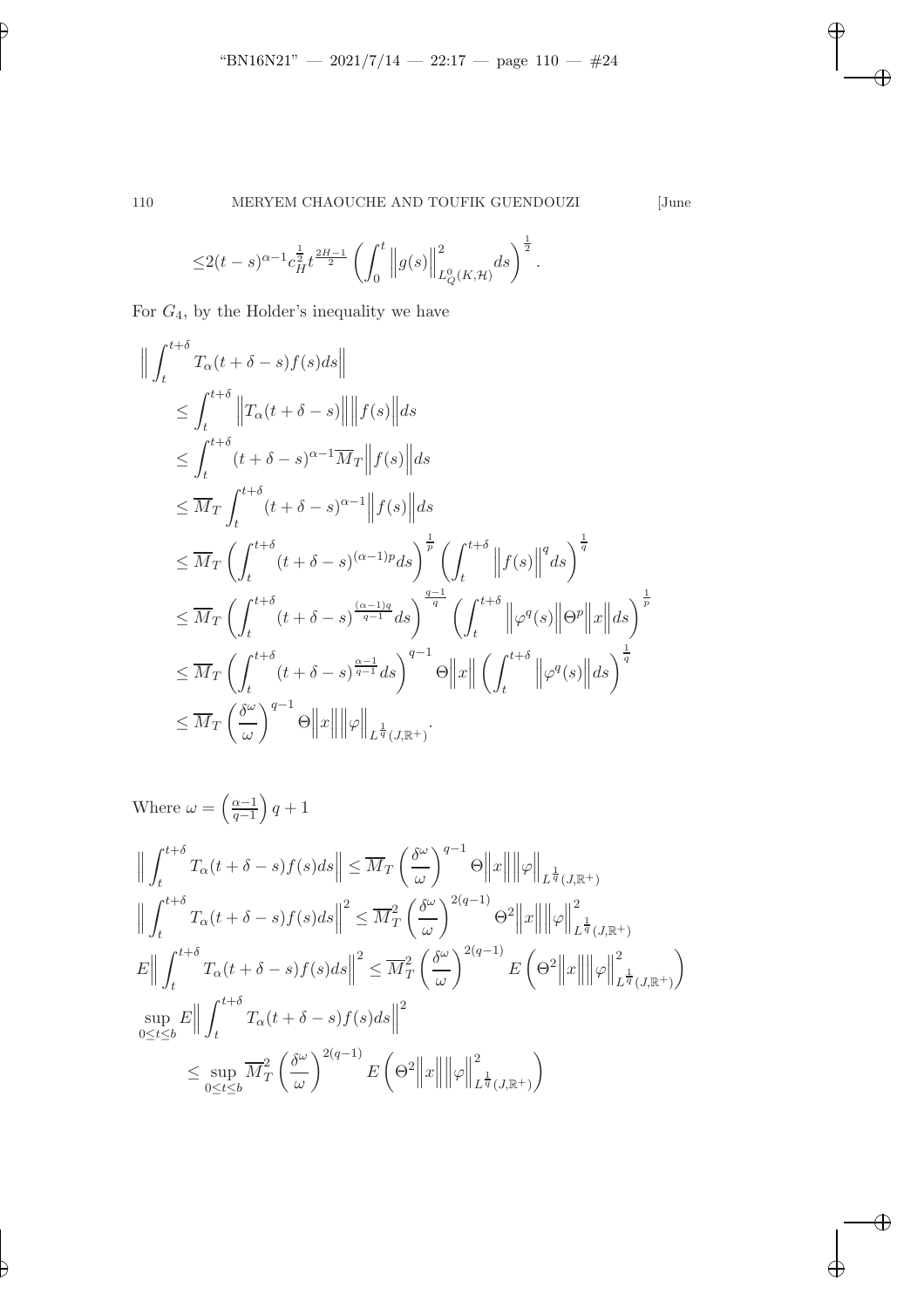$$\leq 2(t-s)^{\alpha-1} c_H^{\frac{1}{2}} t^{\frac{2H-1}{2}} \left( \int_0^t \Big\| g(s) \Big\|_{L_Q^0(K,\mathcal{H})}^2 ds \right)^{\frac{1}{2}}.$$

For $G_4$, by the Holder's inequality we have

$$\begin{aligned}
\Big\| \int_t^{t+\delta} & T_\alpha(t+\delta-s) f(s) ds \Big\| \\
&\leq \int_t^{t+\delta} \Big\| T_\alpha(t+\delta-s) \Big\| \Big\| f(s) \Big\| ds \\
&\leq \int_t^{t+\delta} (t+\delta-s)^{\alpha-1} \overline{M}_T \Big\| f(s) \Big\| ds \\
&\leq \overline{M}_T \int_t^{t+\delta} (t+\delta-s)^{\alpha-1} \Big\| f(s) \Big\| ds \\
&\leq \overline{M}_T \left( \int_t^{t+\delta} (t+\delta-s)^{(\alpha-1)p} ds \right)^{\frac{1}{p}} \left( \int_t^{t+\delta} \Big\| f(s) \Big\|^q ds \right)^{\frac{1}{q}} \\
&\leq \overline{M}_T \left( \int_t^{t+\delta} (t+\delta-s)^{\frac{(\alpha-1)q}{q-1}} ds \right)^{\frac{q-1}{q}} \left( \int_t^{t+\delta} \Big\| \varphi^q(s) \Big\| \Theta^p \Big\| x \Big\| ds \right)^{\frac{1}{p}} \\
&\leq \overline{M}_T \left( \int_t^{t+\delta} (t+\delta-s)^{\frac{\alpha-1}{q-1}} ds \right)^{q-1} \Theta \Big\| x \Big\| \left( \int_t^{t+\delta} \Big\| \varphi^q(s) \Big\| ds \right)^{\frac{1}{q}} \\
&\leq \overline{M}_T \left( \frac{\delta^\omega}{\omega} \right)^{q-1} \Theta \Big\| x \Big\| \Big\| \varphi \Big\|_{L^{\frac{1}{q}}(J,\mathbb{R}^+)}.
\end{aligned}$$

Where $\omega = \left( \frac{\alpha-1}{q-1} \right) q + 1$

$$\begin{aligned}
\Big\| \int_t^{t+\delta} T_\alpha(t+\delta-s) f(s) ds \Big\| &\leq \overline{M}_T \left( \frac{\delta^\omega}{\omega} \right)^{q-1} \Theta \Big\| x \Big\| \Big\| \varphi \Big\|_{L^{\frac{1}{q}}(J,\mathbb{R}^+)} \\
\Big\| \int_t^{t+\delta} T_\alpha(t+\delta-s) f(s) ds \Big\|^2 &\leq \overline{M}_T^2 \left( \frac{\delta^\omega}{\omega} \right)^{2(q-1)} \Theta^2 \Big\| x \Big\| \Big\| \varphi \Big\|_{L^{\frac{1}{q}}(J,\mathbb{R}^+)}^2 \\
E \Big\| \int_t^{t+\delta} T_\alpha(t+\delta-s) f(s) ds \Big\|^2 &\leq \overline{M}_T^2 \left( \frac{\delta^\omega}{\omega} \right)^{2(q-1)} E \left( \Theta^2 \Big\| x \Big\| \Big\| \varphi \Big\|_{L^{\frac{1}{q}}(J,\mathbb{R}^+)}^2 \right) \\
\sup_{0 \leq t \leq b} E \Big\| \int_t^{t+\delta} T_\alpha(t+\delta-s) f(s) ds \Big\|^2 & \\
\leq \sup_{0 \leq t \leq b} \overline{M}_T^2 & \left( \frac{\delta^\omega}{\omega} \right)^{2(q-1)} E \left( \Theta^2 \Big\| x \Big\| \Big\| \varphi \Big\|_{L^{\frac{1}{q}}(J,\mathbb{R}^+)}^2 \right)
\end{aligned}$$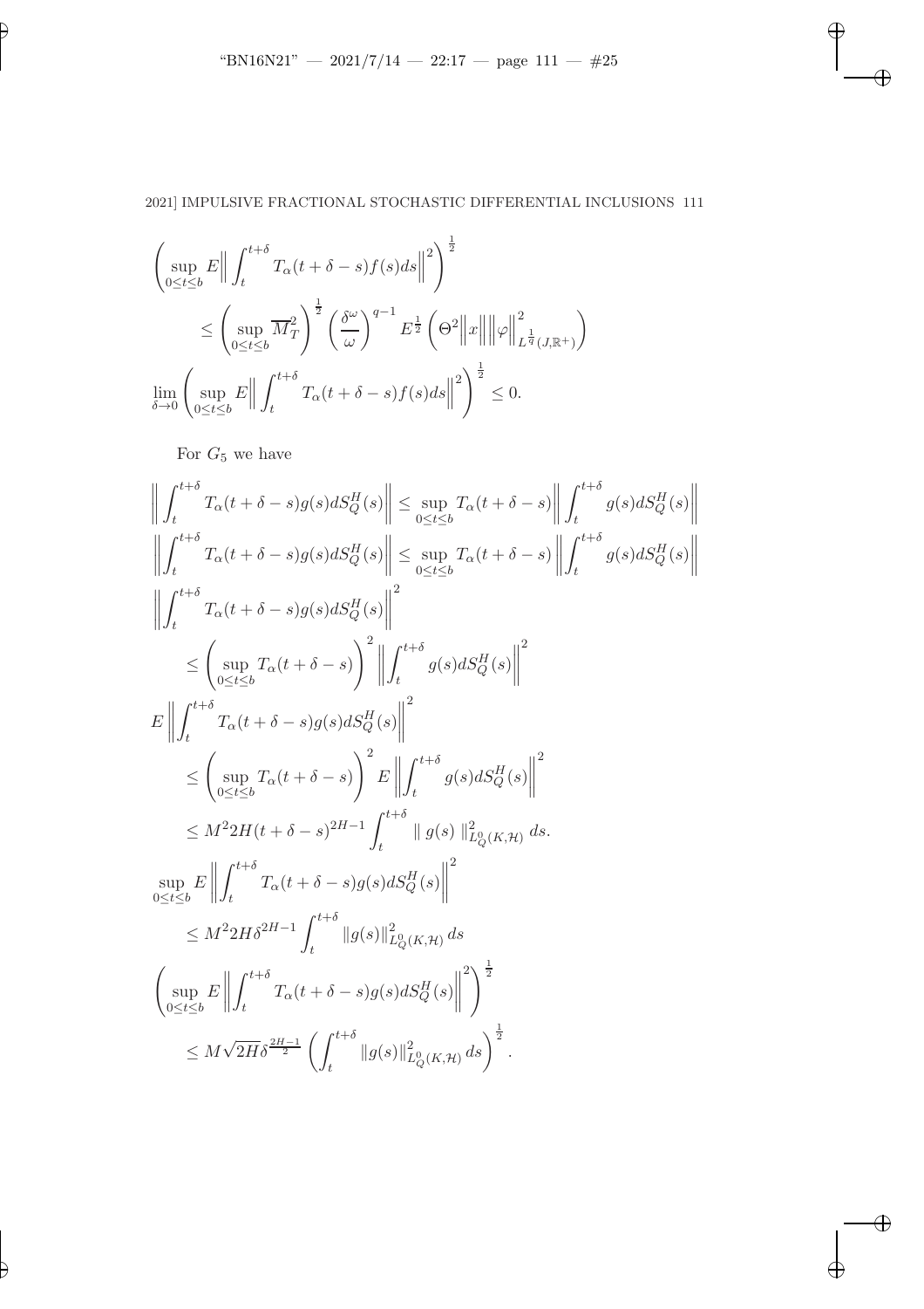$$\left(\sup_{0\leq t\leq b} E\Big\| \int_t^{t+\delta} T_\alpha(t+\delta-s)f(s)ds\Big\|^2\right)^{\frac{1}{2}}$$

$$\leq \left(\sup_{0\leq t\leq b} \overline{M}_T^2\right)^{\frac{1}{2}} \left(\frac{\delta^\omega}{\omega}\right)^{q-1} E^{\frac{1}{2}}\left(\Theta^2 \Big\|x\Big\|\Big\|\varphi\Big\|^2_{L^{\frac{1}{q}}(J,\mathbb{R}^+)}\right)$$

$$\lim_{\delta\to 0}\left(\sup_{0\leq t\leq b} E\Big\| \int_t^{t+\delta} T_\alpha(t+\delta-s)f(s)ds\Big\|^2\right)^{\frac{1}{2}} \leq 0.$$

For $G_5$ we have

$$\left\| \int_t^{t+\delta} T_\alpha(t+\delta-s)g(s)dS_Q^H(s)\right\| \leq \sup_{0\leq t\leq b} T_\alpha(t+\delta-s)\left\| \int_t^{t+\delta} g(s)dS_Q^H(s)\right\|$$

$$\left\| \int_t^{t+\delta} T_\alpha(t+\delta-s)g(s)dS_Q^H(s)\right\| \leq \sup_{0\leq t\leq b} T_\alpha(t+\delta-s)\left\| \int_t^{t+\delta} g(s)dS_Q^H(s)\right\|$$

$$\left\| \int_t^{t+\delta} T_\alpha(t+\delta-s)g(s)dS_Q^H(s)\right\|^2 \leq \left(\sup_{0\leq t\leq b} T_\alpha(t+\delta-s)\right)^2\left\| \int_t^{t+\delta} g(s)dS_Q^H(s)\right\|^2$$

$$E\left\| \int_t^{t+\delta} T_\alpha(t+\delta-s)g(s)dS_Q^H(s)\right\|^2 \leq \left(\sup_{0\leq t\leq b} T_\alpha(t+\delta-s)\right)^2 E\left\| \int_t^{t+\delta} g(s)dS_Q^H(s)\right\|^2$$

$$\leq M^2 2H(t+\delta-s)^{2H-1}\int_t^{t+\delta} \parallel g(s)\parallel^2_{L_Q^0(K,\mathcal{H})} ds.$$

$$\sup_{0\leq t\leq b} E\left\| \int_t^{t+\delta} T_\alpha(t+\delta-s)g(s)dS_Q^H(s)\right\|^2 \leq M^2 2H\delta^{2H-1}\int_t^{t+\delta} \|g(s)\|^2_{L_Q^0(K,\mathcal{H})} ds$$

$$\left(\sup_{0\leq t\leq b} E\left\| \int_t^{t+\delta} T_\alpha(t+\delta-s)g(s)dS_Q^H(s)\right\|^2\right)^{\frac{1}{2}} \leq M\sqrt{2H}\delta^{\frac{2H-1}{2}}\left(\int_t^{t+\delta} \|g(s)\|^2_{L_Q^0(K,\mathcal{H})} ds\right)^{\frac{1}{2}}.$$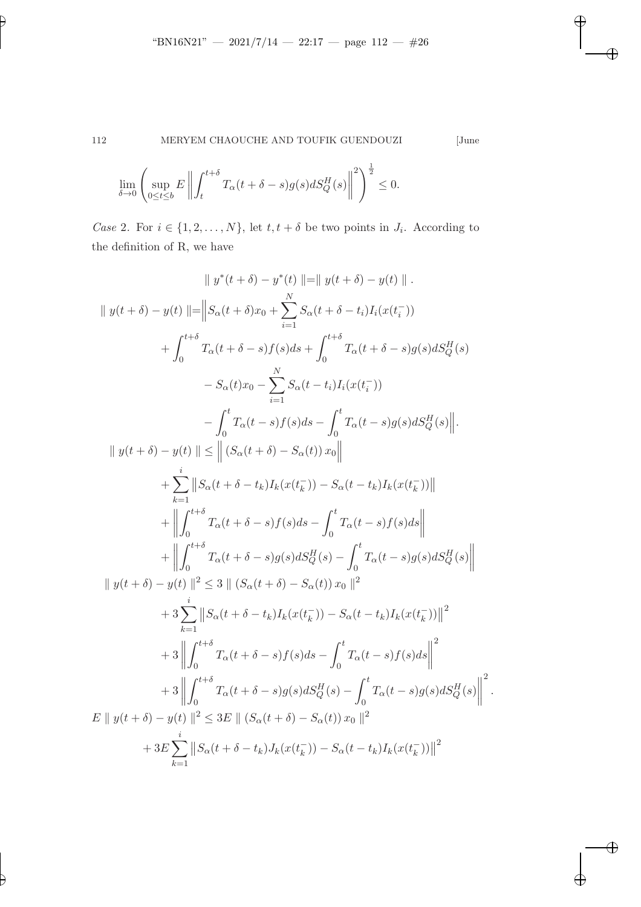$$\lim_{\delta \to 0} \left( \sup_{0 \le t \le b} E \left\| \int_t^{t+\delta} T_\alpha(t+\delta-s) g(s) dS_Q^H(s) \right\|^2 \right)^{\frac{1}{2}} \le 0.$$

*Case* 2. For $i \in \{1, 2, \ldots, N\}$, let $t, t+\delta$ be two points in $J_i$. According to the definition of R, we have

$$\| y^*(t+\delta) - y^*(t) \| = \| y(t+\delta) - y(t) \| .$$

$$\begin{aligned}
\| y(t+\delta) - y(t) \| =& \Big\| S_\alpha(t+\delta) x_0 + \sum_{i=1}^{N} S_\alpha(t+\delta-t_i) I_i(x(t_i^-)) \\
&+ \int_0^{t+\delta} T_\alpha(t+\delta-s) f(s) ds + \int_0^{t+\delta} T_\alpha(t+\delta-s) g(s) dS_Q^H(s) \\
&- S_\alpha(t) x_0 - \sum_{i=1}^{N} S_\alpha(t-t_i) I_i(x(t_i^-)) \\
&- \int_0^t T_\alpha(t-s) f(s) ds - \int_0^t T_\alpha(t-s) g(s) dS_Q^H(s) \Big\|.
\end{aligned}$$

$$\begin{aligned}
\| y(t+\delta) - y(t) \| \le& \Big\| \left( S_\alpha(t+\delta) - S_\alpha(t) \right) x_0 \Big\| \\
&+ \sum_{k=1}^{i} \left\| S_\alpha(t+\delta-t_k) I_k(x(t_k^-)) - S_\alpha(t-t_k) I_k(x(t_k^-)) \right\| \\
&+ \left\| \int_0^{t+\delta} T_\alpha(t+\delta-s) f(s) ds - \int_0^t T_\alpha(t-s) f(s) ds \right\| \\
&+ \left\| \int_0^{t+\delta} T_\alpha(t+\delta-s) g(s) dS_Q^H(s) - \int_0^t T_\alpha(t-s) g(s) dS_Q^H(s) \right\|
\end{aligned}$$

$$\begin{aligned}
\| y(t+\delta) - y(t) \|^2 \le& 3 \, \| \left( S_\alpha(t+\delta) - S_\alpha(t) \right) x_0 \|^2 \\
&+ 3 \sum_{k=1}^{i} \left\| S_\alpha(t+\delta-t_k) I_k(x(t_k^-)) - S_\alpha(t-t_k) I_k(x(t_k^-)) \right\|^2 \\
&+ 3 \left\| \int_0^{t+\delta} T_\alpha(t+\delta-s) f(s) ds - \int_0^t T_\alpha(t-s) f(s) ds \right\|^2 \\
&+ 3 \left\| \int_0^{t+\delta} T_\alpha(t+\delta-s) g(s) dS_Q^H(s) - \int_0^t T_\alpha(t-s) g(s) dS_Q^H(s) \right\|^2 .
\end{aligned}$$

$$\begin{aligned}
E \, \| y(t+\delta) - y(t) \|^2 \le& 3E \, \| \left( S_\alpha(t+\delta) - S_\alpha(t) \right) x_0 \|^2 \\
&+ 3E \sum_{k=1}^{i} \left\| S_\alpha(t+\delta-t_k) J_k(x(t_k^-)) - S_\alpha(t-t_k) I_k(x(t_k^-)) \right\|^2
\end{aligned}$$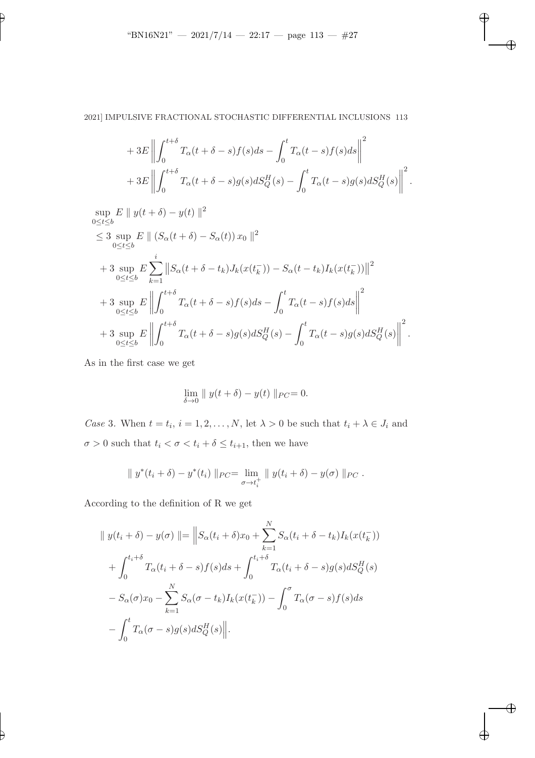$$
+ 3E\left\|\int_0^{t+\delta} T_\alpha(t+\delta-s)f(s)ds - \int_0^t T_\alpha(t-s)f(s)ds\right\|^2
$$

$$
+ 3E\left\|\int_0^{t+\delta} T_\alpha(t+\delta-s)g(s)dS_Q^H(s) - \int_0^t T_\alpha(t-s)g(s)dS_Q^H(s)\right\|^2.
$$

$$
\begin{aligned}
&\sup_{0\le t\le b} E \parallel y(t+\delta) - y(t) \parallel^2 \\
&\le 3 \sup_{0\le t\le b} E \parallel (S_\alpha(t+\delta) - S_\alpha(t))\, x_0 \parallel^2 \\
&+ 3 \sup_{0\le t\le b} E \sum_{k=1}^{i} \left\|S_\alpha(t+\delta-t_k)J_k(x(t_k^-)) - S_\alpha(t-t_k)I_k(x(t_k^-))\right\|^2 \\
&+ 3 \sup_{0\le t\le b} E \left\|\int_0^{t+\delta} T_\alpha(t+\delta-s)f(s)ds - \int_0^t T_\alpha(t-s)f(s)ds\right\|^2 \\
&+ 3 \sup_{0\le t\le b} E \left\|\int_0^{t+\delta} T_\alpha(t+\delta-s)g(s)dS_Q^H(s) - \int_0^t T_\alpha(t-s)g(s)dS_Q^H(s)\right\|^2.
\end{aligned}
$$

As in the first case we get

$$
\lim_{\delta\to 0} \parallel y(t+\delta) - y(t) \parallel_{PC} = 0.
$$

*Case* 3. When $t = t_i$, $i = 1, 2, \ldots, N$, let $\lambda > 0$ be such that $t_i + \lambda \in J_i$ and $\sigma > 0$ such that $t_i < \sigma < t_i + \delta \le t_{i+1}$, then we have

$$
\parallel y^*(t_i+\delta) - y^*(t_i) \parallel_{PC} = \lim_{\sigma\to t_i^+} \parallel y(t_i+\delta) - y(\sigma) \parallel_{PC}.
$$

According to the definition of R we get

$$
\begin{aligned}
\parallel y(t_i+\delta) - y(\sigma) \parallel &= \Bigg\|S_\alpha(t_i+\delta)x_0 + \sum_{k=1}^{N} S_\alpha(t_i+\delta-t_k)I_k(x(t_k^-)) \\
&+ \int_0^{t_i+\delta} T_\alpha(t_i+\delta-s)f(s)ds + \int_0^{t_i+\delta} T_\alpha(t_i+\delta-s)g(s)dS_Q^H(s) \\
&- S_\alpha(\sigma)x_0 - \sum_{k=1}^{N} S_\alpha(\sigma-t_k)I_k(x(t_k^-)) - \int_0^{\sigma} T_\alpha(\sigma-s)f(s)ds \\
&- \int_0^{t} T_\alpha(\sigma-s)g(s)dS_Q^H(s)\Bigg\|.
\end{aligned}
$$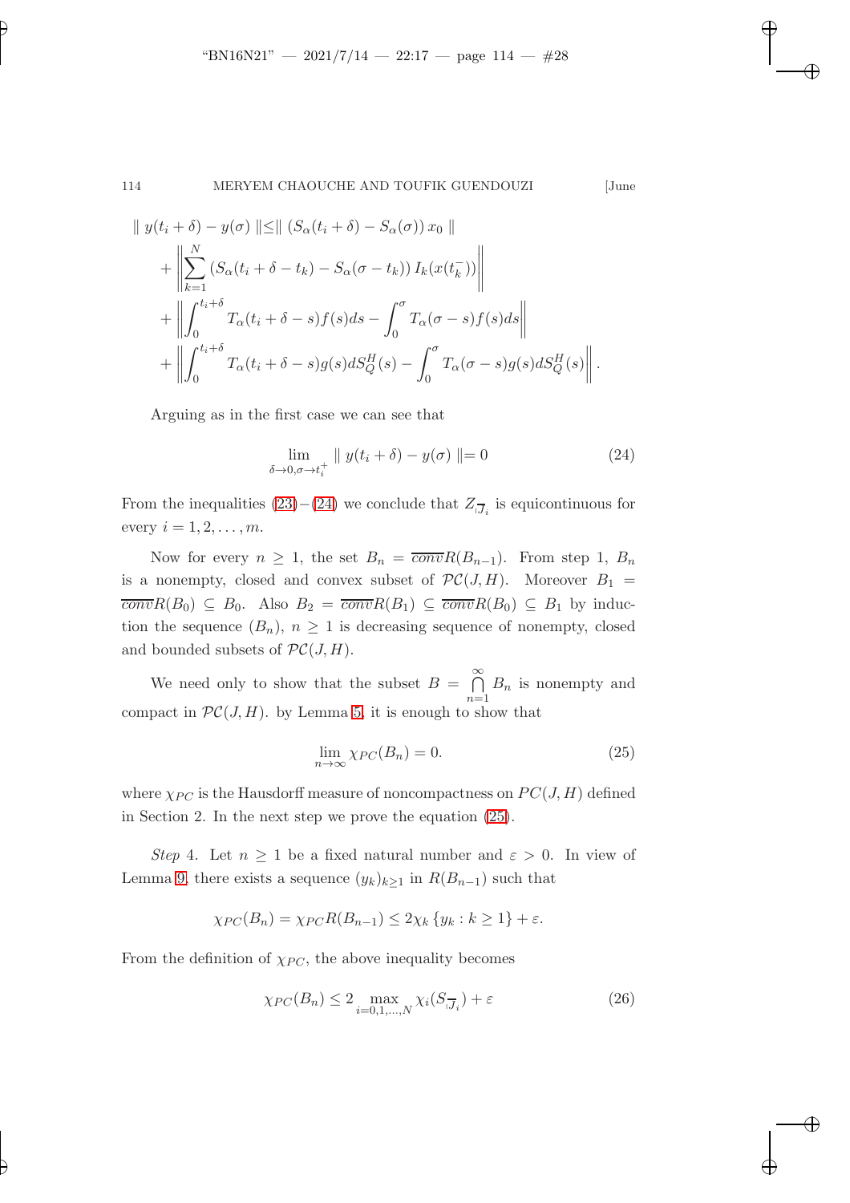$$
\begin{aligned}
\| y(t_i+\delta) - y(\sigma) \| \leq & \| \left(S_\alpha(t_i+\delta) - S_\alpha(\sigma)\right) x_0 \| \\
& + \left\| \sum_{k=1}^{N} \left(S_\alpha(t_i+\delta-t_k) - S_\alpha(\sigma-t_k)\right) I_k(x(t_k^-)) \right\| \\
& + \left\| \int_0^{t_i+\delta} T_\alpha(t_i+\delta-s) f(s) ds - \int_0^{\sigma} T_\alpha(\sigma-s) f(s) ds \right\| \\
& + \left\| \int_0^{t_i+\delta} T_\alpha(t_i+\delta-s) g(s) dS_Q^H(s) - \int_0^{\sigma} T_\alpha(\sigma-s) g(s) dS_Q^H(s) \right\|.
\end{aligned}
$$

Arguing as in the first case we can see that

$$
\lim_{\delta \to 0, \sigma \to t_i^+} \| y(t_i+\delta) - y(\sigma) \| = 0 \tag{24}
$$

From the inequalities (23)−(24) we conclude that $Z_{|\overline{J}_i}$ is equicontinuous for every $i = 1, 2, \ldots, m$.

Now for every $n \geq 1$, the set $B_n = \overline{conv} R(B_{n-1})$. From step 1, $B_n$ is a nonempty, closed and convex subset of $\mathcal{PC}(J, H)$. Moreover $B_1 = \overline{conv} R(B_0) \subseteq B_0$. Also $B_2 = \overline{conv} R(B_1) \subseteq \overline{conv} R(B_0) \subseteq B_1$ by induction the sequence $(B_n)$, $n \geq 1$ is decreasing sequence of nonempty, closed and bounded subsets of $\mathcal{PC}(J, H)$.

We need only to show that the subset $B = \bigcap_{n=1}^{\infty} B_n$ is nonempty and compact in $\mathcal{PC}(J, H)$. by Lemma 5, it is enough to show that

$$
\lim_{n \to \infty} \chi_{PC}(B_n) = 0. \tag{25}
$$

where $\chi_{PC}$ is the Hausdorff measure of noncompactness on $PC(J, H)$ defined in Section 2. In the next step we prove the equation (25).

*Step* 4. Let $n \geq 1$ be a fixed natural number and $\varepsilon > 0$. In view of Lemma 9, there exists a sequence $(y_k)_{k \geq 1}$ in $R(B_{n-1})$ such that

$$
\chi_{PC}(B_n) = \chi_{PC} R(B_{n-1}) \leq 2 \chi_k \{y_k : k \geq 1\} + \varepsilon.
$$

From the definition of $\chi_{PC}$, the above inequality becomes

$$
\chi_{PC}(B_n) \leq 2 \max_{i=0,1,\ldots,N} \chi_i(S_{|\overline{J}_i}) + \varepsilon \tag{26}
$$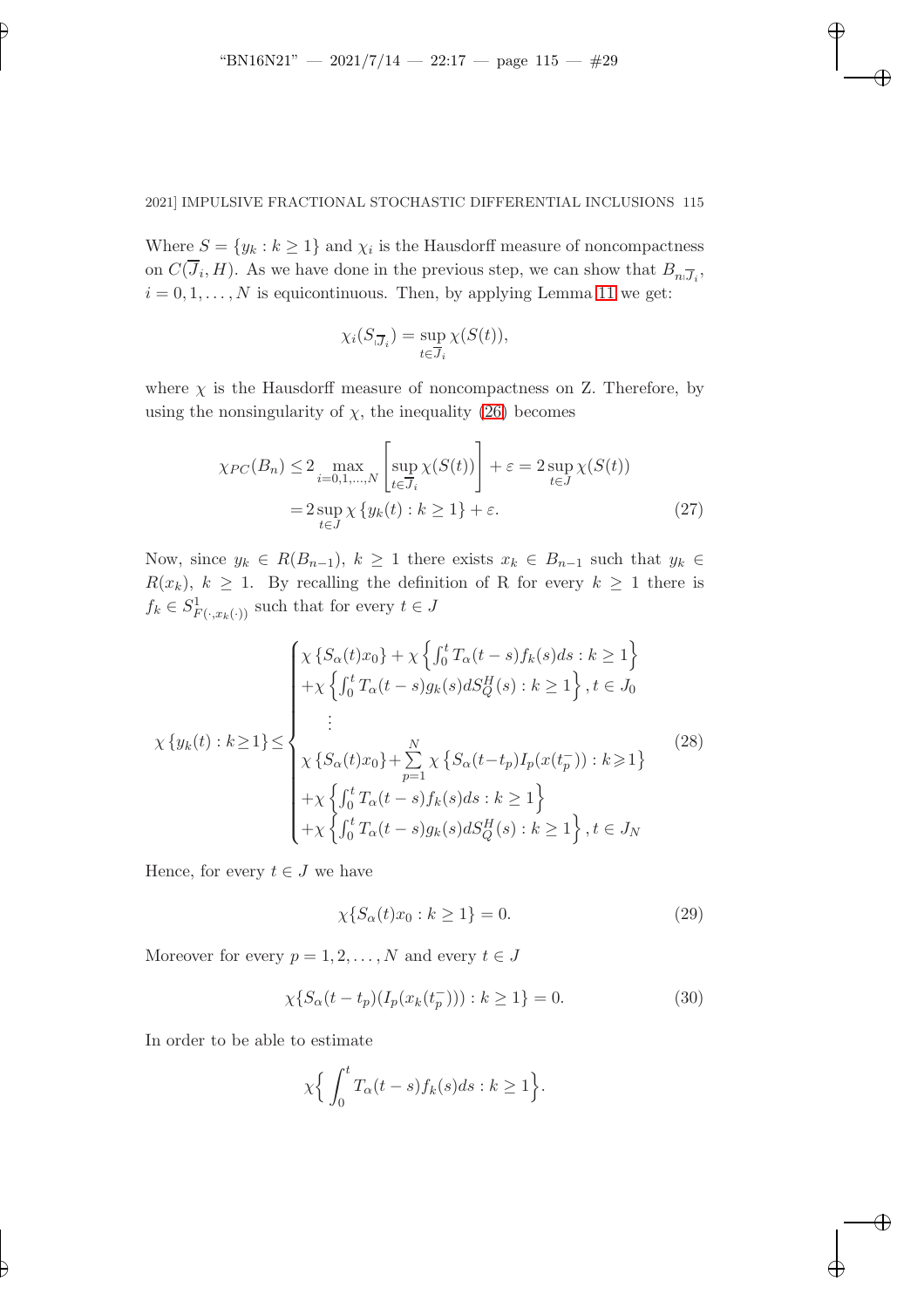Where $S = \{y_k : k \geq 1\}$ and $\chi_i$ is the Hausdorff measure of noncompactness on $C(\overline{J}_i, H)$. As we have done in the previous step, we can show that $B_{n|\overline{J}_i}$, $i = 0, 1, \ldots, N$ is equicontinuous. Then, by applying Lemma 11 we get:

$$\chi_i(S_{|\overline{J}_i}) = \sup_{t \in \overline{J}_i} \chi(S(t)),$$

where $\chi$ is the Hausdorff measure of noncompactness on Z. Therefore, by using the nonsingularity of $\chi$, the inequality (26) becomes

$$\begin{aligned} \chi_{PC}(B_n) \leq & 2 \max_{i=0,1,\ldots,N} \left[ \sup_{t \in \overline{J}_i} \chi(S(t)) \right] + \varepsilon = 2 \sup_{t \in J} \chi(S(t)) \\ = & 2 \sup_{t \in J} \chi \{ y_k(t) : k \geq 1 \} + \varepsilon. \end{aligned} \tag{27}$$

Now, since $y_k \in R(B_{n-1})$, $k \geq 1$ there exists $x_k \in B_{n-1}$ such that $y_k \in R(x_k)$, $k \geq 1$. By recalling the definition of R for every $k \geq 1$ there is $f_k \in S^1_{F(\cdot, x_k(\cdot))}$ such that for every $t \in J$

$$\chi \{ y_k(t) : k \geq 1 \} \leq \begin{cases} \chi \{ S_\alpha(t) x_0 \} + \chi \left\{ \int_0^t T_\alpha(t-s) f_k(s) ds : k \geq 1 \right\} \\ + \chi \left\{ \int_0^t T_\alpha(t-s) g_k(s) dS_Q^H(s) : k \geq 1 \right\}, t \in J_0 \\ \quad \vdots \\ \chi \{ S_\alpha(t) x_0 \} + \sum_{p=1}^{N} \chi \left\{ S_\alpha(t - t_p) I_p(x(t_p^-)) : k \geqslant 1 \right\} \\ + \chi \left\{ \int_0^t T_\alpha(t-s) f_k(s) ds : k \geq 1 \right\} \\ + \chi \left\{ \int_0^t T_\alpha(t-s) g_k(s) dS_Q^H(s) : k \geq 1 \right\}, t \in J_N \end{cases} \tag{28}$$

Hence, for every $t \in J$ we have

$$\chi \{ S_\alpha(t) x_0 : k \geq 1 \} = 0. \tag{29}$$

Moreover for every $p = 1, 2, \ldots, N$ and every $t \in J$

$$\chi \{ S_\alpha(t - t_p)(I_p(x_k(t_p^-))) : k \geq 1 \} = 0. \tag{30}$$

In order to be able to estimate

$$\chi \Big\{ \int_0^t T_\alpha(t-s) f_k(s) ds : k \geq 1 \Big\}.$$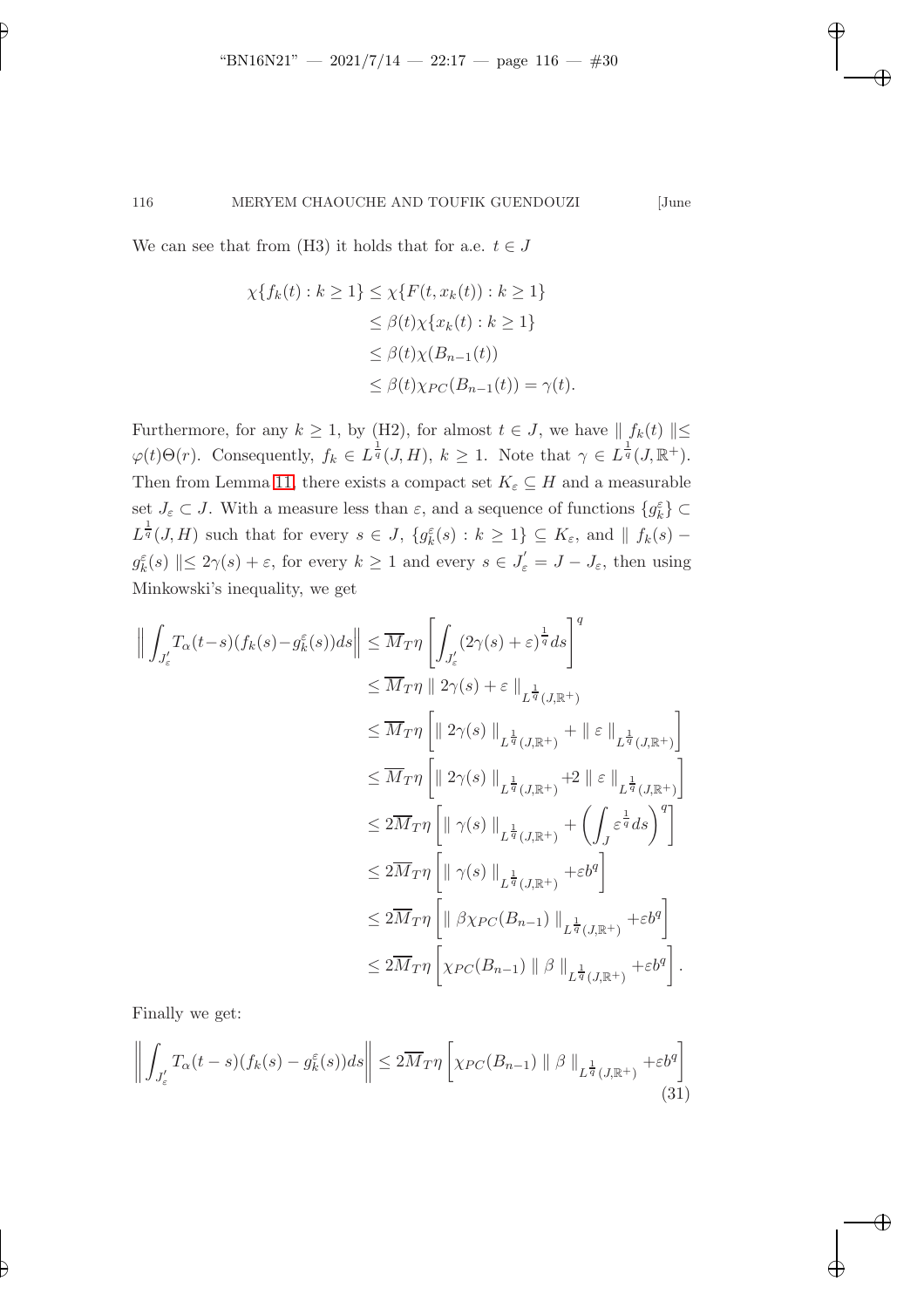We can see that from (H3) it holds that for a.e. $t \in J$

$$
\begin{aligned}
\chi\{f_k(t) : k \geq 1\} &\leq \chi\{F(t, x_k(t)) : k \geq 1\} \\
&\leq \beta(t)\chi\{x_k(t) : k \geq 1\} \\
&\leq \beta(t)\chi(B_{n-1}(t)) \\
&\leq \beta(t)\chi_{PC}(B_{n-1}(t)) = \gamma(t).
\end{aligned}
$$

Furthermore, for any $k \geq 1$, by (H2), for almost $t \in J$, we have $\| f_k(t) \| \leq \varphi(t)\Theta(r)$. Consequently, $f_k \in L^{\frac{1}{q}}(J, H)$, $k \geq 1$. Note that $\gamma \in L^{\frac{1}{q}}(J, \mathbb{R}^+)$. Then from Lemma 11, there exists a compact set $K_\varepsilon \subseteq H$ and a measurable set $J_\varepsilon \subset J$. With a measure less than $\varepsilon$, and a sequence of functions $\{g_k^\varepsilon\} \subset L^{\frac{1}{q}}(J, H)$ such that for every $s \in J$, $\{g_k^\varepsilon(s) : k \geq 1\} \subseteq K_\varepsilon$, and $\| f_k(s) - g_k^\varepsilon(s) \| \leq 2\gamma(s) + \varepsilon$, for every $k \geq 1$ and every $s \in J_\varepsilon^{'} = J - J_\varepsilon$, then using Minkowski's inequality, we get

$$
\begin{aligned}
\left\| \int_{J_\varepsilon^{'}} T_\alpha(t-s)(f_k(s) - g_k^\varepsilon(s))ds \right\| &\leq \overline{M}_T \eta \left[ \int_{J_\varepsilon^{'}} (2\gamma(s) + \varepsilon)^{\frac{1}{q}} ds \right]^q \\
&\leq \overline{M}_T \eta \, \| 2\gamma(s) + \varepsilon \|_{L^{\frac{1}{q}}(J, \mathbb{R}^+)} \\
&\leq \overline{M}_T \eta \left[ \| 2\gamma(s) \|_{L^{\frac{1}{q}}(J, \mathbb{R}^+)} + \| \varepsilon \|_{L^{\frac{1}{q}}(J, \mathbb{R}^+)} \right] \\
&\leq \overline{M}_T \eta \left[ \| 2\gamma(s) \|_{L^{\frac{1}{q}}(J, \mathbb{R}^+)} + 2 \| \varepsilon \|_{L^{\frac{1}{q}}(J, \mathbb{R}^+)} \right] \\
&\leq 2\overline{M}_T \eta \left[ \| \gamma(s) \|_{L^{\frac{1}{q}}(J, \mathbb{R}^+)} + \left( \int_J \varepsilon^{\frac{1}{q}} ds \right)^q \right] \\
&\leq 2\overline{M}_T \eta \left[ \| \gamma(s) \|_{L^{\frac{1}{q}}(J, \mathbb{R}^+)} + \varepsilon b^q \right] \\
&\leq 2\overline{M}_T \eta \left[ \| \beta \chi_{PC}(B_{n-1}) \|_{L^{\frac{1}{q}}(J, \mathbb{R}^+)} + \varepsilon b^q \right] \\
&\leq 2\overline{M}_T \eta \left[ \chi_{PC}(B_{n-1}) \| \beta \|_{L^{\frac{1}{q}}(J, \mathbb{R}^+)} + \varepsilon b^q \right].
\end{aligned}
$$

Finally we get:

$$
\left\| \int_{J_\varepsilon^{'}} T_\alpha(t-s)(f_k(s) - g_k^\varepsilon(s))ds \right\| \leq 2\overline{M}_T \eta \left[ \chi_{PC}(B_{n-1}) \| \beta \|_{L^{\frac{1}{q}}(J, \mathbb{R}^+)} + \varepsilon b^q \right] \tag{31}
$$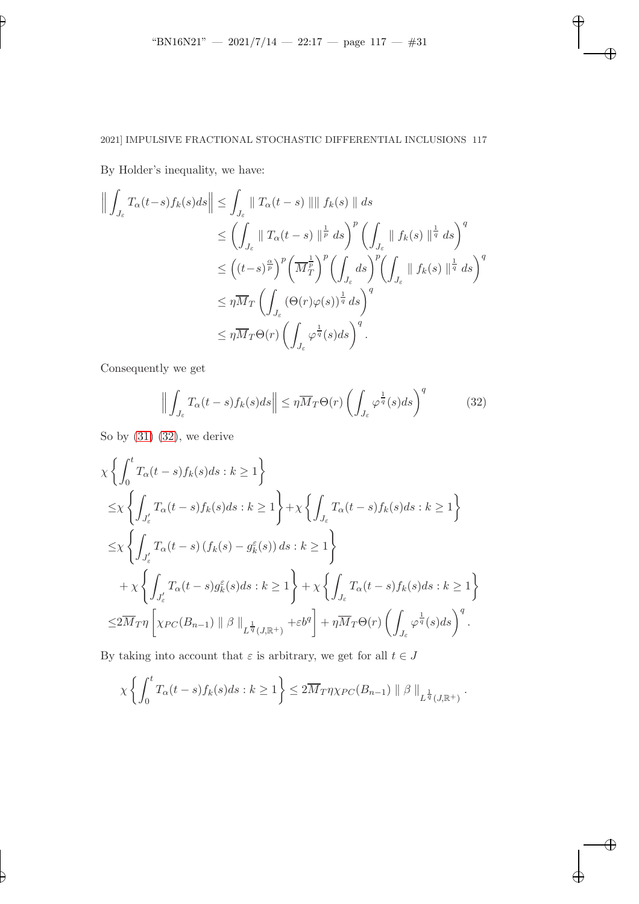By Holder's inequality, we have:

$$
\begin{aligned}
\left\| \int_{J_\varepsilon} T_\alpha(t-s) f_k(s) ds \right\| &\leq \int_{J_\varepsilon} \| T_\alpha(t-s) \| \| f_k(s) \| \, ds \\
&\leq \left( \int_{J_\varepsilon} \| T_\alpha(t-s) \|^{\frac{1}{p}} \, ds \right)^p \left( \int_{J_\varepsilon} \| f_k(s) \|^{\frac{1}{q}} \, ds \right)^q \\
&\leq \left( (t-s)^{\frac{\alpha}{p}} \right)^p \left( \overline{M}_T^{\frac{1}{p}} \right)^p \left( \int_{J_\varepsilon} ds \right)^p \left( \int_{J_\varepsilon} \| f_k(s) \|^{\frac{1}{q}} \, ds \right)^q \\
&\leq \eta \overline{M}_T \left( \int_{J_\varepsilon} (\Theta(r)\varphi(s))^{\frac{1}{q}} \, ds \right)^q \\
&\leq \eta \overline{M}_T \Theta(r) \left( \int_{J_\varepsilon} \varphi^{\frac{1}{q}}(s) ds \right)^q .
\end{aligned}
$$

Consequently we get

$$
\left\| \int_{J_\varepsilon} T_\alpha(t-s) f_k(s) ds \right\| \leq \eta \overline{M}_T \Theta(r) \left( \int_{J_\varepsilon} \varphi^{\frac{1}{q}}(s) ds \right)^q \tag{32}
$$

So by (31) (32), we derive

$$
\begin{aligned}
&\chi \left\{ \int_0^t T_\alpha(t-s) f_k(s) ds : k \geq 1 \right\} \\
&\leq \chi \left\{ \int_{J'_\varepsilon} T_\alpha(t-s) f_k(s) ds : k \geq 1 \right\} + \chi \left\{ \int_{J_\varepsilon} T_\alpha(t-s) f_k(s) ds : k \geq 1 \right\} \\
&\leq \chi \left\{ \int_{J'_\varepsilon} T_\alpha(t-s) \left( f_k(s) - g_k^\varepsilon(s) \right) ds : k \geq 1 \right\} \\
&\quad + \chi \left\{ \int_{J'_\varepsilon} T_\alpha(t-s) g_k^\varepsilon(s) ds : k \geq 1 \right\} + \chi \left\{ \int_{J_\varepsilon} T_\alpha(t-s) f_k(s) ds : k \geq 1 \right\} \\
&\leq 2 \overline{M}_T \eta \left[ \chi_{PC}(B_{n-1}) \| \beta \|_{L^{\frac{1}{q}}(J, \mathbb{R}^+)} + \varepsilon b^q \right] + \eta \overline{M}_T \Theta(r) \left( \int_{J_\varepsilon} \varphi^{\frac{1}{q}}(s) ds \right)^q .
\end{aligned}
$$

By taking into account that $\varepsilon$ is arbitrary, we get for all $t \in J$

$$
\chi \left\{ \int_0^t T_\alpha(t-s) f_k(s) ds : k \geq 1 \right\} \leq 2 \overline{M}_T \eta \chi_{PC}(B_{n-1}) \| \beta \|_{L^{\frac{1}{q}}(J, \mathbb{R}^+)} .
$$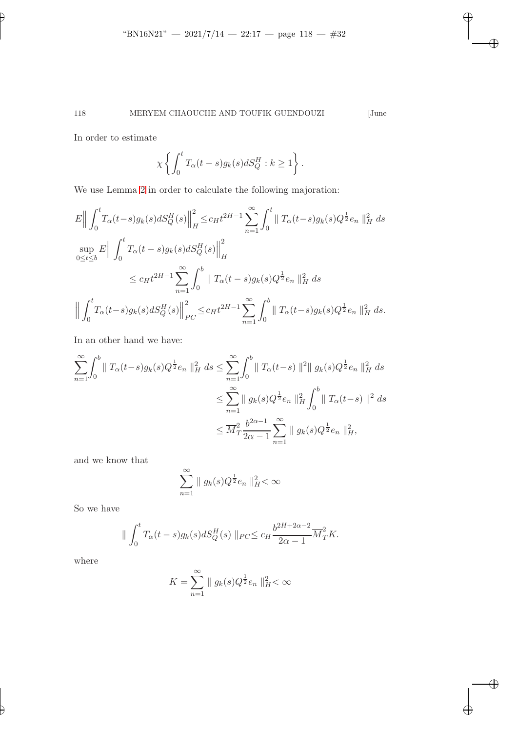In order to estimate

$$\chi\left\{\int_0^t T_\alpha(t-s)g_k(s)dS_Q^H : k \geq 1\right\}.$$

We use Lemma 2 in order to calculate the following majoration:

$$E\Big\|\int_0^t T_\alpha(t-s)g_k(s)dS_Q^H(s)\Big\|_H^2 \leq c_H t^{2H-1}\sum_{n=1}^{\infty}\int_0^t \| T_\alpha(t-s)g_k(s)Q^{\frac{1}{2}}e_n \|_H^2 \, ds$$

$$\sup_{0\leq t\leq b} E\Big\|\int_0^t T_\alpha(t-s)g_k(s)dS_Q^H(s)\Big\|_H^2$$

$$\leq c_H t^{2H-1}\sum_{n=1}^{\infty}\int_0^b \| T_\alpha(t-s)g_k(s)Q^{\frac{1}{2}}e_n \|_H^2 \, ds$$

$$\Big\|\int_0^t T_\alpha(t-s)g_k(s)dS_Q^H(s)\Big\|_{PC}^2 \leq c_H t^{2H-1}\sum_{n=1}^{\infty}\int_0^b \| T_\alpha(t-s)g_k(s)Q^{\frac{1}{2}}e_n \|_H^2 \, ds.$$

In an other hand we have:

$$\begin{aligned}
\sum_{n=1}^{\infty}\int_0^b \| T_\alpha(t-s)g_k(s)Q^{\frac{1}{2}}e_n \|_H^2 \, ds &\leq \sum_{n=1}^{\infty}\int_0^b \| T_\alpha(t-s) \|^2 \| g_k(s)Q^{\frac{1}{2}}e_n \|_H^2 \, ds \\
&\leq \sum_{n=1}^{\infty} \| g_k(s)Q^{\frac{1}{2}}e_n \|_H^2 \int_0^b \| T_\alpha(t-s) \|^2 \, ds \\
&\leq \overline{M}_T^2 \frac{b^{2\alpha-1}}{2\alpha-1}\sum_{n=1}^{\infty} \| g_k(s)Q^{\frac{1}{2}}e_n \|_H^2,
\end{aligned}$$

and we know that

$$\sum_{n=1}^{\infty} \| g_k(s)Q^{\frac{1}{2}}e_n \|_H^2 < \infty$$

So we have

$$\| \int_0^t T_\alpha(t-s)g_k(s)dS_Q^H(s) \|_{PC} \leq c_H \frac{b^{2H+2\alpha-2}}{2\alpha-1}\overline{M}_T^2 K.$$

where

$$K = \sum_{n=1}^{\infty} \| g_k(s)Q^{\frac{1}{2}}e_n \|_H^2 < \infty$$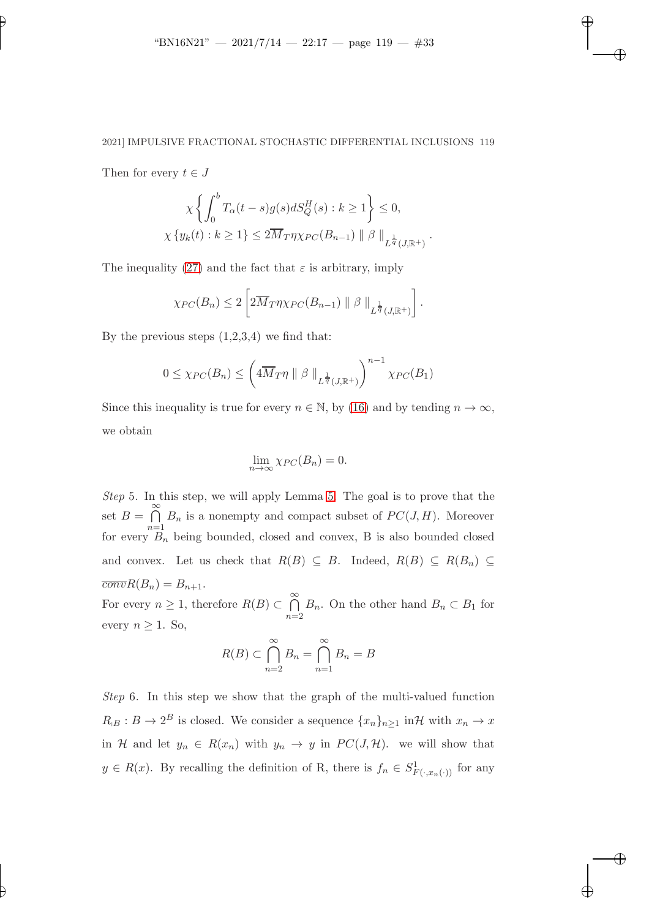Then for every $t \in J$

$$\chi\left\{\int_0^b T_\alpha(t-s)g(s)dS_Q^H(s) : k \geq 1\right\} \leq 0,$$
$$\chi\left\{y_k(t) : k \geq 1\right\} \leq 2\overline{M}_T\eta\chi_{PC}(B_{n-1}) \parallel \beta \parallel_{L^{\frac{1}{q}}(J,\mathbb{R}^+)}.$$

The inequality (27) and the fact that $\varepsilon$ is arbitrary, imply

$$\chi_{PC}(B_n) \leq 2\left[2\overline{M}_T\eta\chi_{PC}(B_{n-1}) \parallel \beta \parallel_{L^{\frac{1}{q}}(J,\mathbb{R}^+)}\right].$$

By the previous steps (1,2,3,4) we find that:

$$0 \leq \chi_{PC}(B_n) \leq \left(4\overline{M}_T\eta \parallel \beta \parallel_{L^{\frac{1}{q}}(J,\mathbb{R}^+)}\right)^{n-1}\chi_{PC}(B_1)$$

Since this inequality is true for every $n \in \mathbb{N}$, by (16) and by tending $n \to \infty$, we obtain

$$\lim_{n\to\infty}\chi_{PC}(B_n) = 0.$$

*Step* 5. In this step, we will apply Lemma 5. The goal is to prove that the set $B = \bigcap_{n=1}^{\infty} B_n$ is a nonempty and compact subset of $PC(J,H)$. Moreover for every $B_n$ being bounded, closed and convex, B is also bounded closed and convex. Let us check that $R(B) \subseteq B$. Indeed, $R(B) \subseteq R(B_n) \subseteq \overline{conv}R(B_n) = B_{n+1}$.
For every $n \geq 1$, therefore $R(B) \subset \bigcap_{n=2}^{\infty} B_n$. On the other hand $B_n \subset B_1$ for every $n \geq 1$. So,

$$R(B) \subset \bigcap_{n=2}^{\infty} B_n = \bigcap_{n=1}^{\infty} B_n = B$$

*Step* 6. In this step we show that the graph of the multi-valued function $R_{|B} : B \to 2^B$ is closed. We consider a sequence $\{x_n\}_{n\geq 1}$ in$\mathcal{H}$ with $x_n \to x$ in $\mathcal{H}$ and let $y_n \in R(x_n)$ with $y_n \to y$ in $PC(J,\mathcal{H})$. we will show that $y \in R(x)$. By recalling the definition of R, there is $f_n \in S^1_{F(\cdot,x_n(\cdot))}$ for any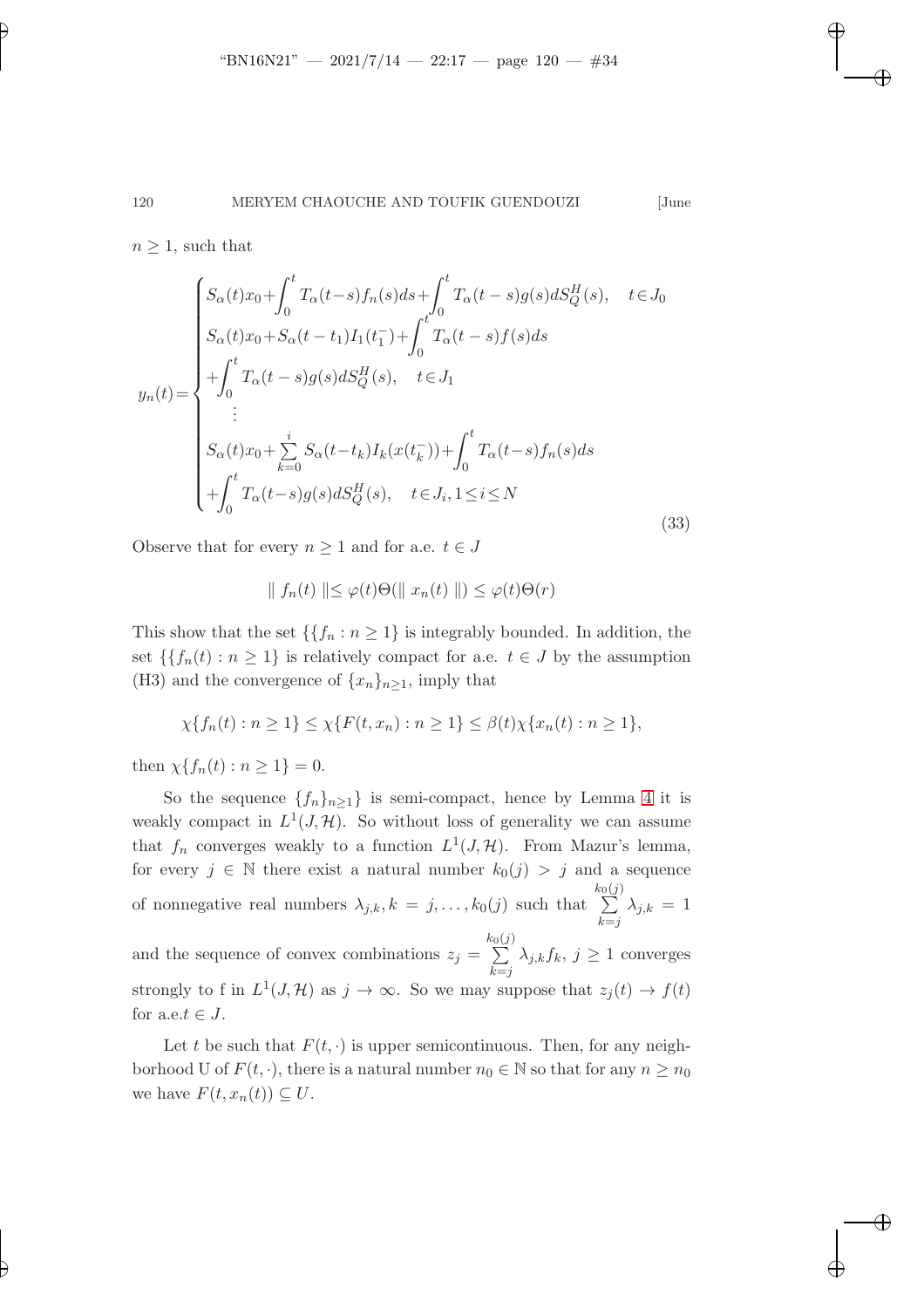$n \geq 1$, such that

$$
y_n(t) = \begin{cases} S_\alpha(t)x_0 + \int_0^t T_\alpha(t-s)f_n(s)ds + \int_0^t T_\alpha(t-s)g(s)dS_Q^H(s), \quad t \in J_0 \\ S_\alpha(t)x_0 + S_\alpha(t-t_1)I_1(t_1^-) + \int_0^t T_\alpha(t-s)f(s)ds \\ + \int_0^t T_\alpha(t-s)g(s)dS_Q^H(s), \quad t \in J_1 \\ \vdots \\ S_\alpha(t)x_0 + \sum_{k=0}^{i} S_\alpha(t-t_k)I_k(x(t_k^-)) + \int_0^t T_\alpha(t-s)f_n(s)ds \\ + \int_0^t T_\alpha(t-s)g(s)dS_Q^H(s), \quad t \in J_i, 1 \leq i \leq N \end{cases} \tag{33}
$$

Observe that for every $n \geq 1$ and for a.e. $t \in J$

$$
\| f_n(t) \| \leq \varphi(t)\Theta(\| x_n(t) \|) \leq \varphi(t)\Theta(r)
$$

This show that the set $\{\{f_n : n \geq 1\}$ is integrably bounded. In addition, the set $\{\{f_n(t) : n \geq 1\}$ is relatively compact for a.e. $t \in J$ by the assumption (H3) and the convergence of $\{x_n\}_{n \geq 1}$, imply that

$$
\chi\{f_n(t) : n \geq 1\} \leq \chi\{F(t, x_n) : n \geq 1\} \leq \beta(t)\chi\{x_n(t) : n \geq 1\},
$$

then $\chi\{f_n(t) : n \geq 1\} = 0$.

So the sequence $\{f_n\}_{n \geq 1}\}$ is semi-compact, hence by Lemma 4 it is weakly compact in $L^1(J, \mathcal{H})$. So without loss of generality we can assume that $f_n$ converges weakly to a function $L^1(J, \mathcal{H})$. From Mazur's lemma, for every $j \in \mathbb{N}$ there exist a natural number $k_0(j) > j$ and a sequence of nonnegative real numbers $\lambda_{j,k}, k = j, \ldots, k_0(j)$ such that $\sum_{k=j}^{k_0(j)} \lambda_{j,k} = 1$ and the sequence of convex combinations $z_j = \sum_{k=j}^{k_0(j)} \lambda_{j,k} f_k$, $j \geq 1$ converges strongly to f in $L^1(J, \mathcal{H})$ as $j \to \infty$. So we may suppose that $z_j(t) \to f(t)$ for a.e.$t \in J$.

Let $t$ be such that $F(t, \cdot)$ is upper semicontinuous. Then, for any neighborhood U of $F(t, \cdot)$, there is a natural number $n_0 \in \mathbb{N}$ so that for any $n \geq n_0$ we have $F(t, x_n(t)) \subseteq U$.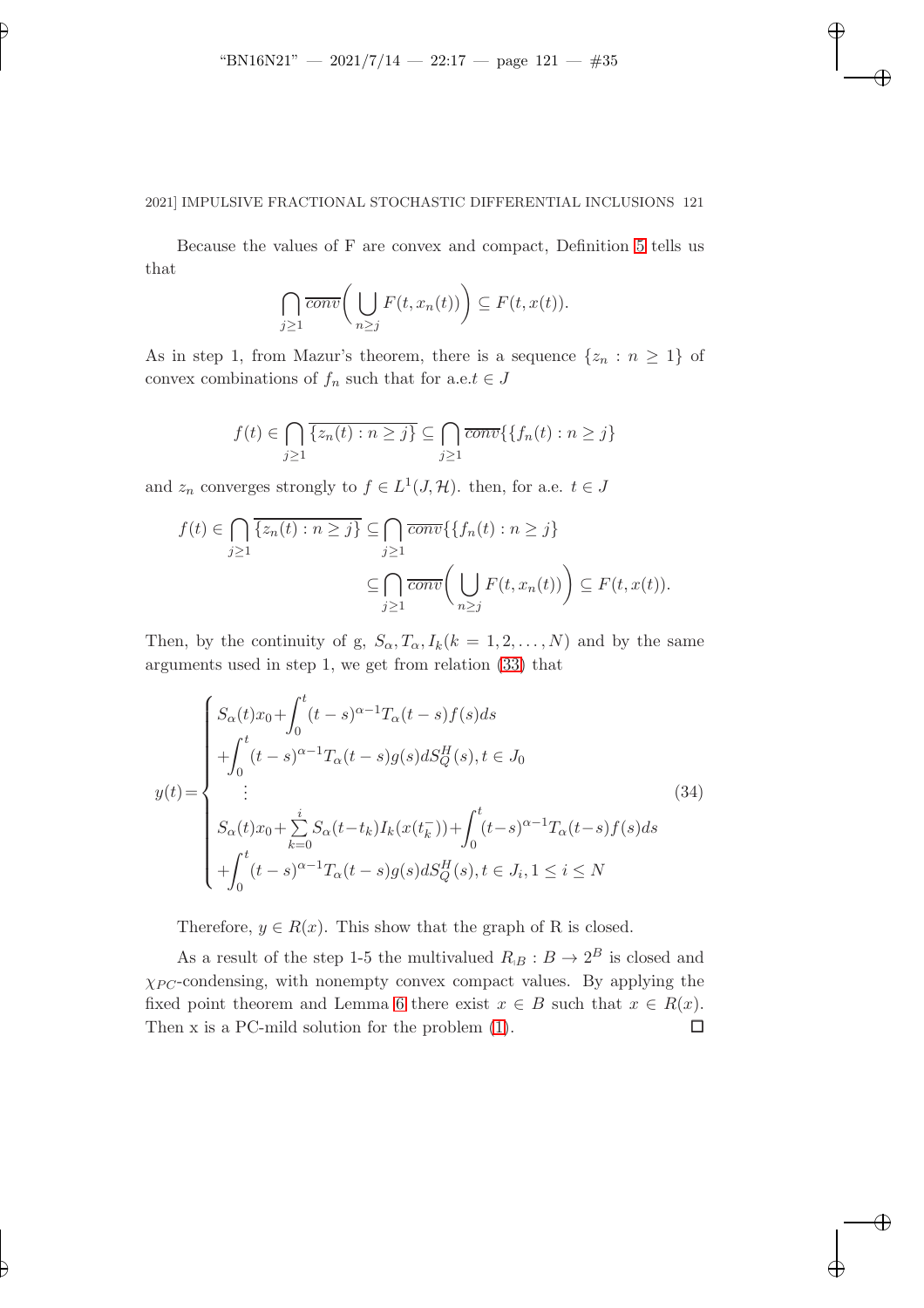Because the values of F are convex and compact, Definition 5 tells us that

$$\bigcap_{j\geq 1} \overline{conv}\bigg(\bigcup_{n\geq j} F(t, x_n(t))\bigg) \subseteq F(t, x(t)).$$

As in step 1, from Mazur's theorem, there is a sequence $\{z_n : n \geq 1\}$ of convex combinations of $f_n$ such that for a.e.$t \in J$

$$f(t) \in \bigcap_{j\geq 1} \overline{\{z_n(t) : n \geq j\}} \subseteq \bigcap_{j\geq 1} \overline{conv}\{\{f_n(t) : n \geq j\}$$

and $z_n$ converges strongly to $f \in L^1(J, \mathcal{H})$. then, for a.e. $t \in J$

$$\begin{aligned} f(t) \in \bigcap_{j\geq 1} \overline{\{z_n(t) : n \geq j\}} &\subseteq \bigcap_{j\geq 1} \overline{conv}\{\{f_n(t) : n \geq j\} \\ &\subseteq \bigcap_{j\geq 1} \overline{conv}\bigg(\bigcup_{n\geq j} F(t, x_n(t))\bigg) \subseteq F(t, x(t)). \end{aligned}$$

Then, by the continuity of g, $S_\alpha, T_\alpha, I_k (k = 1, 2, \ldots, N)$ and by the same arguments used in step 1, we get from relation (33) that

$$y(t) = \begin{cases} S_\alpha(t)x_0 + \displaystyle\int_0^t (t-s)^{\alpha-1} T_\alpha(t-s) f(s) ds \\ + \displaystyle\int_0^t (t-s)^{\alpha-1} T_\alpha(t-s) g(s) dS_Q^H(s), t \in J_0 \\ \quad \vdots \\ S_\alpha(t)x_0 + \displaystyle\sum_{k=0}^{i} S_\alpha(t-t_k) I_k(x(t_k^-)) + \displaystyle\int_0^t (t-s)^{\alpha-1} T_\alpha(t-s) f(s) ds \\ + \displaystyle\int_0^t (t-s)^{\alpha-1} T_\alpha(t-s) g(s) dS_Q^H(s), t \in J_i, 1 \leq i \leq N \end{cases} \tag{34}$$

Therefore, $y \in R(x)$. This show that the graph of R is closed.

As a result of the step 1-5 the multivalued $R_{|B} : B \to 2^B$ is closed and $\chi_{PC}$-condensing, with nonempty convex compact values. By applying the fixed point theorem and Lemma 6 there exist $x \in B$ such that $x \in R(x)$. Then x is a PC-mild solution for the problem (1). $\square$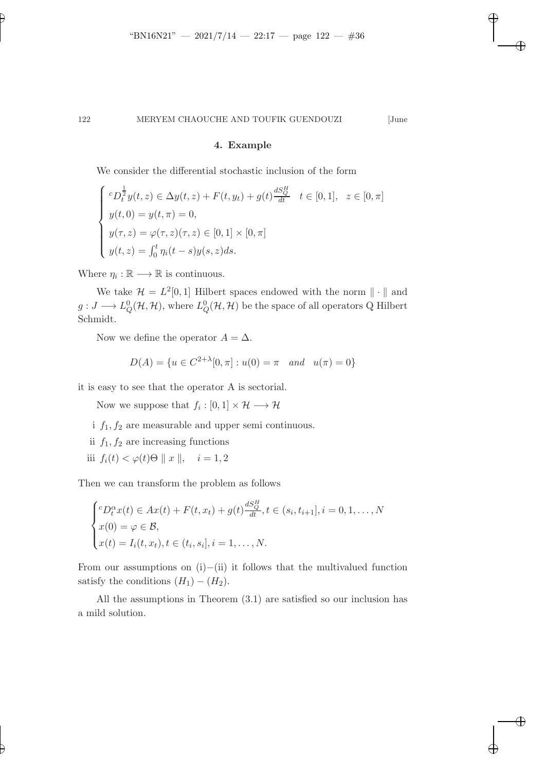## 4. Example

We consider the differential stochastic inclusion of the form

$$\begin{cases} {}^cD_t^{\frac{1}{2}}y(t,z) \in \Delta y(t,z) + F(t,y_t) + g(t)\frac{dS_Q^H}{dt} \quad t \in [0,1], \quad z \in [0,\pi] \\ y(t,0) = y(t,\pi) = 0, \\ y(\tau,z) = \varphi(\tau,z)(\tau,z) \in [0,1] \times [0,\pi] \\ y(t,z) = \int_0^t \eta_i(t-s)y(s,z)ds. \end{cases}$$

Where $\eta_i : \mathbb{R} \longrightarrow \mathbb{R}$ is continuous.

We take $\mathcal{H} = L^2[0,1]$ Hilbert spaces endowed with the norm $\| \cdot \|$ and $g : J \longrightarrow L_Q^0(\mathcal{H},\mathcal{H})$, where $L_Q^0(\mathcal{H},\mathcal{H})$ be the space of all operators Q Hilbert Schmidt.

Now we define the operator $A = \Delta$.

$$D(A) = \{u \in C^{2+\lambda}[0,\pi] : u(0) = \pi \quad and \quad u(\pi) = 0\}$$

it is easy to see that the operator A is sectorial.

Now we suppose that $f_i : [0,1] \times \mathcal{H} \longrightarrow \mathcal{H}$

- i $f_1, f_2$ are measurable and upper semi continuous.
- ii $f_1, f_2$ are increasing functions
- iii $f_i(t) < \varphi(t)\Theta \parallel x \parallel, \quad i = 1,2$

Then we can transform the problem as follows

$$\begin{cases} {}^cD_t^{\alpha}x(t) \in Ax(t) + F(t,x_t) + g(t)\frac{dS_Q^H}{dt}, t \in (s_i,t_{i+1}], i = 0,1,\ldots,N \\ x(0) = \varphi \in \mathcal{B}, \\ x(t) = I_i(t,x_t), t \in (t_i,s_i], i = 1,\ldots,N. \end{cases}$$

From our assumptions on (i)−(ii) it follows that the multivalued function satisfy the conditions $(H_1) - (H_2)$.

All the assumptions in Theorem (3.1) are satisfied so our inclusion has a mild solution.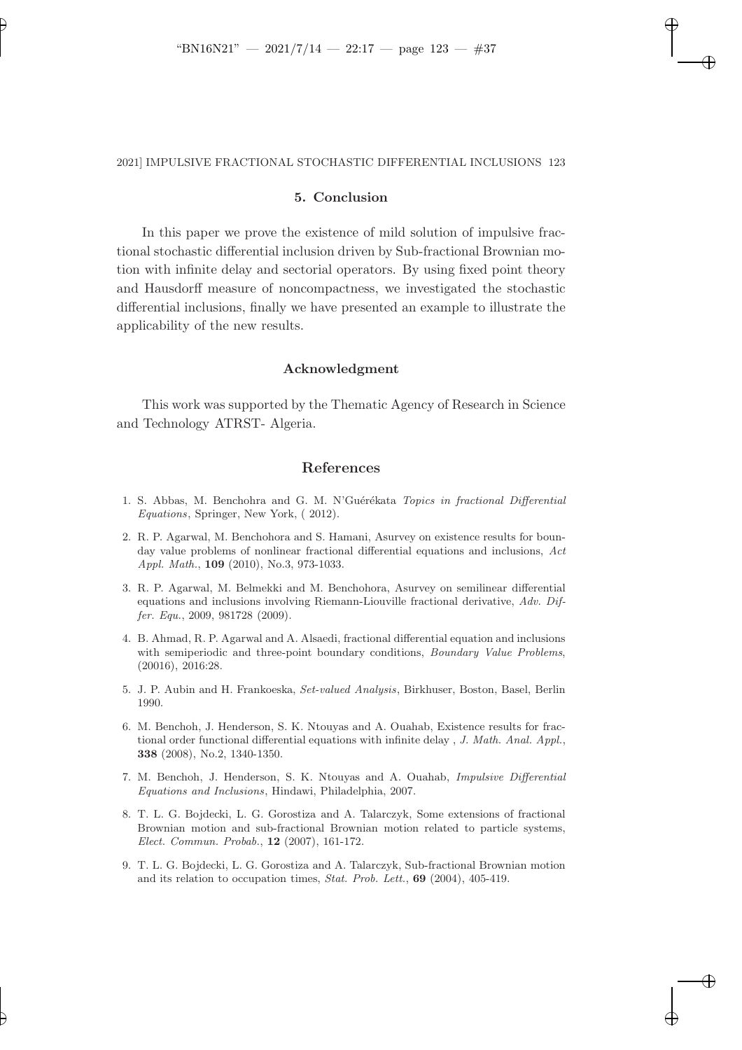## 5. Conclusion

In this paper we prove the existence of mild solution of impulsive fractional stochastic differential inclusion driven by Sub-fractional Brownian motion with infinite delay and sectorial operators. By using fixed point theory and Hausdorff measure of noncompactness, we investigated the stochastic differential inclusions, finally we have presented an example to illustrate the applicability of the new results.

## Acknowledgment

This work was supported by the Thematic Agency of Research in Science and Technology ATRST- Algeria.

## References

1. S. Abbas, M. Benchohra and G. M. N'Guérékata *Topics in fractional Differential Equations*, Springer, New York, ( 2012).
2. R. P. Agarwal, M. Benchohora and S. Hamani, Asurvey on existence results for bounday value problems of nonlinear fractional differential equations and inclusions, *Act Appl. Math.*, **109** (2010), No.3, 973-1033.
3. R. P. Agarwal, M. Belmekki and M. Benchohora, Asurvey on semilinear differential equations and inclusions involving Riemann-Liouville fractional derivative, *Adv. Differ. Equ.*, 2009, 981728 (2009).
4. B. Ahmad, R. P. Agarwal and A. Alsaedi, fractional differential equation and inclusions with semiperiodic and three-point boundary conditions, *Boundary Value Problems*, (20016), 2016:28.
5. J. P. Aubin and H. Frankoeska, *Set-valued Analysis*, Birkhuser, Boston, Basel, Berlin 1990.
6. M. Benchoh, J. Henderson, S. K. Ntouyas and A. Ouahab, Existence results for fractional order functional differential equations with infinite delay , *J. Math. Anal. Appl.*, **338** (2008), No.2, 1340-1350.
7. M. Benchoh, J. Henderson, S. K. Ntouyas and A. Ouahab, *Impulsive Differential Equations and Inclusions*, Hindawi, Philadelphia, 2007.
8. T. L. G. Bojdecki, L. G. Gorostiza and A. Talarczyk, Some extensions of fractional Brownian motion and sub-fractional Brownian motion related to particle systems, *Elect. Commun. Probab.*, **12** (2007), 161-172.
9. T. L. G. Bojdecki, L. G. Gorostiza and A. Talarczyk, Sub-fractional Brownian motion and its relation to occupation times, *Stat. Prob. Lett.*, **69** (2004), 405-419.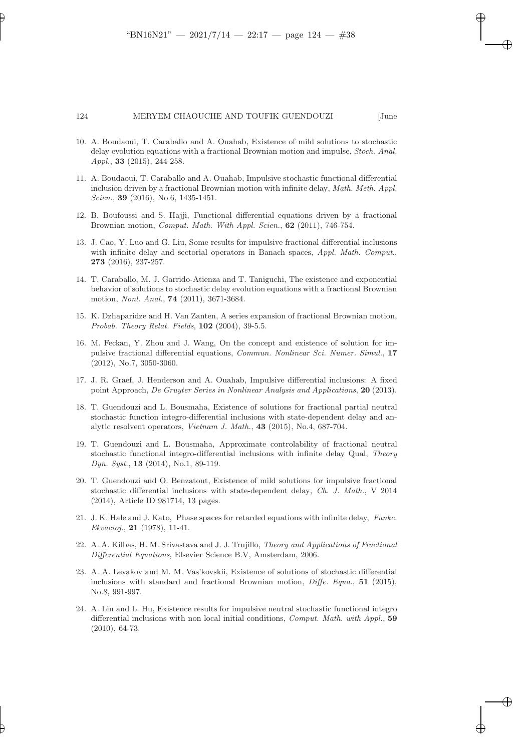10. A. Boudaoui, T. Caraballo and A. Ouahab, Existence of mild solutions to stochastic delay evolution equations with a fractional Brownian motion and impulse, *Stoch. Anal. Appl.*, **33** (2015), 244-258.

11. A. Boudaoui, T. Caraballo and A. Ouahab, Impulsive stochastic functional differential inclusion driven by a fractional Brownian motion with infinite delay, *Math. Meth. Appl. Scien.*, **39** (2016), No.6, 1435-1451.

12. B. Boufoussi and S. Hajji, Functional differential equations driven by a fractional Brownian motion, *Comput. Math. With Appl. Scien.*, **62** (2011), 746-754.

13. J. Cao, Y. Luo and G. Liu, Some results for impulsive fractional differential inclusions with infinite delay and sectorial operators in Banach spaces, *Appl. Math. Comput.*, **273** (2016), 237-257.

14. T. Caraballo, M. J. Garrido-Atienza and T. Taniguchi, The existence and exponential behavior of solutions to stochastic delay evolution equations with a fractional Brownian motion, *Nonl. Anal.*, **74** (2011), 3671-3684.

15. K. Dzhaparidze and H. Van Zanten, A series expansion of fractional Brownian motion, *Probab. Theory Relat. Fields*, **102** (2004), 39-5.5.

16. M. Feckan, Y. Zhou and J. Wang, On the concept and existence of solution for impulsive fractional differential equations, *Commun. Nonlinear Sci. Numer. Simul.*, **17** (2012), No.7, 3050-3060.

17. J. R. Graef, J. Henderson and A. Ouahab, Impulsive differential inclusions: A fixed point Approach, *De Gruyter Series in Nonlinear Analysis and Applications*, **20** (2013).

18. T. Guendouzi and L. Bousmaha, Existence of solutions for fractional partial neutral stochastic function integro-differential inclusions with state-dependent delay and analytic resolvent operators, *Vietnam J. Math.*, **43** (2015), No.4, 687-704.

19. T. Guendouzi and L. Bousmaha, Approximate controlability of fractional neutral stochastic functional integro-differential inclusions with infinite delay Qual, *Theory Dyn. Syst.*, **13** (2014), No.1, 89-119.

20. T. Guendouzi and O. Benzatout, Existence of mild solutions for impulsive fractional stochastic differential inclusions with state-dependent delay, *Ch. J. Math.*, V 2014 (2014), Article ID 981714, 13 pages.

21. J. K. Hale and J. Kato, Phase spaces for retarded equations with infinite delay, *Funkc. Ekvacioj.*, **21** (1978), 11-41.

22. A. A. Kilbas, H. M. Srivastava and J. J. Trujillo, *Theory and Applications of Fractional Differential Equations*, Elsevier Science B.V, Amsterdam, 2006.

23. A. A. Levakov and M. M. Vas'kovskii, Existence of solutions of stochastic differential inclusions with standard and fractional Brownian motion, *Diffe. Equa.*, **51** (2015), No.8, 991-997.

24. A. Lin and L. Hu, Existence results for impulsive neutral stochastic functional integro differential inclusions with non local initial conditions, *Comput. Math. with Appl.*, **59** (2010), 64-73.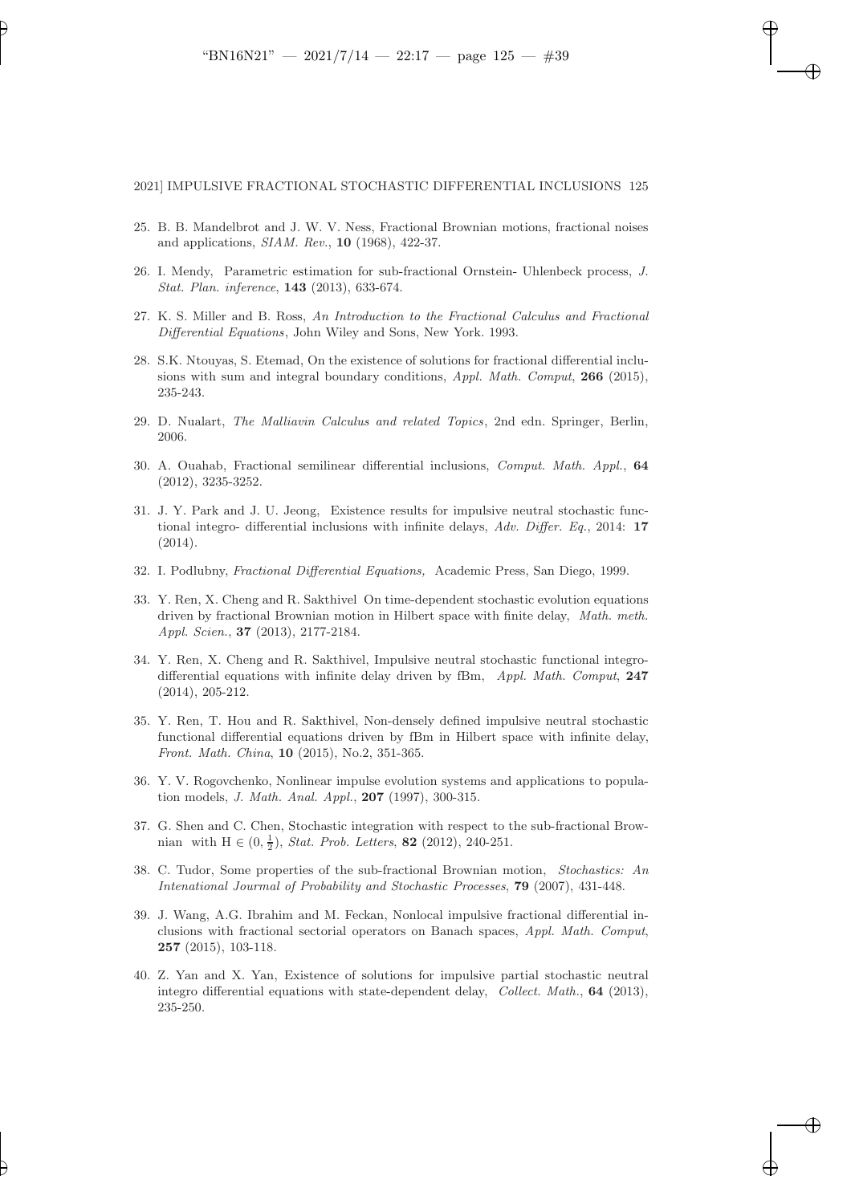25. B. B. Mandelbrot and J. W. V. Ness, Fractional Brownian motions, fractional noises and applications, *SIAM. Rev.*, **10** (1968), 422-37.

26. I. Mendy, Parametric estimation for sub-fractional Ornstein- Uhlenbeck process, *J. Stat. Plan. inference*, **143** (2013), 633-674.

27. K. S. Miller and B. Ross, *An Introduction to the Fractional Calculus and Fractional Differential Equations*, John Wiley and Sons, New York. 1993.

28. S.K. Ntouyas, S. Etemad, On the existence of solutions for fractional differential inclusions with sum and integral boundary conditions, *Appl. Math. Comput*, **266** (2015), 235-243.

29. D. Nualart, *The Malliavin Calculus and related Topics*, 2nd edn. Springer, Berlin, 2006.

30. A. Ouahab, Fractional semilinear differential inclusions, *Comput. Math. Appl.*, **64** (2012), 3235-3252.

31. J. Y. Park and J. U. Jeong, Existence results for impulsive neutral stochastic functional integro- differential inclusions with infinite delays, *Adv. Differ. Eq.*, 2014: **17** (2014).

32. I. Podlubny, *Fractional Differential Equations,* Academic Press, San Diego, 1999.

33. Y. Ren, X. Cheng and R. Sakthivel On time-dependent stochastic evolution equations driven by fractional Brownian motion in Hilbert space with finite delay, *Math. meth. Appl. Scien.*, **37** (2013), 2177-2184.

34. Y. Ren, X. Cheng and R. Sakthivel, Impulsive neutral stochastic functional integro-differential equations with infinite delay driven by fBm, *Appl. Math. Comput*, **247** (2014), 205-212.

35. Y. Ren, T. Hou and R. Sakthivel, Non-densely defined impulsive neutral stochastic functional differential equations driven by fBm in Hilbert space with infinite delay, *Front. Math. China*, **10** (2015), No.2, 351-365.

36. Y. V. Rogovchenko, Nonlinear impulse evolution systems and applications to population models, *J. Math. Anal. Appl.*, **207** (1997), 300-315.

37. G. Shen and C. Chen, Stochastic integration with respect to the sub-fractional Brownian with $\mathrm{H} \in (0, \frac{1}{2})$, *Stat. Prob. Letters*, **82** (2012), 240-251.

38. C. Tudor, Some properties of the sub-fractional Brownian motion, *Stochastics: An Intenational Jourmal of Probability and Stochastic Processes*, **79** (2007), 431-448.

39. J. Wang, A.G. Ibrahim and M. Feckan, Nonlocal impulsive fractional differential inclusions with fractional sectorial operators on Banach spaces, *Appl. Math. Comput*, **257** (2015), 103-118.

40. Z. Yan and X. Yan, Existence of solutions for impulsive partial stochastic neutral integro differential equations with state-dependent delay, *Collect. Math.*, **64** (2013), 235-250.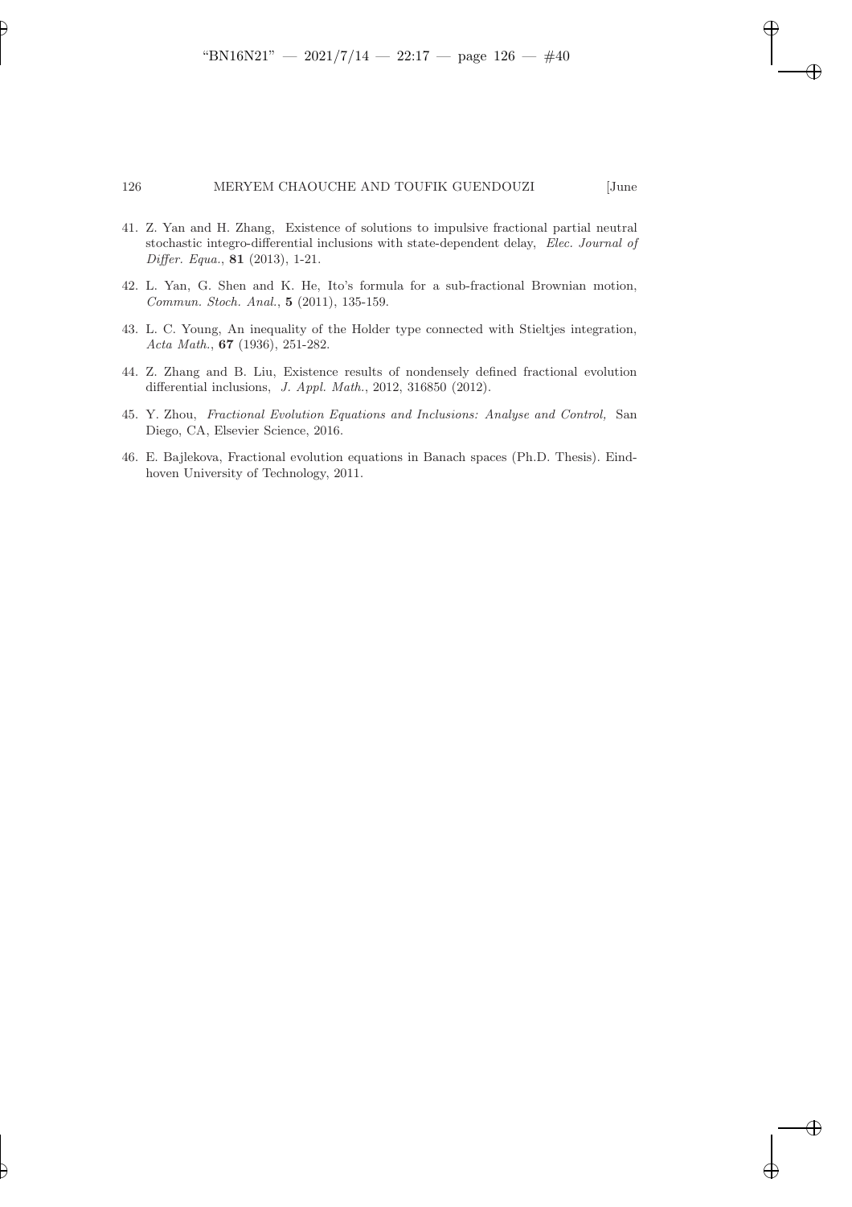41. Z. Yan and H. Zhang, Existence of solutions to impulsive fractional partial neutral stochastic integro-differential inclusions with state-dependent delay, *Elec. Journal of Differ. Equa.*, **81** (2013), 1-21.

42. L. Yan, G. Shen and K. He, Ito's formula for a sub-fractional Brownian motion, *Commun. Stoch. Anal.*, **5** (2011), 135-159.

43. L. C. Young, An inequality of the Holder type connected with Stieltjes integration, *Acta Math.*, **67** (1936), 251-282.

44. Z. Zhang and B. Liu, Existence results of nondensely defined fractional evolution differential inclusions, *J. Appl. Math.*, 2012, 316850 (2012).

45. Y. Zhou, *Fractional Evolution Equations and Inclusions: Analyse and Control,* San Diego, CA, Elsevier Science, 2016.

46. E. Bajlekova, Fractional evolution equations in Banach spaces (Ph.D. Thesis). Eindhoven University of Technology, 2011.